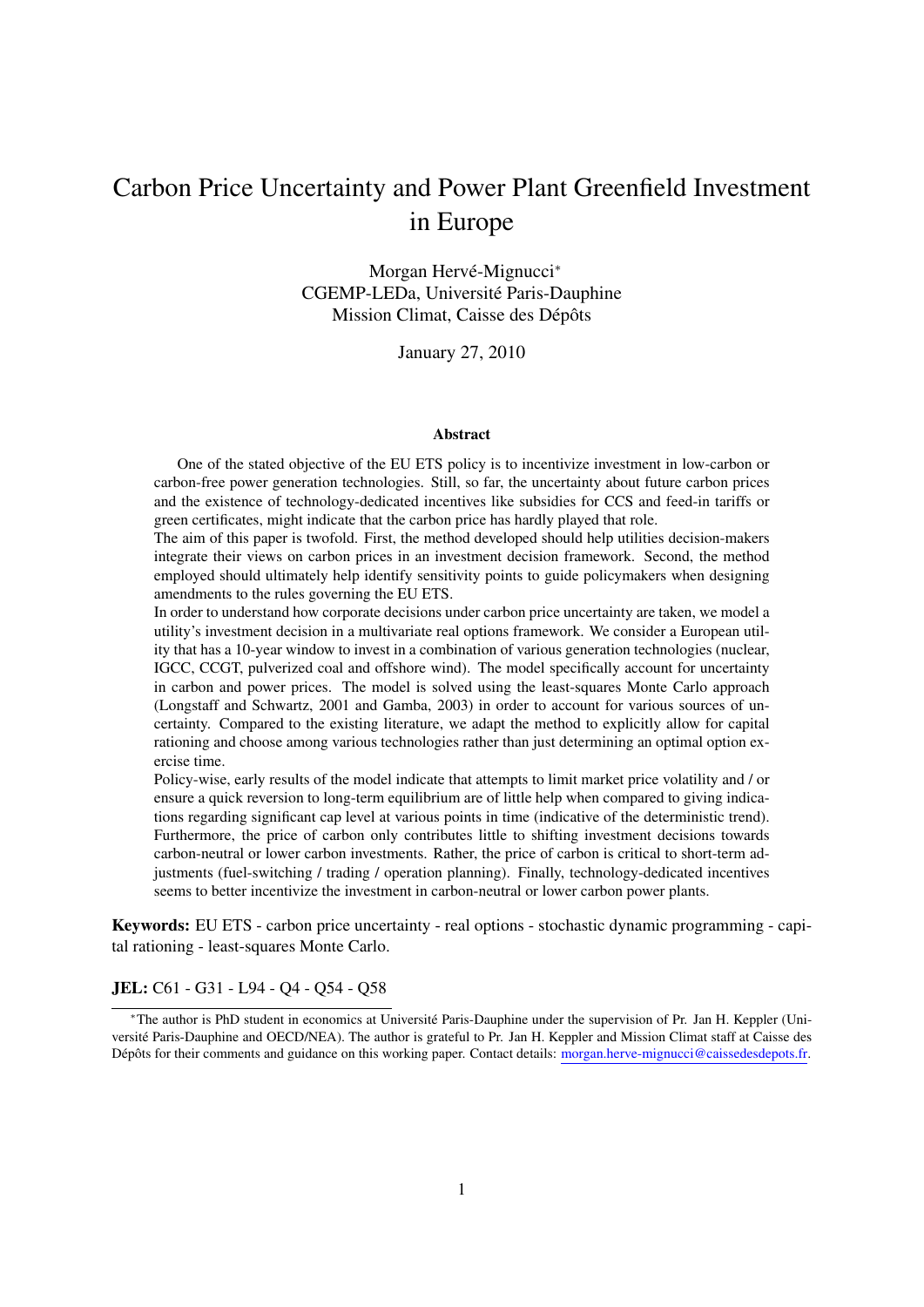# Carbon Price Uncertainty and Power Plant Greenfield Investment in Europe

Morgan Hervé-Mignucci*
CGEMP-LEDa, Université Paris-Dauphine
Mission Climat, Caisse des Dépôts

January 27, 2010

### Abstract

One of the stated objective of the EU ETS policy is to incentivize investment in low-carbon or carbon-free power generation technologies. Still, so far, the uncertainty about future carbon prices and the existence of technology-dedicated incentives like subsidies for CCS and feed-in tariffs or green certificates, might indicate that the carbon price has hardly played that role.

The aim of this paper is twofold. First, the method developed should help utilities decision-makers integrate their views on carbon prices in an investment decision framework. Second, the method employed should ultimately help identify sensitivity points to guide policymakers when designing amendments to the rules governing the EU ETS.

In order to understand how corporate decisions under carbon price uncertainty are taken, we model a utility's investment decision in a multivariate real options framework. We consider a European utility that has a 10-year window to invest in a combination of various generation technologies (nuclear, IGCC, CCGT, pulverized coal and offshore wind). The model specifically account for uncertainty in carbon and power prices. The model is solved using the least-squares Monte Carlo approach (Longstaff and Schwartz, 2001 and Gamba, 2003) in order to account for various sources of uncertainty. Compared to the existing literature, we adapt the method to explicitly allow for capital rationing and choose among various technologies rather than just determining an optimal option exercise time.

Policy-wise, early results of the model indicate that attempts to limit market price volatility and / or ensure a quick reversion to long-term equilibrium are of little help when compared to giving indications regarding significant cap level at various points in time (indicative of the deterministic trend). Furthermore, the price of carbon only contributes little to shifting investment decisions towards carbon-neutral or lower carbon investments. Rather, the price of carbon is critical to short-term adjustments (fuel-switching / trading / operation planning). Finally, technology-dedicated incentives seems to better incentivize the investment in carbon-neutral or lower carbon power plants.

**Keywords:** EU ETS - carbon price uncertainty - real options - stochastic dynamic programming - capital rationing - least-squares Monte Carlo.

**JEL:** C61 - G31 - L94 - Q4 - Q54 - Q58

---

*The author is PhD student in economics at Université Paris-Dauphine under the supervision of Pr. Jan H. Keppler (Université Paris-Dauphine and OECD/NEA). The author is grateful to Pr. Jan H. Keppler and Mission Climat staff at Caisse des Dépôts for their comments and guidance on this working paper. Contact details: morgan.herve-mignucci@caissedesdepots.fr.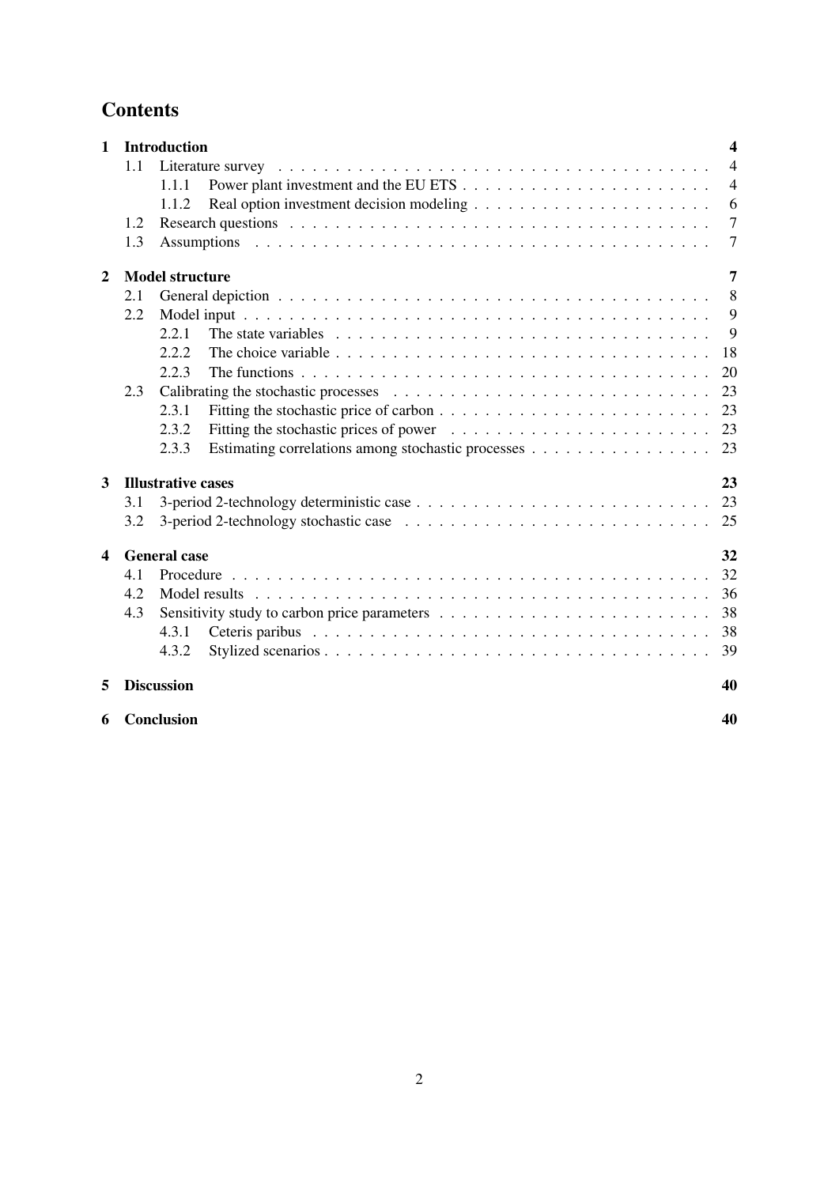# Contents

**1 Introduction** — 4

- 1.1 Literature survey — 4
  - 1.1.1 Power plant investment and the EU ETS — 4
  - 1.1.2 Real option investment decision modeling — 6
- 1.2 Research questions — 7
- 1.3 Assumptions — 7

**2 Model structure** — 7

- 2.1 General depiction — 8
- 2.2 Model input — 9
  - 2.2.1 The state variables — 9
  - 2.2.2 The choice variable — 18
  - 2.2.3 The functions — 20
- 2.3 Calibrating the stochastic processes — 23
  - 2.3.1 Fitting the stochastic price of carbon — 23
  - 2.3.2 Fitting the stochastic prices of power — 23
  - 2.3.3 Estimating correlations among stochastic processes — 23

**3 Illustrative cases** — 23

- 3.1 3-period 2-technology deterministic case — 23
- 3.2 3-period 2-technology stochastic case — 25

**4 General case** — 32

- 4.1 Procedure — 32
- 4.2 Model results — 36
- 4.3 Sensitivity study to carbon price parameters — 38
  - 4.3.1 Ceteris paribus — 38
  - 4.3.2 Stylized scenarios — 39

**5 Discussion** — 40

**6 Conclusion** — 40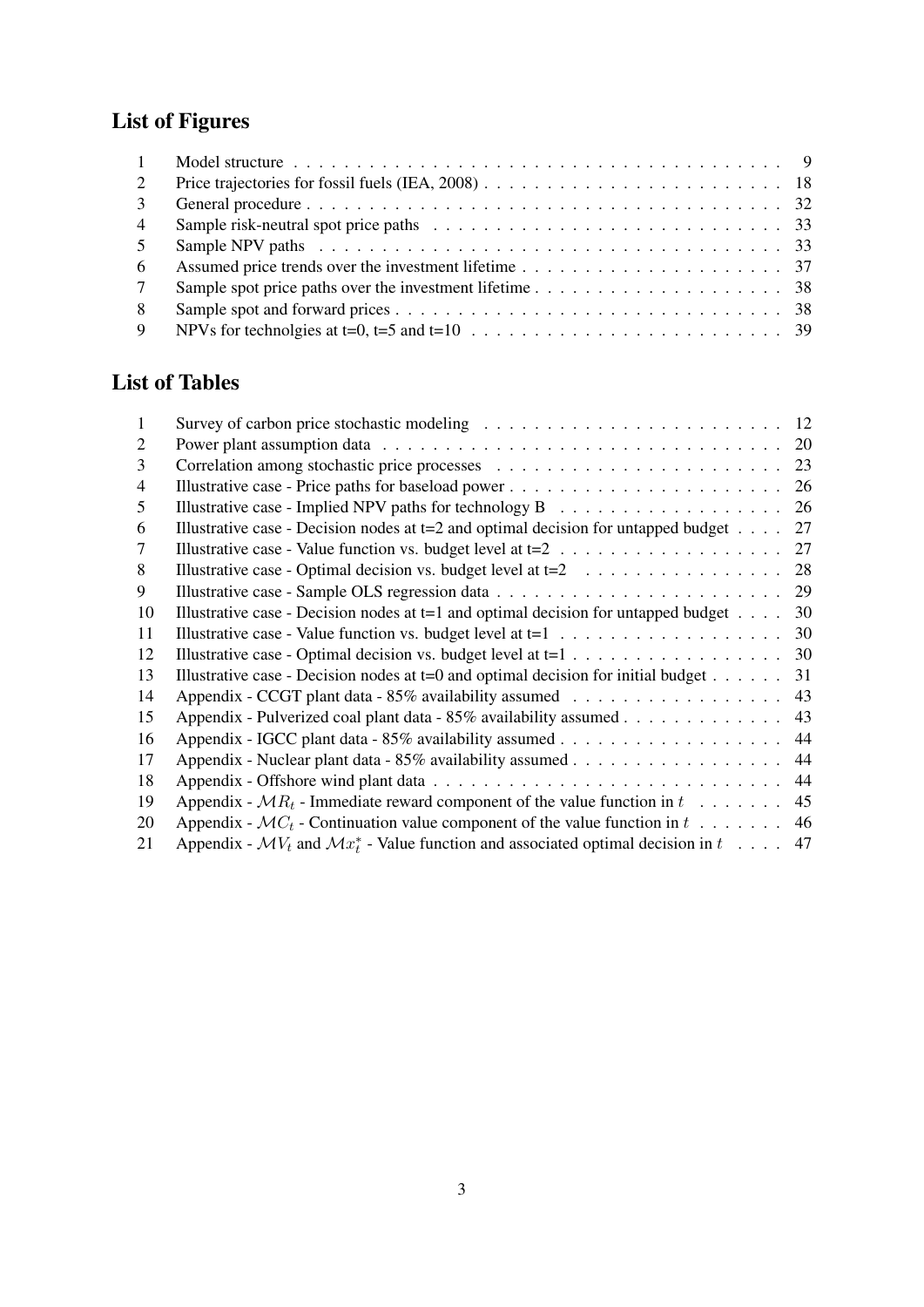## List of Figures

| | | |
|---|---|---|
| 1 | Model structure | 9 |
| 2 | Price trajectories for fossil fuels (IEA, 2008) | 18 |
| 3 | General procedure | 32 |
| 4 | Sample risk-neutral spot price paths | 33 |
| 5 | Sample NPV paths | 33 |
| 6 | Assumed price trends over the investment lifetime | 37 |
| 7 | Sample spot price paths over the investment lifetime | 38 |
| 8 | Sample spot and forward prices | 38 |
| 9 | NPVs for technolgies at t=0, t=5 and t=10 | 39 |

## List of Tables

| | | |
|---|---|---|
| 1 | Survey of carbon price stochastic modeling | 12 |
| 2 | Power plant assumption data | 20 |
| 3 | Correlation among stochastic price processes | 23 |
| 4 | Illustrative case - Price paths for baseload power | 26 |
| 5 | Illustrative case - Implied NPV paths for technology B | 26 |
| 6 | Illustrative case - Decision nodes at t=2 and optimal decision for untapped budget | 27 |
| 7 | Illustrative case - Value function vs. budget level at t=2 | 27 |
| 8 | Illustrative case - Optimal decision vs. budget level at t=2 | 28 |
| 9 | Illustrative case - Sample OLS regression data | 29 |
| 10 | Illustrative case - Decision nodes at t=1 and optimal decision for untapped budget | 30 |
| 11 | Illustrative case - Value function vs. budget level at t=1 | 30 |
| 12 | Illustrative case - Optimal decision vs. budget level at t=1 | 30 |
| 13 | Illustrative case - Decision nodes at t=0 and optimal decision for initial budget | 31 |
| 14 | Appendix - CCGT plant data - 85% availability assumed | 43 |
| 15 | Appendix - Pulverized coal plant data - 85% availability assumed | 43 |
| 16 | Appendix - IGCC plant data - 85% availability assumed | 44 |
| 17 | Appendix - Nuclear plant data - 85% availability assumed | 44 |
| 18 | Appendix - Offshore wind plant data | 44 |
| 19 | Appendix - $\mathcal{M}R_t$ - Immediate reward component of the value function in $t$ | 45 |
| 20 | Appendix - $\mathcal{M}C_t$ - Continuation value component of the value function in $t$ | 46 |
| 21 | Appendix - $\mathcal{M}V_t$ and $\mathcal{M}x_t^*$ - Value function and associated optimal decision in $t$ | 47 |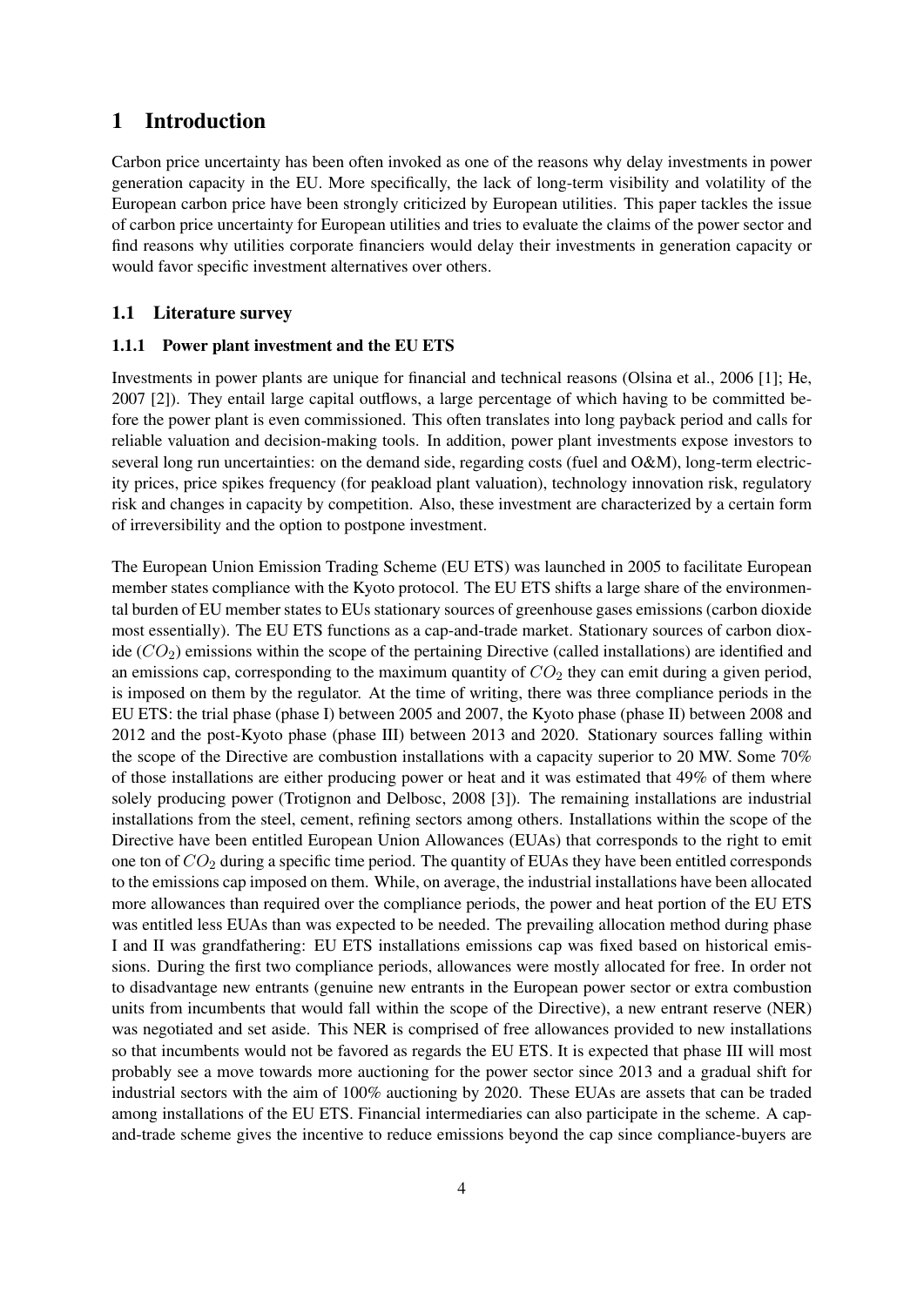# 1 Introduction

Carbon price uncertainty has been often invoked as one of the reasons why delay investments in power generation capacity in the EU. More specifically, the lack of long-term visibility and volatility of the European carbon price have been strongly criticized by European utilities. This paper tackles the issue of carbon price uncertainty for European utilities and tries to evaluate the claims of the power sector and find reasons why utilities corporate financiers would delay their investments in generation capacity or would favor specific investment alternatives over others.

## 1.1 Literature survey

### 1.1.1 Power plant investment and the EU ETS

Investments in power plants are unique for financial and technical reasons (Olsina et al., 2006 [1]; He, 2007 [2]). They entail large capital outflows, a large percentage of which having to be committed before the power plant is even commissioned. This often translates into long payback period and calls for reliable valuation and decision-making tools. In addition, power plant investments expose investors to several long run uncertainties: on the demand side, regarding costs (fuel and O&M), long-term electricity prices, price spikes frequency (for peakload plant valuation), technology innovation risk, regulatory risk and changes in capacity by competition. Also, these investment are characterized by a certain form of irreversibility and the option to postpone investment.

The European Union Emission Trading Scheme (EU ETS) was launched in 2005 to facilitate European member states compliance with the Kyoto protocol. The EU ETS shifts a large share of the environmental burden of EU member states to EUs stationary sources of greenhouse gases emissions (carbon dioxide most essentially). The EU ETS functions as a cap-and-trade market. Stationary sources of carbon dioxide ($CO_2$) emissions within the scope of the pertaining Directive (called installations) are identified and an emissions cap, corresponding to the maximum quantity of $CO_2$ they can emit during a given period, is imposed on them by the regulator. At the time of writing, there was three compliance periods in the EU ETS: the trial phase (phase I) between 2005 and 2007, the Kyoto phase (phase II) between 2008 and 2012 and the post-Kyoto phase (phase III) between 2013 and 2020. Stationary sources falling within the scope of the Directive are combustion installations with a capacity superior to 20 MW. Some 70% of those installations are either producing power or heat and it was estimated that 49% of them where solely producing power (Trotignon and Delbosc, 2008 [3]). The remaining installations are industrial installations from the steel, cement, refining sectors among others. Installations within the scope of the Directive have been entitled European Union Allowances (EUAs) that corresponds to the right to emit one ton of $CO_2$ during a specific time period. The quantity of EUAs they have been entitled corresponds to the emissions cap imposed on them. While, on average, the industrial installations have been allocated more allowances than required over the compliance periods, the power and heat portion of the EU ETS was entitled less EUAs than was expected to be needed. The prevailing allocation method during phase I and II was grandfathering: EU ETS installations emissions cap was fixed based on historical emissions. During the first two compliance periods, allowances were mostly allocated for free. In order not to disadvantage new entrants (genuine new entrants in the European power sector or extra combustion units from incumbents that would fall within the scope of the Directive), a new entrant reserve (NER) was negotiated and set aside. This NER is comprised of free allowances provided to new installations so that incumbents would not be favored as regards the EU ETS. It is expected that phase III will most probably see a move towards more auctioning for the power sector since 2013 and a gradual shift for industrial sectors with the aim of 100% auctioning by 2020. These EUAs are assets that can be traded among installations of the EU ETS. Financial intermediaries can also participate in the scheme. A cap-and-trade scheme gives the incentive to reduce emissions beyond the cap since compliance-buyers are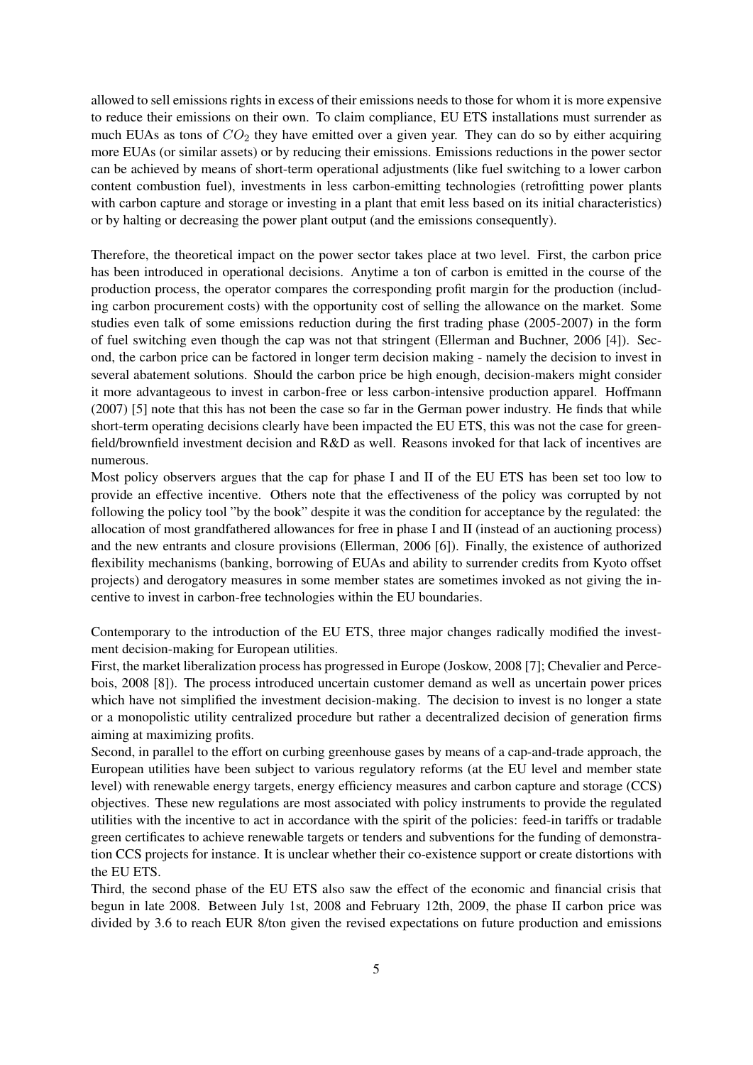allowed to sell emissions rights in excess of their emissions needs to those for whom it is more expensive to reduce their emissions on their own. To claim compliance, EU ETS installations must surrender as much EUAs as tons of $CO_2$ they have emitted over a given year. They can do so by either acquiring more EUAs (or similar assets) or by reducing their emissions. Emissions reductions in the power sector can be achieved by means of short-term operational adjustments (like fuel switching to a lower carbon content combustion fuel), investments in less carbon-emitting technologies (retrofitting power plants with carbon capture and storage or investing in a plant that emit less based on its initial characteristics) or by halting or decreasing the power plant output (and the emissions consequently).

Therefore, the theoretical impact on the power sector takes place at two level. First, the carbon price has been introduced in operational decisions. Anytime a ton of carbon is emitted in the course of the production process, the operator compares the corresponding profit margin for the production (including carbon procurement costs) with the opportunity cost of selling the allowance on the market. Some studies even talk of some emissions reduction during the first trading phase (2005-2007) in the form of fuel switching even though the cap was not that stringent (Ellerman and Buchner, 2006 [4]). Second, the carbon price can be factored in longer term decision making - namely the decision to invest in several abatement solutions. Should the carbon price be high enough, decision-makers might consider it more advantageous to invest in carbon-free or less carbon-intensive production apparel. Hoffmann (2007) [5] note that this has not been the case so far in the German power industry. He finds that while short-term operating decisions clearly have been impacted the EU ETS, this was not the case for greenfield/brownfield investment decision and R&D as well. Reasons invoked for that lack of incentives are numerous.

Most policy observers argues that the cap for phase I and II of the EU ETS has been set too low to provide an effective incentive. Others note that the effectiveness of the policy was corrupted by not following the policy tool "by the book" despite it was the condition for acceptance by the regulated: the allocation of most grandfathered allowances for free in phase I and II (instead of an auctioning process) and the new entrants and closure provisions (Ellerman, 2006 [6]). Finally, the existence of authorized flexibility mechanisms (banking, borrowing of EUAs and ability to surrender credits from Kyoto offset projects) and derogatory measures in some member states are sometimes invoked as not giving the incentive to invest in carbon-free technologies within the EU boundaries.

Contemporary to the introduction of the EU ETS, three major changes radically modified the investment decision-making for European utilities.

First, the market liberalization process has progressed in Europe (Joskow, 2008 [7]; Chevalier and Percebois, 2008 [8]). The process introduced uncertain customer demand as well as uncertain power prices which have not simplified the investment decision-making. The decision to invest is no longer a state or a monopolistic utility centralized procedure but rather a decentralized decision of generation firms aiming at maximizing profits.

Second, in parallel to the effort on curbing greenhouse gases by means of a cap-and-trade approach, the European utilities have been subject to various regulatory reforms (at the EU level and member state level) with renewable energy targets, energy efficiency measures and carbon capture and storage (CCS) objectives. These new regulations are most associated with policy instruments to provide the regulated utilities with the incentive to act in accordance with the spirit of the policies: feed-in tariffs or tradable green certificates to achieve renewable targets or tenders and subventions for the funding of demonstration CCS projects for instance. It is unclear whether their co-existence support or create distortions with the EU ETS.

Third, the second phase of the EU ETS also saw the effect of the economic and financial crisis that begun in late 2008. Between July 1st, 2008 and February 12th, 2009, the phase II carbon price was divided by 3.6 to reach EUR 8/ton given the revised expectations on future production and emissions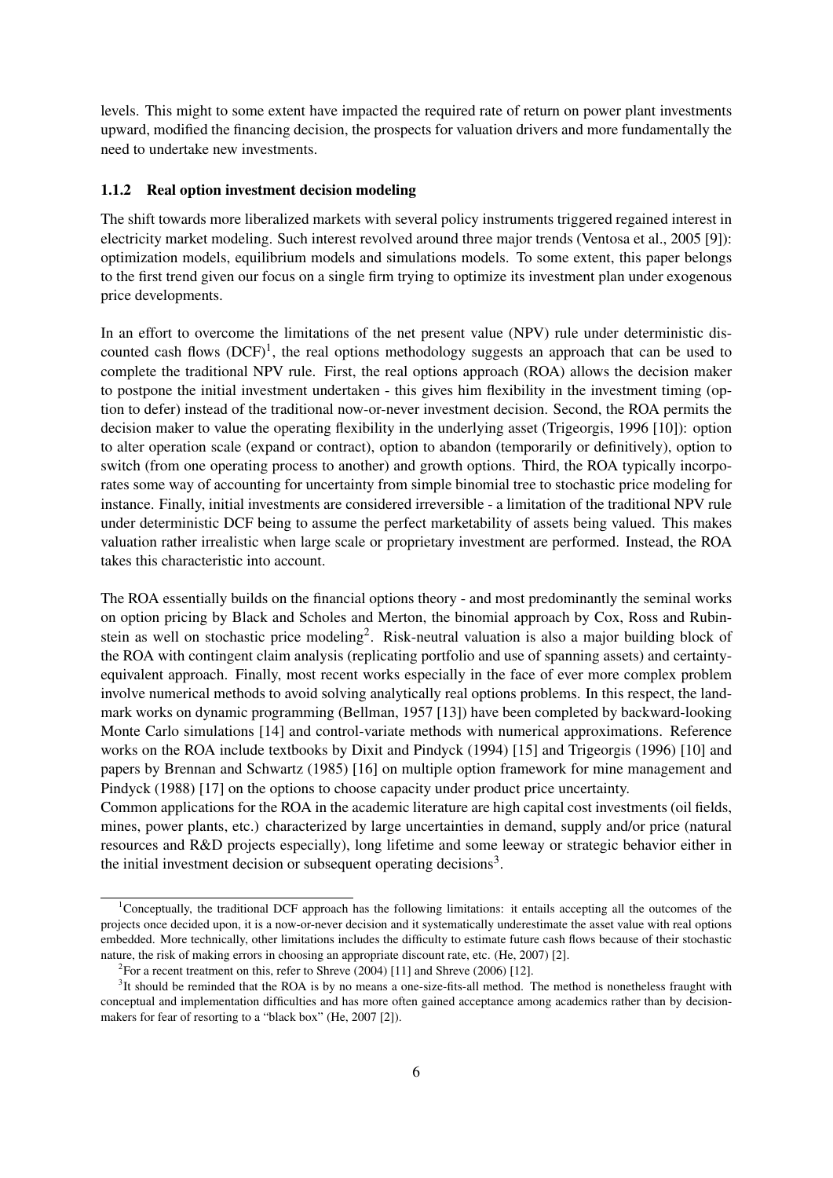levels. This might to some extent have impacted the required rate of return on power plant investments upward, modified the financing decision, the prospects for valuation drivers and more fundamentally the need to undertake new investments.

### 1.1.2 Real option investment decision modeling

The shift towards more liberalized markets with several policy instruments triggered regained interest in electricity market modeling. Such interest revolved around three major trends (Ventosa et al., 2005 [9]): optimization models, equilibrium models and simulations models. To some extent, this paper belongs to the first trend given our focus on a single firm trying to optimize its investment plan under exogenous price developments.

In an effort to overcome the limitations of the net present value (NPV) rule under deterministic discounted cash flows (DCF)[1], the real options methodology suggests an approach that can be used to complete the traditional NPV rule. First, the real options approach (ROA) allows the decision maker to postpone the initial investment undertaken - this gives him flexibility in the investment timing (option to defer) instead of the traditional now-or-never investment decision. Second, the ROA permits the decision maker to value the operating flexibility in the underlying asset (Trigeorgis, 1996 [10]): option to alter operation scale (expand or contract), option to abandon (temporarily or definitively), option to switch (from one operating process to another) and growth options. Third, the ROA typically incorporates some way of accounting for uncertainty from simple binomial tree to stochastic price modeling for instance. Finally, initial investments are considered irreversible - a limitation of the traditional NPV rule under deterministic DCF being to assume the perfect marketability of assets being valued. This makes valuation rather irrealistic when large scale or proprietary investment are performed. Instead, the ROA takes this characteristic into account.

The ROA essentially builds on the financial options theory - and most predominantly the seminal works on option pricing by Black and Scholes and Merton, the binomial approach by Cox, Ross and Rubinstein as well on stochastic price modeling[2]. Risk-neutral valuation is also a major building block of the ROA with contingent claim analysis (replicating portfolio and use of spanning assets) and certainty-equivalent approach. Finally, most recent works especially in the face of ever more complex problem involve numerical methods to avoid solving analytically real options problems. In this respect, the landmark works on dynamic programming (Bellman, 1957 [13]) have been completed by backward-looking Monte Carlo simulations [14] and control-variate methods with numerical approximations. Reference works on the ROA include textbooks by Dixit and Pindyck (1994) [15] and Trigeorgis (1996) [10] and papers by Brennan and Schwartz (1985) [16] on multiple option framework for mine management and Pindyck (1988) [17] on the options to choose capacity under product price uncertainty.
Common applications for the ROA in the academic literature are high capital cost investments (oil fields, mines, power plants, etc.) characterized by large uncertainties in demand, supply and/or price (natural resources and R&D projects especially), long lifetime and some leeway or strategic behavior either in the initial investment decision or subsequent operating decisions[3].

---

[1] Conceptually, the traditional DCF approach has the following limitations: it entails accepting all the outcomes of the projects once decided upon, it is a now-or-never decision and it systematically underestimate the asset value with real options embedded. More technically, other limitations includes the difficulty to estimate future cash flows because of their stochastic nature, the risk of making errors in choosing an appropriate discount rate, etc. (He, 2007) [2].

[2] For a recent treatment on this, refer to Shreve (2004) [11] and Shreve (2006) [12].

[3] It should be reminded that the ROA is by no means a one-size-fits-all method. The method is nonetheless fraught with conceptual and implementation difficulties and has more often gained acceptance among academics rather than by decision-makers for fear of resorting to a "black box" (He, 2007 [2]).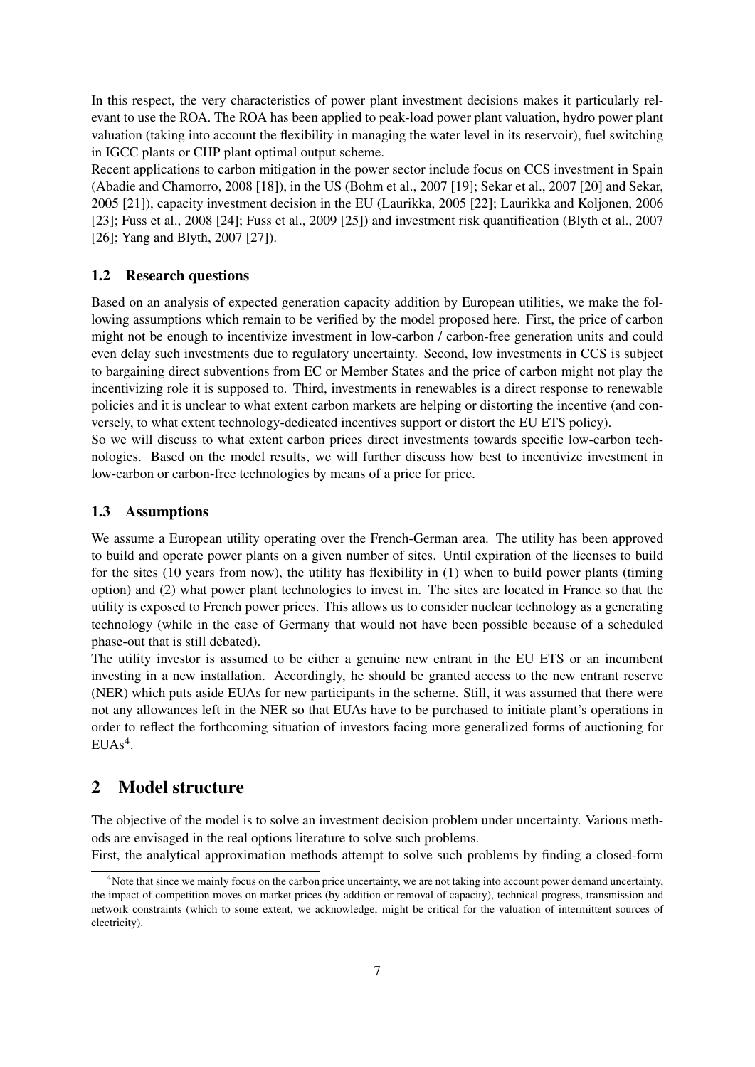In this respect, the very characteristics of power plant investment decisions makes it particularly relevant to use the ROA. The ROA has been applied to peak-load power plant valuation, hydro power plant valuation (taking into account the flexibility in managing the water level in its reservoir), fuel switching in IGCC plants or CHP plant optimal output scheme.

Recent applications to carbon mitigation in the power sector include focus on CCS investment in Spain (Abadie and Chamorro, 2008 [18]), in the US (Bohm et al., 2007 [19]; Sekar et al., 2007 [20] and Sekar, 2005 [21]), capacity investment decision in the EU (Laurikka, 2005 [22]; Laurikka and Koljonen, 2006 [23]; Fuss et al., 2008 [24]; Fuss et al., 2009 [25]) and investment risk quantification (Blyth et al., 2007 [26]; Yang and Blyth, 2007 [27]).

### 1.2 Research questions

Based on an analysis of expected generation capacity addition by European utilities, we make the following assumptions which remain to be verified by the model proposed here. First, the price of carbon might not be enough to incentivize investment in low-carbon / carbon-free generation units and could even delay such investments due to regulatory uncertainty. Second, low investments in CCS is subject to bargaining direct subventions from EC or Member States and the price of carbon might not play the incentivizing role it is supposed to. Third, investments in renewables is a direct response to renewable policies and it is unclear to what extent carbon markets are helping or distorting the incentive (and conversely, to what extent technology-dedicated incentives support or distort the EU ETS policy).

So we will discuss to what extent carbon prices direct investments towards specific low-carbon technologies. Based on the model results, we will further discuss how best to incentivize investment in low-carbon or carbon-free technologies by means of a price for price.

### 1.3 Assumptions

We assume a European utility operating over the French-German area. The utility has been approved to build and operate power plants on a given number of sites. Until expiration of the licenses to build for the sites (10 years from now), the utility has flexibility in (1) when to build power plants (timing option) and (2) what power plant technologies to invest in. The sites are located in France so that the utility is exposed to French power prices. This allows us to consider nuclear technology as a generating technology (while in the case of Germany that would not have been possible because of a scheduled phase-out that is still debated).

The utility investor is assumed to be either a genuine new entrant in the EU ETS or an incumbent investing in a new installation. Accordingly, he should be granted access to the new entrant reserve (NER) which puts aside EUAs for new participants in the scheme. Still, it was assumed that there were not any allowances left in the NER so that EUAs have to be purchased to initiate plant's operations in order to reflect the forthcoming situation of investors facing more generalized forms of auctioning for EUAs[4].

## 2 Model structure

The objective of the model is to solve an investment decision problem under uncertainty. Various methods are envisaged in the real options literature to solve such problems.

First, the analytical approximation methods attempt to solve such problems by finding a closed-form

[4] Note that since we mainly focus on the carbon price uncertainty, we are not taking into account power demand uncertainty, the impact of competition moves on market prices (by addition or removal of capacity), technical progress, transmission and network constraints (which to some extent, we acknowledge, might be critical for the valuation of intermittent sources of electricity).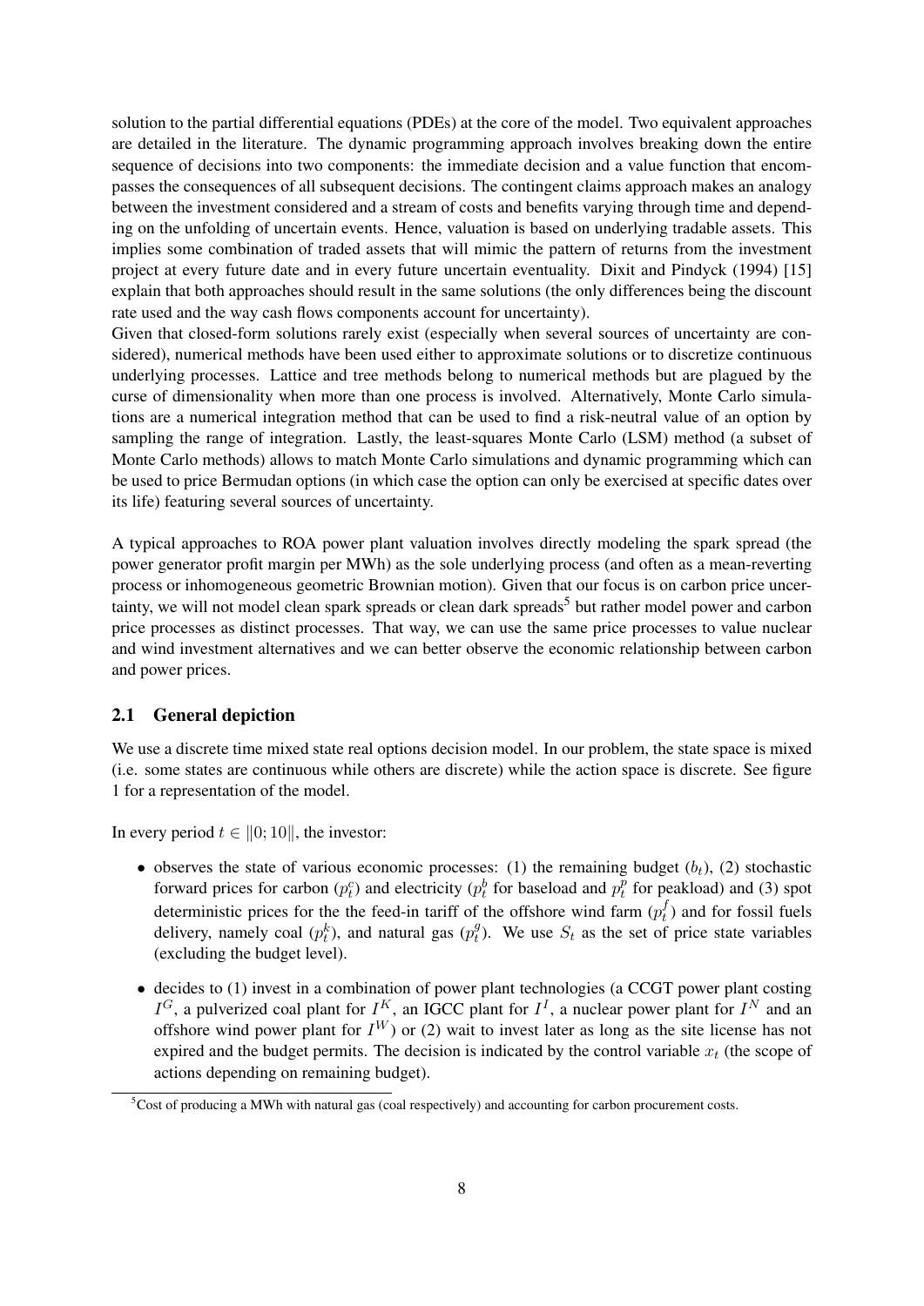solution to the partial differential equations (PDEs) at the core of the model. Two equivalent approaches are detailed in the literature. The dynamic programming approach involves breaking down the entire sequence of decisions into two components: the immediate decision and a value function that encompasses the consequences of all subsequent decisions. The contingent claims approach makes an analogy between the investment considered and a stream of costs and benefits varying through time and depending on the unfolding of uncertain events. Hence, valuation is based on underlying tradable assets. This implies some combination of traded assets that will mimic the pattern of returns from the investment project at every future date and in every future uncertain eventuality. Dixit and Pindyck (1994) [15] explain that both approaches should result in the same solutions (the only differences being the discount rate used and the way cash flows components account for uncertainty).
Given that closed-form solutions rarely exist (especially when several sources of uncertainty are considered), numerical methods have been used either to approximate solutions or to discretize continuous underlying processes. Lattice and tree methods belong to numerical methods but are plagued by the curse of dimensionality when more than one process is involved. Alternatively, Monte Carlo simulations are a numerical integration method that can be used to find a risk-neutral value of an option by sampling the range of integration. Lastly, the least-squares Monte Carlo (LSM) method (a subset of Monte Carlo methods) allows to match Monte Carlo simulations and dynamic programming which can be used to price Bermudan options (in which case the option can only be exercised at specific dates over its life) featuring several sources of uncertainty.

A typical approaches to ROA power plant valuation involves directly modeling the spark spread (the power generator profit margin per MWh) as the sole underlying process (and often as a mean-reverting process or inhomogeneous geometric Brownian motion). Given that our focus is on carbon price uncertainty, we will not model clean spark spreads or clean dark spreads[5] but rather model power and carbon price processes as distinct processes. That way, we can use the same price processes to value nuclear and wind investment alternatives and we can better observe the economic relationship between carbon and power prices.

## 2.1 General depiction

We use a discrete time mixed state real options decision model. In our problem, the state space is mixed (i.e. some states are continuous while others are discrete) while the action space is discrete. See figure 1 for a representation of the model.

In every period $t \in \|0; 10\|$, the investor:

- observes the state of various economic processes: (1) the remaining budget ($b_t$), (2) stochastic forward prices for carbon ($p_t^c$) and electricity ($p_t^b$ for baseload and $p_t^p$ for peakload) and (3) spot deterministic prices for the the feed-in tariff of the offshore wind farm ($p_t^f$) and for fossil fuels delivery, namely coal ($p_t^k$), and natural gas ($p_t^g$). We use $S_t$ as the set of price state variables (excluding the budget level).
- decides to (1) invest in a combination of power plant technologies (a CCGT power plant costing $I^G$, a pulverized coal plant for $I^K$, an IGCC plant for $I^I$, a nuclear power plant for $I^N$ and an offshore wind power plant for $I^W$) or (2) wait to invest later as long as the site license has not expired and the budget permits. The decision is indicated by the control variable $x_t$ (the scope of actions depending on remaining budget).

[5] Cost of producing a MWh with natural gas (coal respectively) and accounting for carbon procurement costs.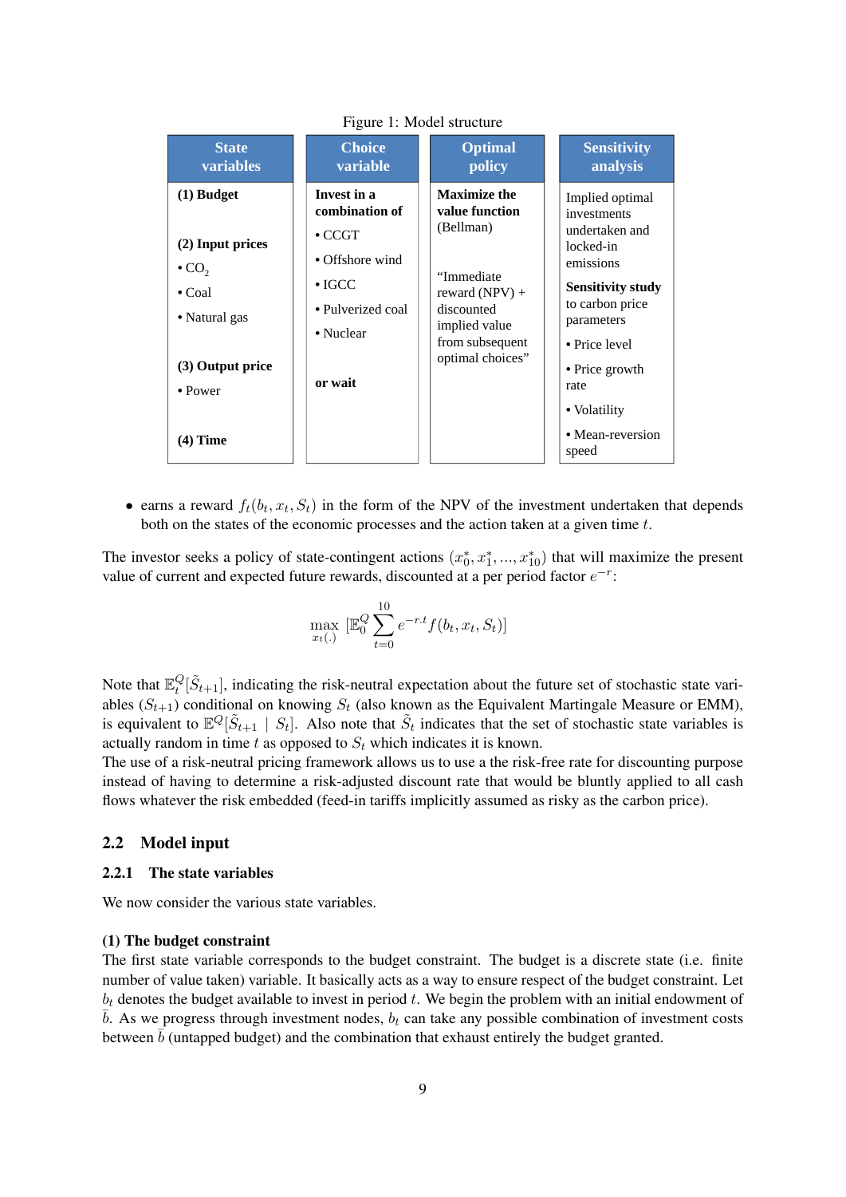Figure 1: Model structure

| State variables | Choice variable | Optimal policy | Sensitivity analysis |
|---|---|---|---|
| **(1) Budget**<br><br>**(2) Input prices**<br>• $CO_2$<br>• Coal<br>• Natural gas<br><br>**(3) Output price**<br>• Power<br><br>**(4) Time** | **Invest in a combination of**<br>• CCGT<br>• Offshore wind<br>• IGCC<br>• Pulverized coal<br>• Nuclear<br><br>**or wait** | **Maximize the value function** (Bellman)<br><br>"Immediate reward (NPV) + discounted implied value from subsequent optimal choices" | Implied optimal investments undertaken and locked-in emissions<br><br>**Sensitivity study** to carbon price parameters<br>• Price level<br>• Price growth rate<br>• Volatility<br>• Mean-reversion speed |

- earns a reward $f_t(b_t, x_t, S_t)$ in the form of the NPV of the investment undertaken that depends both on the states of the economic processes and the action taken at a given time $t$.

The investor seeks a policy of state-contingent actions $(x_0^*, x_1^*, ..., x_{10}^*)$ that will maximize the present value of current and expected future rewards, discounted at a per period factor $e^{-r}$:

$$\max_{x_t(.)} \left[\mathbb{E}_0^Q \sum_{t=0}^{10} e^{-r.t} f(b_t, x_t, S_t)\right]$$

Note that $\mathbb{E}_t^Q[\tilde{S}_{t+1}]$, indicating the risk-neutral expectation about the future set of stochastic state variables ($S_{t+1}$) conditional on knowing $S_t$ (also known as the Equivalent Martingale Measure or EMM), is equivalent to $\mathbb{E}^Q[\tilde{S}_{t+1} \mid S_t]$. Also note that $\tilde{S}_t$ indicates that the set of stochastic state variables is actually random in time $t$ as opposed to $S_t$ which indicates it is known.
The use of a risk-neutral pricing framework allows us to use a the risk-free rate for discounting purpose instead of having to determine a risk-adjusted discount rate that would be bluntly applied to all cash flows whatever the risk embedded (feed-in tariffs implicitly assumed as risky as the carbon price).

## 2.2 Model input

### 2.2.1 The state variables

We now consider the various state variables.

**(1) The budget constraint**
The first state variable corresponds to the budget constraint. The budget is a discrete state (i.e. finite number of value taken) variable. It basically acts as a way to ensure respect of the budget constraint. Let $b_t$ denotes the budget available to invest in period $t$. We begin the problem with an initial endowment of $\bar{b}$. As we progress through investment nodes, $b_t$ can take any possible combination of investment costs between $\bar{b}$ (untapped budget) and the combination that exhaust entirely the budget granted.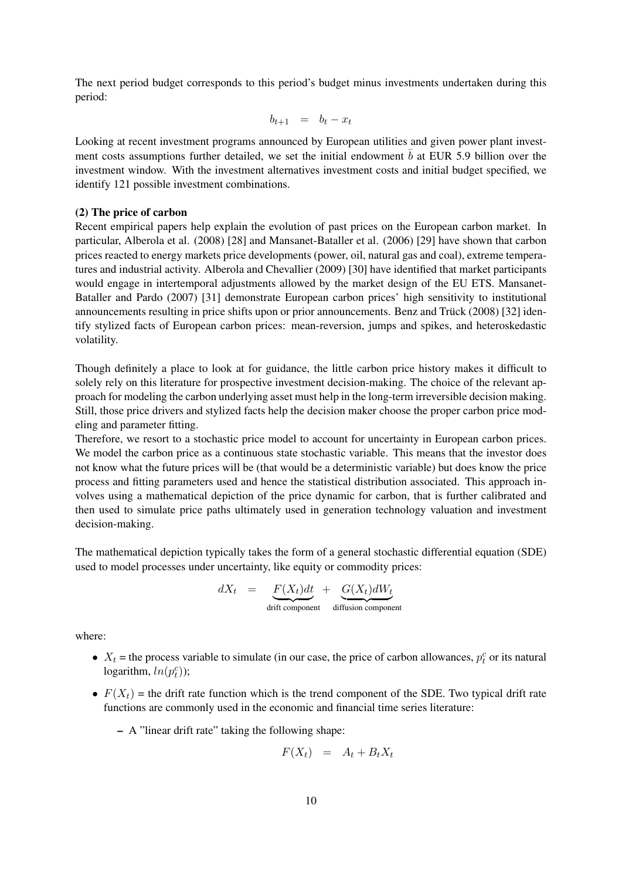The next period budget corresponds to this period's budget minus investments undertaken during this period:

$$b_{t+1} \;=\; b_t - x_t$$

Looking at recent investment programs announced by European utilities and given power plant investment costs assumptions further detailed, we set the initial endowment $\bar{b}$ at EUR 5.9 billion over the investment window. With the investment alternatives investment costs and initial budget specified, we identify 121 possible investment combinations.

**(2) The price of carbon**

Recent empirical papers help explain the evolution of past prices on the European carbon market. In particular, Alberola et al. (2008) [28] and Mansanet-Bataller et al. (2006) [29] have shown that carbon prices reacted to energy markets price developments (power, oil, natural gas and coal), extreme temperatures and industrial activity. Alberola and Chevallier (2009) [30] have identified that market participants would engage in intertemporal adjustments allowed by the market design of the EU ETS. Mansanet-Bataller and Pardo (2007) [31] demonstrate European carbon prices' high sensitivity to institutional announcements resulting in price shifts upon or prior announcements. Benz and Trück (2008) [32] identify stylized facts of European carbon prices: mean-reversion, jumps and spikes, and heteroskedastic volatility.

Though definitely a place to look at for guidance, the little carbon price history makes it difficult to solely rely on this literature for prospective investment decision-making. The choice of the relevant approach for modeling the carbon underlying asset must help in the long-term irreversible decision making. Still, those price drivers and stylized facts help the decision maker choose the proper carbon price modeling and parameter fitting.

Therefore, we resort to a stochastic price model to account for uncertainty in European carbon prices. We model the carbon price as a continuous state stochastic variable. This means that the investor does not know what the future prices will be (that would be a deterministic variable) but does know the price process and fitting parameters used and hence the statistical distribution associated. This approach involves using a mathematical depiction of the price dynamic for carbon, that is further calibrated and then used to simulate price paths ultimately used in generation technology valuation and investment decision-making.

The mathematical depiction typically takes the form of a general stochastic differential equation (SDE) used to model processes under uncertainty, like equity or commodity prices:

$$dX_t \;=\; \underbrace{F(X_t)dt}_{\text{drift component}} \;+\; \underbrace{G(X_t)dW_t}_{\text{diffusion component}}$$

where:

- $X_t$ = the process variable to simulate (in our case, the price of carbon allowances, $p_t^c$ or its natural logarithm, $ln(p_t^c)$);
- $F(X_t)$ = the drift rate function which is the trend component of the SDE. Two typical drift rate functions are commonly used in the economic and financial time series literature:
  - A "linear drift rate" taking the following shape:

$$F(X_t) \;=\; A_t + B_t X_t$$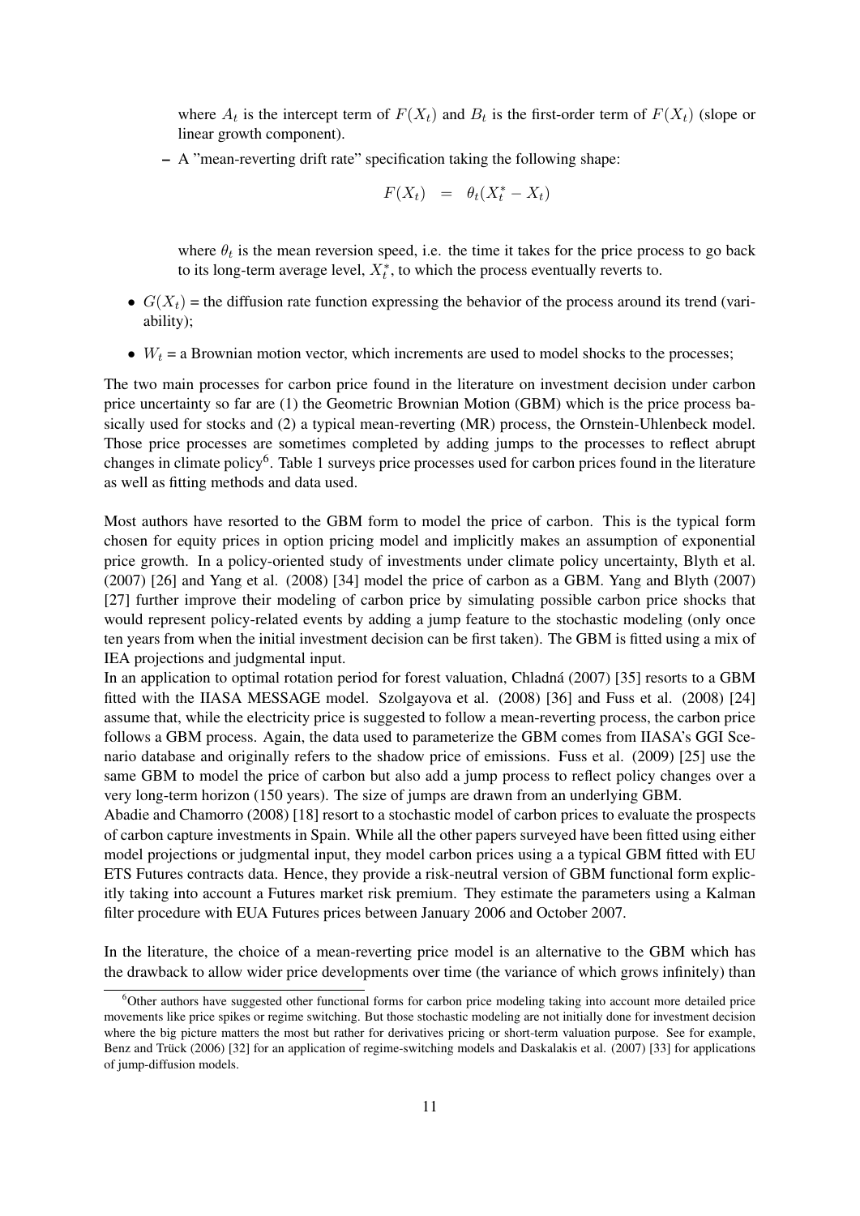where $A_t$ is the intercept term of $F(X_t)$ and $B_t$ is the first-order term of $F(X_t)$ (slope or linear growth component).

  – A "mean-reverting drift rate" specification taking the following shape:

$$F(X_t) \;\; = \;\; \theta_t(X_t^* - X_t)$$

  where $\theta_t$ is the mean reversion speed, i.e. the time it takes for the price process to go back to its long-term average level, $X_t^*$, to which the process eventually reverts to.

- $G(X_t)$ = the diffusion rate function expressing the behavior of the process around its trend (variability);
- $W_t$ = a Brownian motion vector, which increments are used to model shocks to the processes;

The two main processes for carbon price found in the literature on investment decision under carbon price uncertainty so far are (1) the Geometric Brownian Motion (GBM) which is the price process basically used for stocks and (2) a typical mean-reverting (MR) process, the Ornstein-Uhlenbeck model. Those price processes are sometimes completed by adding jumps to the processes to reflect abrupt changes in climate policy[6]. Table 1 surveys price processes used for carbon prices found in the literature as well as fitting methods and data used.

Most authors have resorted to the GBM form to model the price of carbon. This is the typical form chosen for equity prices in option pricing model and implicitly makes an assumption of exponential price growth. In a policy-oriented study of investments under climate policy uncertainty, Blyth et al. (2007) [26] and Yang et al. (2008) [34] model the price of carbon as a GBM. Yang and Blyth (2007) [27] further improve their modeling of carbon price by simulating possible carbon price shocks that would represent policy-related events by adding a jump feature to the stochastic modeling (only once ten years from when the initial investment decision can be first taken). The GBM is fitted using a mix of IEA projections and judgmental input.

In an application to optimal rotation period for forest valuation, Chladná (2007) [35] resorts to a GBM fitted with the IIASA MESSAGE model. Szolgayova et al. (2008) [36] and Fuss et al. (2008) [24] assume that, while the electricity price is suggested to follow a mean-reverting process, the carbon price follows a GBM process. Again, the data used to parameterize the GBM comes from IIASA's GGI Scenario database and originally refers to the shadow price of emissions. Fuss et al. (2009) [25] use the same GBM to model the price of carbon but also add a jump process to reflect policy changes over a very long-term horizon (150 years). The size of jumps are drawn from an underlying GBM.

Abadie and Chamorro (2008) [18] resort to a stochastic model of carbon prices to evaluate the prospects of carbon capture investments in Spain. While all the other papers surveyed have been fitted using either model projections or judgmental input, they model carbon prices using a a typical GBM fitted with EU ETS Futures contracts data. Hence, they provide a risk-neutral version of GBM functional form explicitly taking into account a Futures market risk premium. They estimate the parameters using a Kalman filter procedure with EUA Futures prices between January 2006 and October 2007.

In the literature, the choice of a mean-reverting price model is an alternative to the GBM which has the drawback to allow wider price developments over time (the variance of which grows infinitely) than

[6] Other authors have suggested other functional forms for carbon price modeling taking into account more detailed price movements like price spikes or regime switching. But those stochastic modeling are not initially done for investment decision where the big picture matters the most but rather for derivatives pricing or short-term valuation purpose. See for example, Benz and Trück (2006) [32] for an application of regime-switching models and Daskalakis et al. (2007) [33] for applications of jump-diffusion models.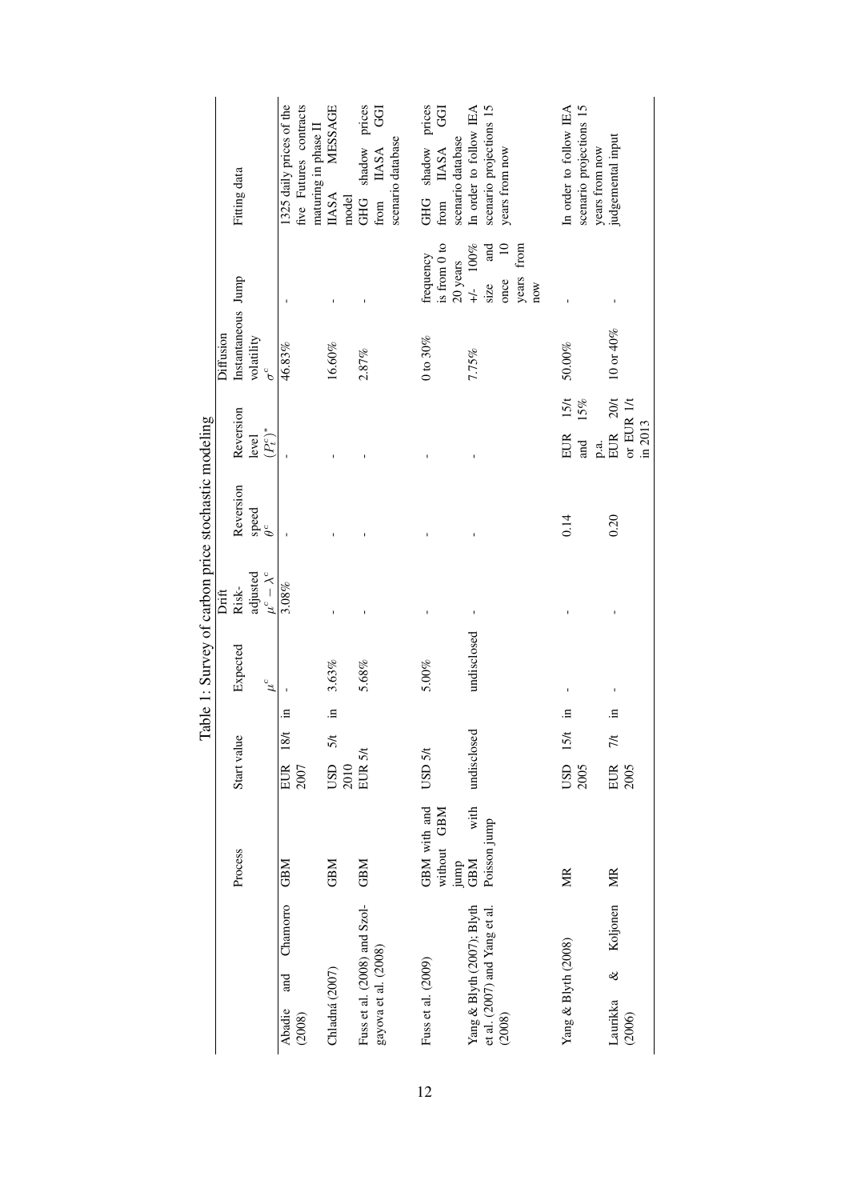Table 1: Survey of carbon price stochastic modeling

| | Process | Start value | Expected $\mu^c$ | Drift Risk-adjusted $\mu^c - \lambda^c$ | Reversion speed $\theta^c$ | Reversion level $(P_t^c)^*$ | Diffusion Instantaneous volatility $\sigma^c$ | Jump | Fitting data |
|---|---|---|---|---|---|---|---|---|---|
| Abadie and Chamorro (2008) | GBM | EUR 18/t in 2007 | - | 3.08% | - | - | 46.83% | - | 1325 daily prices of the five Futures contracts maturing in phase II |
| Chladná (2007) | GBM | USD 5/t in 2010 | 3.63% | - | - | - | 16.60% | - | IIASA MESSAGE model |
| Fuss et al. (2008) and Szolgayova et al. (2008) | GBM | EUR 5/t | 5.68% | - | - | - | 2.87% | - | GHG shadow prices from IIASA GGI scenario database |
| Fuss et al. (2009) | GBM with and without GBM jump | USD 5/t | 5.00% | - | - | - | 0 to 30% | frequency is from 0 to 20 years | GHG shadow prices from IIASA GGI scenario database |
| Yang & Blyth (2007); Blyth et al. (2007) and Yang et al. (2008) | GBM with Poisson jump | undisclosed | undisclosed | - | - | - | 7.75% | +/- 100% size and once 10 years from now | In order to follow IEA scenario projections 15 years from now |
| Yang & Blyth (2008) | MR | USD 15/t in 2005 | - | - | 0.14 | EUR 15/t and 15% p.a. | 50.00% | - | In order to follow IEA scenario projections 15 years from now |
| Laurikka & Koljonen (2006) | MR | EUR 7/t in 2005 | - | - | 0.20 | EUR 20/t or EUR 1/t in 2013 | 10 or 40% | - | judgemental input |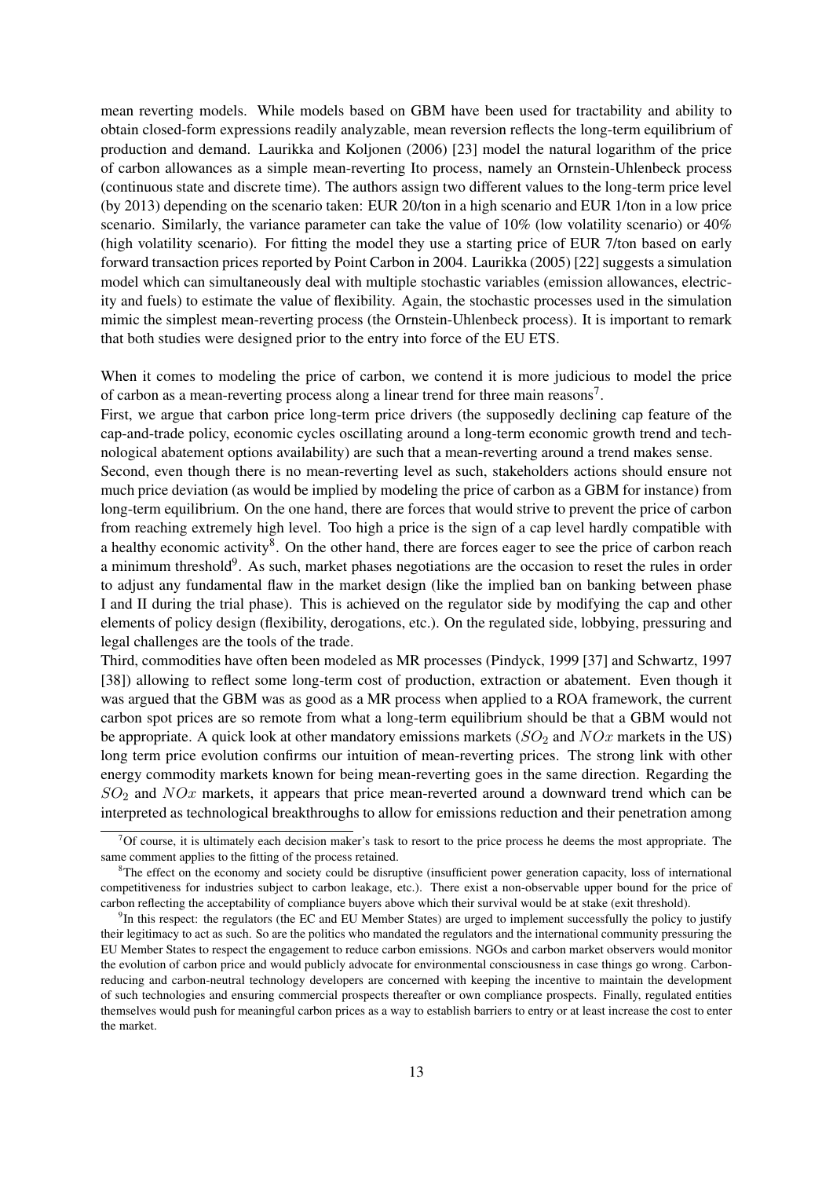mean reverting models. While models based on GBM have been used for tractability and ability to obtain closed-form expressions readily analyzable, mean reversion reflects the long-term equilibrium of production and demand. Laurikka and Koljonen (2006) [23] model the natural logarithm of the price of carbon allowances as a simple mean-reverting Ito process, namely an Ornstein-Uhlenbeck process (continuous state and discrete time). The authors assign two different values to the long-term price level (by 2013) depending on the scenario taken: EUR 20/ton in a high scenario and EUR 1/ton in a low price scenario. Similarly, the variance parameter can take the value of 10% (low volatility scenario) or 40% (high volatility scenario). For fitting the model they use a starting price of EUR 7/ton based on early forward transaction prices reported by Point Carbon in 2004. Laurikka (2005) [22] suggests a simulation model which can simultaneously deal with multiple stochastic variables (emission allowances, electricity and fuels) to estimate the value of flexibility. Again, the stochastic processes used in the simulation mimic the simplest mean-reverting process (the Ornstein-Uhlenbeck process). It is important to remark that both studies were designed prior to the entry into force of the EU ETS.

When it comes to modeling the price of carbon, we contend it is more judicious to model the price of carbon as a mean-reverting process along a linear trend for three main reasons[7].

First, we argue that carbon price long-term price drivers (the supposedly declining cap feature of the cap-and-trade policy, economic cycles oscillating around a long-term economic growth trend and technological abatement options availability) are such that a mean-reverting around a trend makes sense.

Second, even though there is no mean-reverting level as such, stakeholders actions should ensure not much price deviation (as would be implied by modeling the price of carbon as a GBM for instance) from long-term equilibrium. On the one hand, there are forces that would strive to prevent the price of carbon from reaching extremely high level. Too high a price is the sign of a cap level hardly compatible with a healthy economic activity[8]. On the other hand, there are forces eager to see the price of carbon reach a minimum threshold[9]. As such, market phases negotiations are the occasion to reset the rules in order to adjust any fundamental flaw in the market design (like the implied ban on banking between phase I and II during the trial phase). This is achieved on the regulator side by modifying the cap and other elements of policy design (flexibility, derogations, etc.). On the regulated side, lobbying, pressuring and legal challenges are the tools of the trade.

Third, commodities have often been modeled as MR processes (Pindyck, 1999 [37] and Schwartz, 1997 [38]) allowing to reflect some long-term cost of production, extraction or abatement. Even though it was argued that the GBM was as good as a MR process when applied to a ROA framework, the current carbon spot prices are so remote from what a long-term equilibrium should be that a GBM would not be appropriate. A quick look at other mandatory emissions markets ($SO_2$ and $NOx$ markets in the US) long term price evolution confirms our intuition of mean-reverting prices. The strong link with other energy commodity markets known for being mean-reverting goes in the same direction. Regarding the $SO_2$ and $NOx$ markets, it appears that price mean-reverted around a downward trend which can be interpreted as technological breakthroughs to allow for emissions reduction and their penetration among

[7] Of course, it is ultimately each decision maker's task to resort to the price process he deems the most appropriate. The same comment applies to the fitting of the process retained.

[8] The effect on the economy and society could be disruptive (insufficient power generation capacity, loss of international competitiveness for industries subject to carbon leakage, etc.). There exist a non-observable upper bound for the price of carbon reflecting the acceptability of compliance buyers above which their survival would be at stake (exit threshold).

[9] In this respect: the regulators (the EC and EU Member States) are urged to implement successfully the policy to justify their legitimacy to act as such. So are the politics who mandated the regulators and the international community pressuring the EU Member States to respect the engagement to reduce carbon emissions. NGOs and carbon market observers would monitor the evolution of carbon price and would publicly advocate for environmental consciousness in case things go wrong. Carbon-reducing and carbon-neutral technology developers are concerned with keeping the incentive to maintain the development of such technologies and ensuring commercial prospects thereafter or own compliance prospects. Finally, regulated entities themselves would push for meaningful carbon prices as a way to establish barriers to entry or at least increase the cost to enter the market.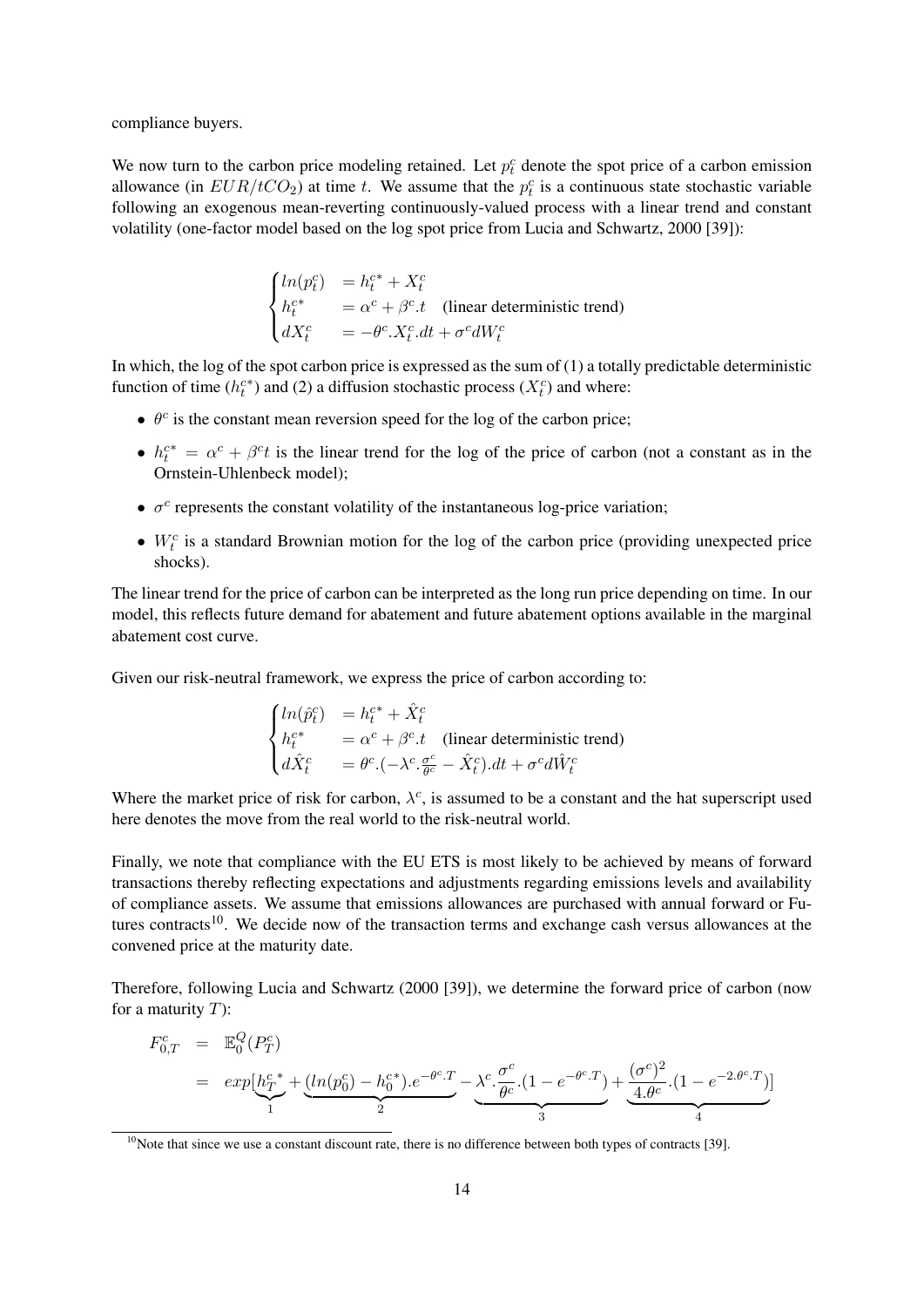compliance buyers.

We now turn to the carbon price modeling retained. Let $p_t^c$ denote the spot price of a carbon emission allowance (in $EUR/tCO_2$) at time $t$. We assume that the $p_t^c$ is a continuous state stochastic variable following an exogenous mean-reverting continuously-valued process with a linear trend and constant volatility (one-factor model based on the log spot price from Lucia and Schwartz, 2000 [39]):

$$
\begin{cases}
ln(p_t^c) &= h_t^{c*} + X_t^c \\
h_t^{c*} &= \alpha^c + \beta^c.t \quad \text{(linear deterministic trend)} \\
dX_t^c &= -\theta^c.X_t^c.dt + \sigma^c dW_t^c
\end{cases}
$$

In which, the log of the spot carbon price is expressed as the sum of (1) a totally predictable deterministic function of time ($h_t^{c*}$) and (2) a diffusion stochastic process ($X_t^c$) and where:

- $\theta^c$ is the constant mean reversion speed for the log of the carbon price;
- $h_t^{c*} = \alpha^c + \beta^c t$ is the linear trend for the log of the price of carbon (not a constant as in the Ornstein-Uhlenbeck model);
- $\sigma^c$ represents the constant volatility of the instantaneous log-price variation;
- $W_t^c$ is a standard Brownian motion for the log of the carbon price (providing unexpected price shocks).

The linear trend for the price of carbon can be interpreted as the long run price depending on time. In our model, this reflects future demand for abatement and future abatement options available in the marginal abatement cost curve.

Given our risk-neutral framework, we express the price of carbon according to:

$$
\begin{cases}
ln(\hat{p}_t^c) &= h_t^{c*} + \hat{X}_t^c \\
h_t^{c*} &= \alpha^c + \beta^c.t \quad \text{(linear deterministic trend)} \\
d\hat{X}_t^c &= \theta^c.(-\lambda^c.\frac{\sigma^c}{\theta^c} - \hat{X}_t^c).dt + \sigma^c d\hat{W}_t^c
\end{cases}
$$

Where the market price of risk for carbon, $\lambda^c$, is assumed to be a constant and the hat superscript used here denotes the move from the real world to the risk-neutral world.

Finally, we note that compliance with the EU ETS is most likely to be achieved by means of forward transactions thereby reflecting expectations and adjustments regarding emissions levels and availability of compliance assets. We assume that emissions allowances are purchased with annual forward or Futures contracts[10]. We decide now of the transaction terms and exchange cash versus allowances at the convened price at the maturity date.

Therefore, following Lucia and Schwartz (2000 [39]), we determine the forward price of carbon (now for a maturity $T$):

$$
\begin{aligned}
F_{0,T}^c &= \mathbb{E}_0^Q(P_T^c) \\
&= exp[\underbrace{h_T^{c*}}_{1} + \underbrace{(ln(p_0^c) - h_0^{c*}).e^{-\theta^c.T}}_{2} - \underbrace{\lambda^c.\frac{\sigma^c}{\theta^c}.(1 - e^{-\theta^c.T})}_{3} + \underbrace{\frac{(\sigma^c)^2}{4.\theta^c}.(1 - e^{-2.\theta^c.T})}_{4}]
\end{aligned}
$$

[10] Note that since we use a constant discount rate, there is no difference between both types of contracts [39].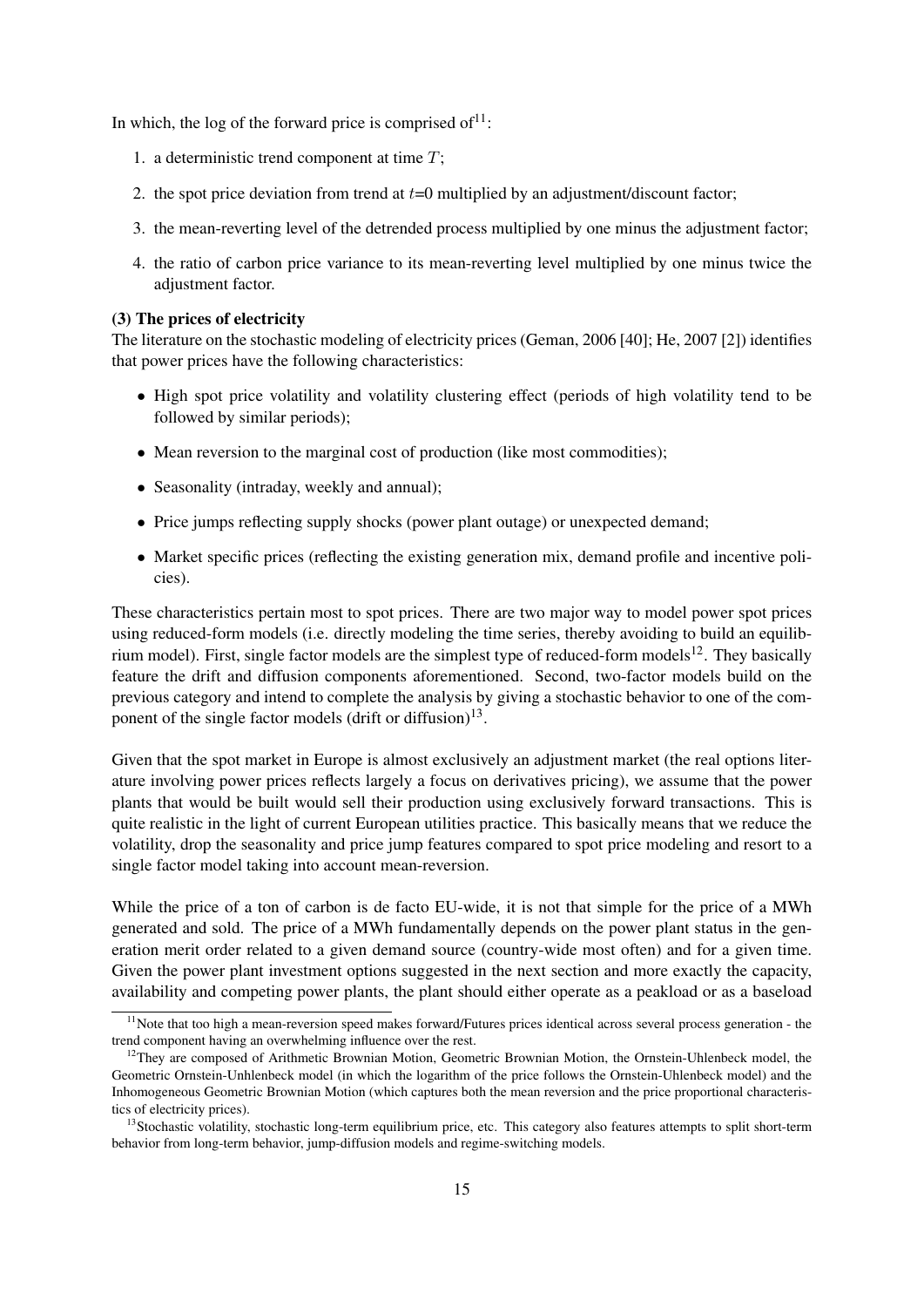In which, the log of the forward price is comprised of[11]:

1. a deterministic trend component at time $T$;
2. the spot price deviation from trend at $t$=0 multiplied by an adjustment/discount factor;
3. the mean-reverting level of the detrended process multiplied by one minus the adjustment factor;
4. the ratio of carbon price variance to its mean-reverting level multiplied by one minus twice the adjustment factor.

**(3) The prices of electricity**

The literature on the stochastic modeling of electricity prices (Geman, 2006 [40]; He, 2007 [2]) identifies that power prices have the following characteristics:

- High spot price volatility and volatility clustering effect (periods of high volatility tend to be followed by similar periods);
- Mean reversion to the marginal cost of production (like most commodities);
- Seasonality (intraday, weekly and annual);
- Price jumps reflecting supply shocks (power plant outage) or unexpected demand;
- Market specific prices (reflecting the existing generation mix, demand profile and incentive policies).

These characteristics pertain most to spot prices. There are two major way to model power spot prices using reduced-form models (i.e. directly modeling the time series, thereby avoiding to build an equilibrium model). First, single factor models are the simplest type of reduced-form models[12]. They basically feature the drift and diffusion components aforementioned. Second, two-factor models build on the previous category and intend to complete the analysis by giving a stochastic behavior to one of the component of the single factor models (drift or diffusion)[13].

Given that the spot market in Europe is almost exclusively an adjustment market (the real options literature involving power prices reflects largely a focus on derivatives pricing), we assume that the power plants that would be built would sell their production using exclusively forward transactions. This is quite realistic in the light of current European utilities practice. This basically means that we reduce the volatility, drop the seasonality and price jump features compared to spot price modeling and resort to a single factor model taking into account mean-reversion.

While the price of a ton of carbon is de facto EU-wide, it is not that simple for the price of a MWh generated and sold. The price of a MWh fundamentally depends on the power plant status in the generation merit order related to a given demand source (country-wide most often) and for a given time. Given the power plant investment options suggested in the next section and more exactly the capacity, availability and competing power plants, the plant should either operate as a peakload or as a baseload

[11] Note that too high a mean-reversion speed makes forward/Futures prices identical across several process generation - the trend component having an overwhelming influence over the rest.

[12] They are composed of Arithmetic Brownian Motion, Geometric Brownian Motion, the Ornstein-Uhlenbeck model, the Geometric Ornstein-Unhlenbeck model (in which the logarithm of the price follows the Ornstein-Uhlenbeck model) and the Inhomogeneous Geometric Brownian Motion (which captures both the mean reversion and the price proportional characteristics of electricity prices).

[13] Stochastic volatility, stochastic long-term equilibrium price, etc. This category also features attempts to split short-term behavior from long-term behavior, jump-diffusion models and regime-switching models.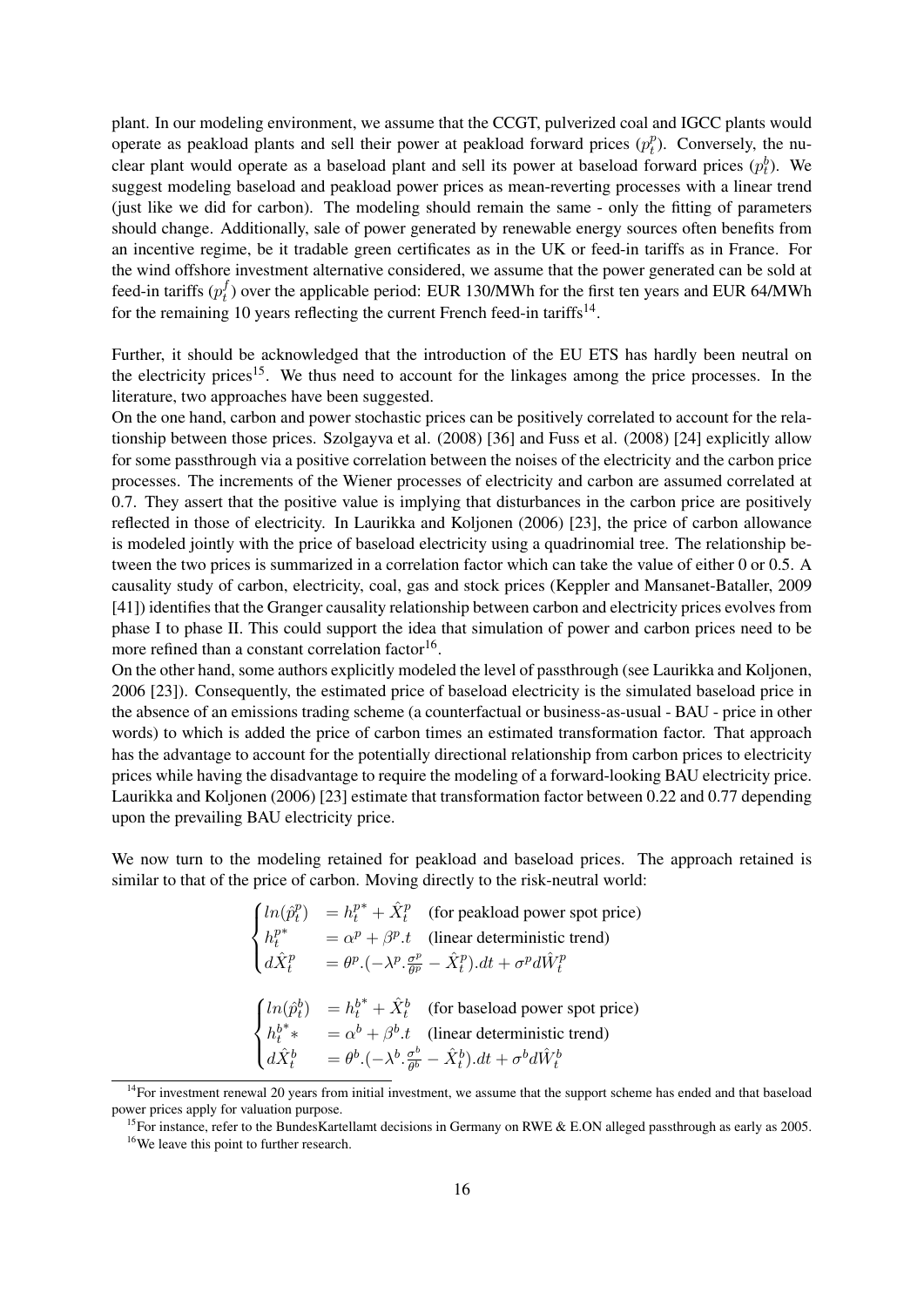plant. In our modeling environment, we assume that the CCGT, pulverized coal and IGCC plants would operate as peakload plants and sell their power at peakload forward prices ($p_t^p$). Conversely, the nuclear plant would operate as a baseload plant and sell its power at baseload forward prices ($p_t^b$). We suggest modeling baseload and peakload power prices as mean-reverting processes with a linear trend (just like we did for carbon). The modeling should remain the same - only the fitting of parameters should change. Additionally, sale of power generated by renewable energy sources often benefits from an incentive regime, be it tradable green certificates as in the UK or feed-in tariffs as in France. For the wind offshore investment alternative considered, we assume that the power generated can be sold at feed-in tariffs ($p_t^f$) over the applicable period: EUR 130/MWh for the first ten years and EUR 64/MWh for the remaining 10 years reflecting the current French feed-in tariffs[14].

Further, it should be acknowledged that the introduction of the EU ETS has hardly been neutral on the electricity prices[15]. We thus need to account for the linkages among the price processes. In the literature, two approaches have been suggested.

On the one hand, carbon and power stochastic prices can be positively correlated to account for the relationship between those prices. Szolgayva et al. (2008) [36] and Fuss et al. (2008) [24] explicitly allow for some passthrough via a positive correlation between the noises of the electricity and the carbon price processes. The increments of the Wiener processes of electricity and carbon are assumed correlated at 0.7. They assert that the positive value is implying that disturbances in the carbon price are positively reflected in those of electricity. In Laurikka and Koljonen (2006) [23], the price of carbon allowance is modeled jointly with the price of baseload electricity using a quadrinomial tree. The relationship between the two prices is summarized in a correlation factor which can take the value of either 0 or 0.5. A causality study of carbon, electricity, coal, gas and stock prices (Keppler and Mansanet-Bataller, 2009 [41]) identifies that the Granger causality relationship between carbon and electricity prices evolves from phase I to phase II. This could support the idea that simulation of power and carbon prices need to be more refined than a constant correlation factor[16].

On the other hand, some authors explicitly modeled the level of passthrough (see Laurikka and Koljonen, 2006 [23]). Consequently, the estimated price of baseload electricity is the simulated baseload price in the absence of an emissions trading scheme (a counterfactual or business-as-usual - BAU - price in other words) to which is added the price of carbon times an estimated transformation factor. That approach has the advantage to account for the potentially directional relationship from carbon prices to electricity prices while having the disadvantage to require the modeling of a forward-looking BAU electricity price. Laurikka and Koljonen (2006) [23] estimate that transformation factor between 0.22 and 0.77 depending upon the prevailing BAU electricity price.

We now turn to the modeling retained for peakload and baseload prices. The approach retained is similar to that of the price of carbon. Moving directly to the risk-neutral world:

$$
\begin{cases}
ln(\hat{p}_t^p) & = h_t^{p*} + \hat{X}_t^p \quad \text{(for peakload power spot price)} \\
h_t^{p*} & = \alpha^p + \beta^p.t \quad \text{(linear deterministic trend)} \\
d\hat{X}_t^p & = \theta^p.(-\lambda^p.\frac{\sigma^p}{\theta^p} - \hat{X}_t^p).dt + \sigma^p d\hat{W}_t^p
\end{cases}
$$

$$
\begin{cases}
ln(\hat{p}_t^b) & = h_t^{b^*} + \hat{X}_t^b \quad \text{(for baseload power spot price)} \\
h_t^{b^*}* & = \alpha^b + \beta^b.t \quad \text{(linear deterministic trend)} \\
d\hat{X}_t^b & = \theta^b.(-\lambda^b.\frac{\sigma^b}{\theta^b} - \hat{X}_t^b).dt + \sigma^b d\hat{W}_t^b
\end{cases}
$$

[14] For investment renewal 20 years from initial investment, we assume that the support scheme has ended and that baseload power prices apply for valuation purpose.

[15] For instance, refer to the BundesKartellamt decisions in Germany on RWE & E.ON alleged passthrough as early as 2005.

[16] We leave this point to further research.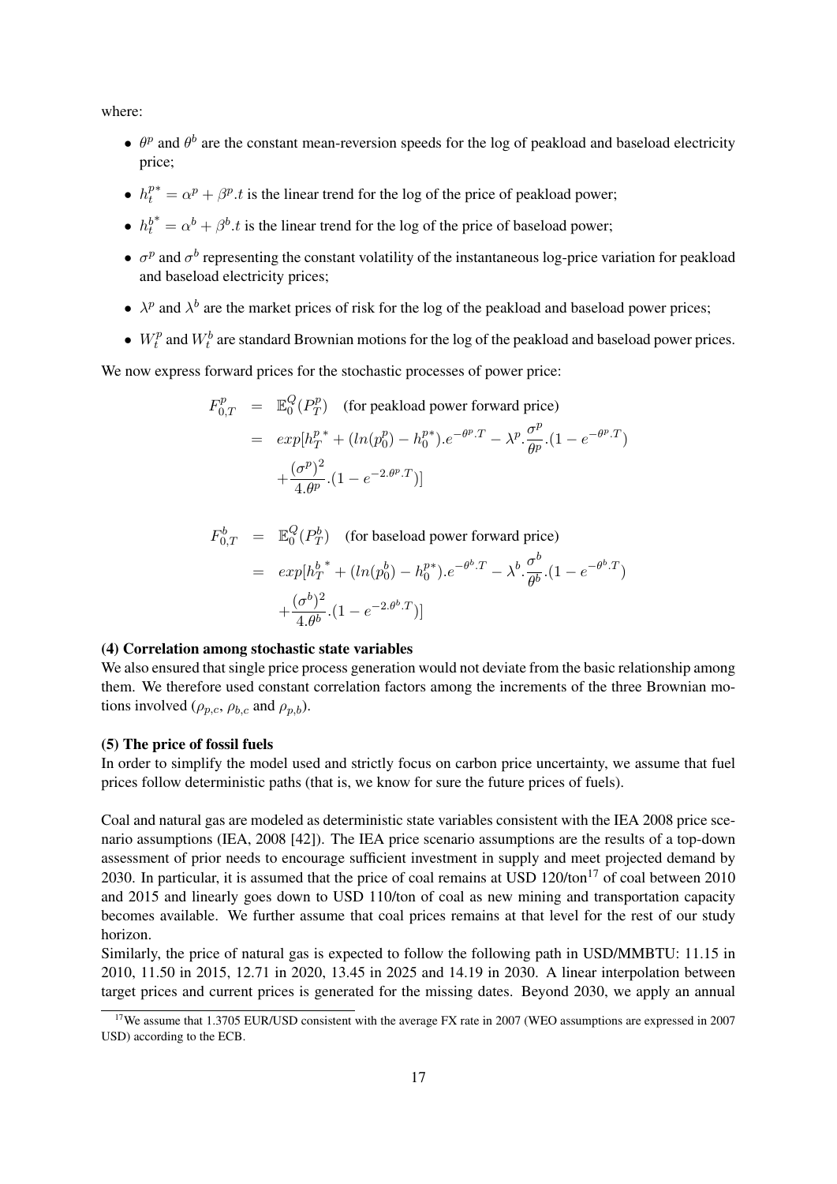where:

- $\theta^p$ and $\theta^b$ are the constant mean-reversion speeds for the log of peakload and baseload electricity price;
- $h_t^{p*} = \alpha^p + \beta^p.t$ is the linear trend for the log of the price of peakload power;
- $h_t^{b^*} = \alpha^b + \beta^b.t$ is the linear trend for the log of the price of baseload power;
- $\sigma^p$ and $\sigma^b$ representing the constant volatility of the instantaneous log-price variation for peakload and baseload electricity prices;
- $\lambda^p$ and $\lambda^b$ are the market prices of risk for the log of the peakload and baseload power prices;
- $W_t^p$ and $W_t^b$ are standard Brownian motions for the log of the peakload and baseload power prices.

We now express forward prices for the stochastic processes of power price:

$$
\begin{aligned}
F_{0,T}^p &= \mathbb{E}_0^Q(P_T^p) \quad \text{(for peakload power forward price)} \\
&= exp[h_T^{p*} + (ln(p_0^p) - h_0^{p*}).e^{-\theta^p.T} - \lambda^p.\frac{\sigma^p}{\theta^p}.(1 - e^{-\theta^p.T}) \\
&\quad + \frac{(\sigma^p)^2}{4.\theta^p}.(1 - e^{-2.\theta^p.T})]
\end{aligned}
$$

$$
\begin{aligned}
F_{0,T}^b &= \mathbb{E}_0^Q(P_T^b) \quad \text{(for baseload power forward price)} \\
&= exp[h_T^{b^*} + (ln(p_0^b) - h_0^{p*}).e^{-\theta^b.T} - \lambda^b.\frac{\sigma^b}{\theta^b}.(1 - e^{-\theta^b.T}) \\
&\quad + \frac{(\sigma^b)^2}{4.\theta^b}.(1 - e^{-2.\theta^b.T})]
\end{aligned}
$$

**(4) Correlation among stochastic state variables**

We also ensured that single price process generation would not deviate from the basic relationship among them. We therefore used constant correlation factors among the increments of the three Brownian motions involved ($\rho_{p,c}$, $\rho_{b,c}$ and $\rho_{p,b}$).

**(5) The price of fossil fuels**

In order to simplify the model used and strictly focus on carbon price uncertainty, we assume that fuel prices follow deterministic paths (that is, we know for sure the future prices of fuels).

Coal and natural gas are modeled as deterministic state variables consistent with the IEA 2008 price scenario assumptions (IEA, 2008 [42]). The IEA price scenario assumptions are the results of a top-down assessment of prior needs to encourage sufficient investment in supply and meet projected demand by 2030. In particular, it is assumed that the price of coal remains at USD 120/ton[17] of coal between 2010 and 2015 and linearly goes down to USD 110/ton of coal as new mining and transportation capacity becomes available. We further assume that coal prices remains at that level for the rest of our study horizon.

Similarly, the price of natural gas is expected to follow the following path in USD/MMBTU: 11.15 in 2010, 11.50 in 2015, 12.71 in 2020, 13.45 in 2025 and 14.19 in 2030. A linear interpolation between target prices and current prices is generated for the missing dates. Beyond 2030, we apply an annual

[17] We assume that 1.3705 EUR/USD consistent with the average FX rate in 2007 (WEO assumptions are expressed in 2007 USD) according to the ECB.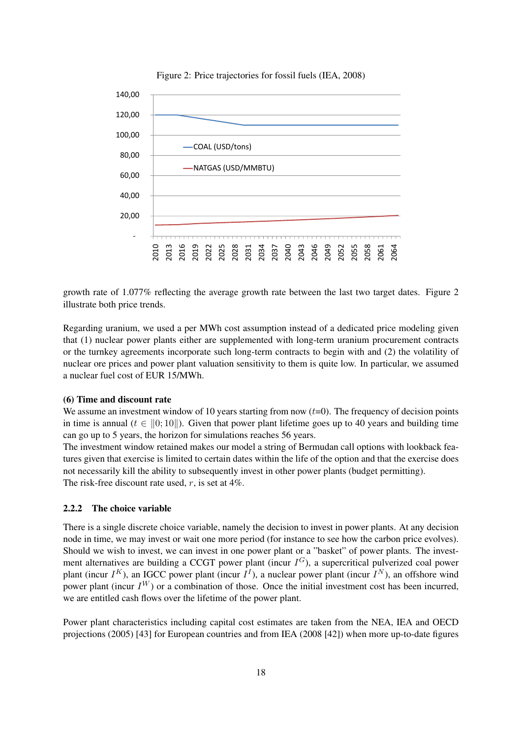Figure 2: Price trajectories for fossil fuels (IEA, 2008)

growth rate of 1.077% reflecting the average growth rate between the last two target dates. Figure 2 illustrate both price trends.

Regarding uranium, we used a per MWh cost assumption instead of a dedicated price modeling given that (1) nuclear power plants either are supplemented with long-term uranium procurement contracts or the turnkey agreements incorporate such long-term contracts to begin with and (2) the volatility of nuclear ore prices and power plant valuation sensitivity to them is quite low. In particular, we assumed a nuclear fuel cost of EUR 15/MWh.

**(6) Time and discount rate**

We assume an investment window of 10 years starting from now ($t$=0). The frequency of decision points in time is annual ($t \in \|0; 10\|$). Given that power plant lifetime goes up to 40 years and building time can go up to 5 years, the horizon for simulations reaches 56 years.

The investment window retained makes our model a string of Bermudan call options with lookback features given that exercise is limited to certain dates within the life of the option and that the exercise does not necessarily kill the ability to subsequently invest in other power plants (budget permitting).

The risk-free discount rate used, $r$, is set at 4%.

### 2.2.2 The choice variable

There is a single discrete choice variable, namely the decision to invest in power plants. At any decision node in time, we may invest or wait one more period (for instance to see how the carbon price evolves). Should we wish to invest, we can invest in one power plant or a "basket" of power plants. The investment alternatives are building a CCGT power plant (incur $I^G$), a supercritical pulverized coal power plant (incur $I^K$), an IGCC power plant (incur $I^I$), a nuclear power plant (incur $I^N$), an offshore wind power plant (incur $I^W$) or a combination of those. Once the initial investment cost has been incurred, we are entitled cash flows over the lifetime of the power plant.

Power plant characteristics including capital cost estimates are taken from the NEA, IEA and OECD projections (2005) [43] for European countries and from IEA (2008 [42]) when more up-to-date figures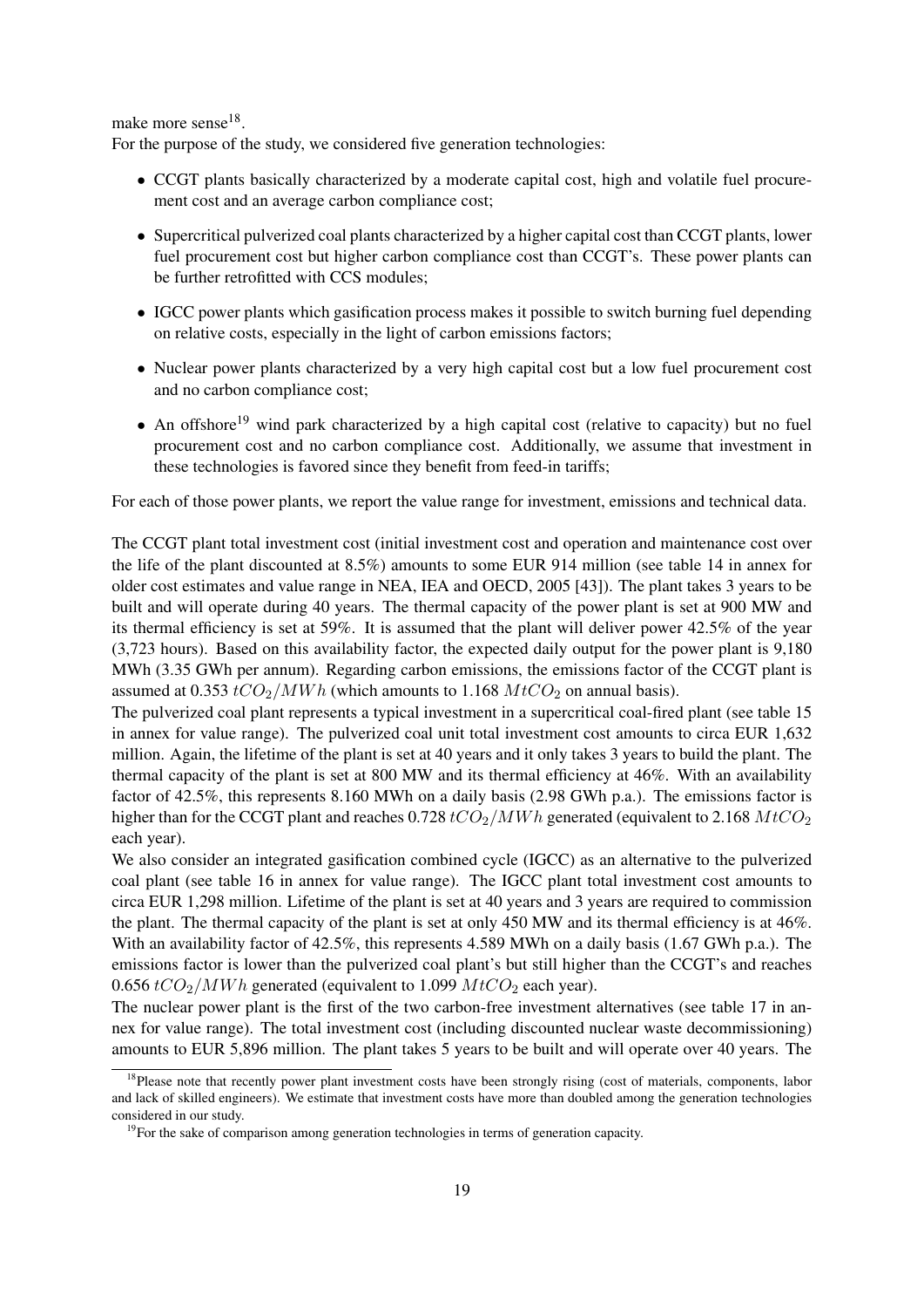make more sense[18].

For the purpose of the study, we considered five generation technologies:

- CCGT plants basically characterized by a moderate capital cost, high and volatile fuel procurement cost and an average carbon compliance cost;
- Supercritical pulverized coal plants characterized by a higher capital cost than CCGT plants, lower fuel procurement cost but higher carbon compliance cost than CCGT's. These power plants can be further retrofitted with CCS modules;
- IGCC power plants which gasification process makes it possible to switch burning fuel depending on relative costs, especially in the light of carbon emissions factors;
- Nuclear power plants characterized by a very high capital cost but a low fuel procurement cost and no carbon compliance cost;
- An offshore[19] wind park characterized by a high capital cost (relative to capacity) but no fuel procurement cost and no carbon compliance cost. Additionally, we assume that investment in these technologies is favored since they benefit from feed-in tariffs;

For each of those power plants, we report the value range for investment, emissions and technical data.

The CCGT plant total investment cost (initial investment cost and operation and maintenance cost over the life of the plant discounted at 8.5%) amounts to some EUR 914 million (see table 14 in annex for older cost estimates and value range in NEA, IEA and OECD, 2005 [43]). The plant takes 3 years to be built and will operate during 40 years. The thermal capacity of the power plant is set at 900 MW and its thermal efficiency is set at 59%. It is assumed that the plant will deliver power 42.5% of the year (3,723 hours). Based on this availability factor, the expected daily output for the power plant is 9,180 MWh (3.35 GWh per annum). Regarding carbon emissions, the emissions factor of the CCGT plant is assumed at 0.353 $tCO_2/MWh$ (which amounts to 1.168 $MtCO_2$ on annual basis).

The pulverized coal plant represents a typical investment in a supercritical coal-fired plant (see table 15 in annex for value range). The pulverized coal unit total investment cost amounts to circa EUR 1,632 million. Again, the lifetime of the plant is set at 40 years and it only takes 3 years to build the plant. The thermal capacity of the plant is set at 800 MW and its thermal efficiency at 46%. With an availability factor of 42.5%, this represents 8.160 MWh on a daily basis (2.98 GWh p.a.). The emissions factor is higher than for the CCGT plant and reaches 0.728 $tCO_2/MWh$ generated (equivalent to 2.168 $MtCO_2$ each year).

We also consider an integrated gasification combined cycle (IGCC) as an alternative to the pulverized coal plant (see table 16 in annex for value range). The IGCC plant total investment cost amounts to circa EUR 1,298 million. Lifetime of the plant is set at 40 years and 3 years are required to commission the plant. The thermal capacity of the plant is set at only 450 MW and its thermal efficiency is at 46%. With an availability factor of 42.5%, this represents 4.589 MWh on a daily basis (1.67 GWh p.a.). The emissions factor is lower than the pulverized coal plant's but still higher than the CCGT's and reaches 0.656 $tCO_2/MWh$ generated (equivalent to 1.099 $MtCO_2$ each year).

The nuclear power plant is the first of the two carbon-free investment alternatives (see table 17 in annex for value range). The total investment cost (including discounted nuclear waste decommissioning) amounts to EUR 5,896 million. The plant takes 5 years to be built and will operate over 40 years. The

[18] Please note that recently power plant investment costs have been strongly rising (cost of materials, components, labor and lack of skilled engineers). We estimate that investment costs have more than doubled among the generation technologies considered in our study.

[19] For the sake of comparison among generation technologies in terms of generation capacity.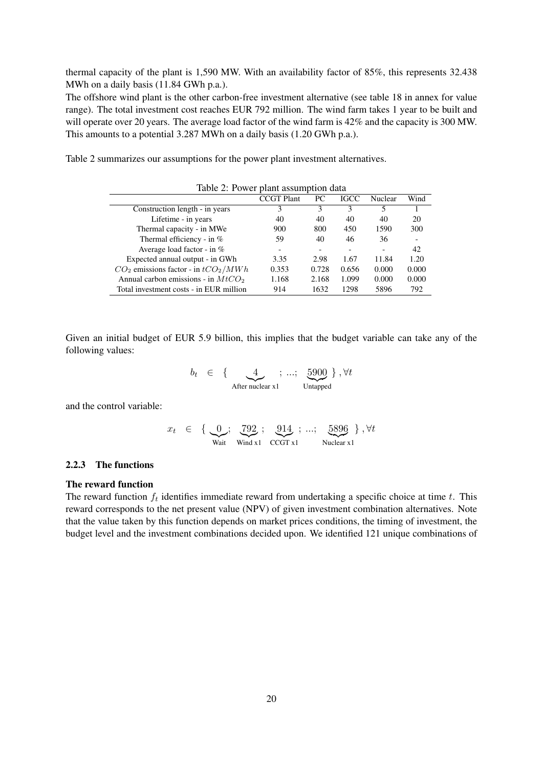thermal capacity of the plant is 1,590 MW. With an availability factor of 85%, this represents 32.438 MWh on a daily basis (11.84 GWh p.a.).

The offshore wind plant is the other carbon-free investment alternative (see table 18 in annex for value range). The total investment cost reaches EUR 792 million. The wind farm takes 1 year to be built and will operate over 20 years. The average load factor of the wind farm is 42% and the capacity is 300 MW. This amounts to a potential 3.287 MWh on a daily basis (1.20 GWh p.a.).

Table 2 summarizes our assumptions for the power plant investment alternatives.

Table 2: Power plant assumption data

| | CCGT Plant | PC | IGCC | Nuclear | Wind |
|---|---|---|---|---|---|
| Construction length - in years | 3 | 3 | 3 | 5 | 1 |
| Lifetime - in years | 40 | 40 | 40 | 40 | 20 |
| Thermal capacity - in MWe | 900 | 800 | 450 | 1590 | 300 |
| Thermal efficiency - in % | 59 | 40 | 46 | 36 | - |
| Average load factor - in % | - | - | - | - | 42 |
| Expected annual output - in GWh | 3.35 | 2.98 | 1.67 | 11.84 | 1.20 |
| $CO_2$ emissions factor - in $tCO_2/MWh$ | 0.353 | 0.728 | 0.656 | 0.000 | 0.000 |
| Annual carbon emissions - in $MtCO_2$ | 1.168 | 2.168 | 1.099 | 0.000 | 0.000 |
| Total investment costs - in EUR million | 914 | 1632 | 1298 | 5896 | 792 |

Given an initial budget of EUR 5.9 billion, this implies that the budget variable can take any of the following values:

$$b_t \in \{ \underbrace{4}_{\text{After nuclear x1}} ; ...; \underbrace{5900}_{\text{Untapped}} \}, \forall t$$

and the control variable:

$$x_t \in \{ \underbrace{0}_{\text{Wait}}; \underbrace{792}_{\text{Wind x1}}; \underbrace{914}_{\text{CCGT x1}}; ...; \underbrace{5896}_{\text{Nuclear x1}} \}, \forall t$$

### 2.2.3 The functions

**The reward function**

The reward function $f_t$ identifies immediate reward from undertaking a specific choice at time $t$. This reward corresponds to the net present value (NPV) of given investment combination alternatives. Note that the value taken by this function depends on market prices conditions, the timing of investment, the budget level and the investment combinations decided upon. We identified 121 unique combinations of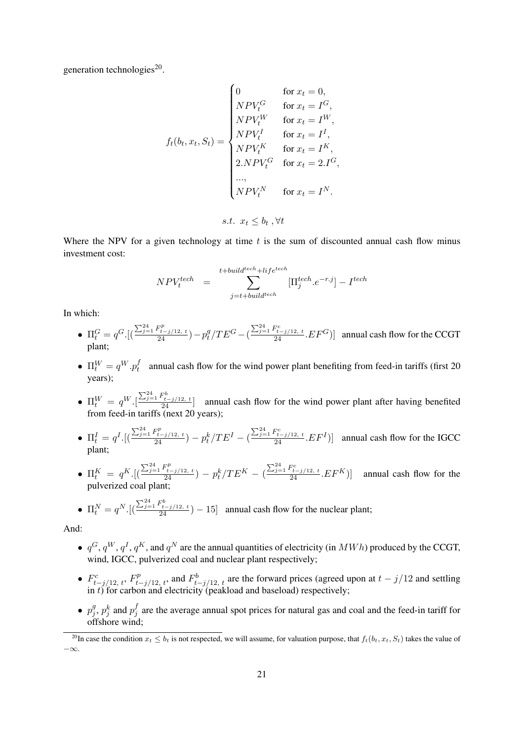generation technologies[20].

$$f_t(b_t, x_t, S_t) = \begin{cases} 0 & \text{for } x_t = 0, \\ NPV_t^G & \text{for } x_t = I^G, \\ NPV_t^W & \text{for } x_t = I^W, \\ NPV_t^I & \text{for } x_t = I^I, \\ NPV_t^K & \text{for } x_t = I^K, \\ 2.NPV_t^G & \text{for } x_t = 2.I^G, \\ ..., & \\ NPV_t^N & \text{for } x_t = I^N. \end{cases}$$

$$s.t.\ \ x_t \leq b_t \ , \forall t$$

Where the NPV for a given technology at time $t$ is the sum of discounted annual cash flow minus investment cost:

$$NPV_t^{tech} \quad = \quad \sum_{j=t+build^{tech}}^{t+build^{tech}+life^{tech}} [\Pi_j^{tech}.e^{-r.j}] - I^{tech}$$

In which:

- $\Pi_t^G = q^G.[(\frac{\sum_{j=1}^{24} F_{t-j/12,\ t}^p}{24}) - p_t^g/TE^G - (\frac{\sum_{j=1}^{24} F_{t-j/12,\ t}^c}{24}.EF^G)]$ annual cash flow for the CCGT plant;
- $\Pi_t^W = q^W.p_t^f$ annual cash flow for the wind power plant benefiting from feed-in tariffs (first 20 years);
- $\Pi_t^W = q^W.[\frac{\sum_{j=1}^{24} F_{t-j/12,\ t}^b}{24}]$ annual cash flow for the wind power plant after having benefited from feed-in tariffs (next 20 years);
- $\Pi_t^I = q^I.[(\frac{\sum_{j=1}^{24} F_{t-j/12,\ t}^p}{24}) - p_t^k/TE^I - (\frac{\sum_{j=1}^{24} F_{t-j/12,\ t}^c}{24}.EF^I)]$ annual cash flow for the IGCC plant;
- $\Pi_t^K = q^K.[(\frac{\sum_{j=1}^{24} F_{t-j/12,\ t}^p}{24}) - p_t^k/TE^K - (\frac{\sum_{j=1}^{24} F_{t-j/12,\ t}^c}{24}.EF^K)]$ annual cash flow for the pulverized coal plant;
- $\Pi_t^N = q^N.[(\frac{\sum_{j=1}^{24} F_{t-j/12,\ t}^b}{24}) - 15]$ annual cash flow for the nuclear plant;

And:

- $q^G$, $q^W$, $q^I$, $q^K$, and $q^N$ are the annual quantities of electricity (in $MWh$) produced by the CCGT, wind, IGCC, pulverized coal and nuclear plant respectively;
- $F_{t-j/12,\ t}^c$, $F_{t-j/12,\ t}^p$, and $F_{t-j/12,\ t}^b$ are the forward prices (agreed upon at $t - j/12$ and settling in $t$) for carbon and electricity (peakload and baseload) respectively;
- $p_j^g$, $p_j^k$ and $p_j^f$ are the average annual spot prices for natural gas and coal and the feed-in tariff for offshore wind;

[20] In case the condition $x_t \leq b_t$ is not respected, we will assume, for valuation purpose, that $f_t(b_t, x_t, S_t)$ takes the value of $-\infty$.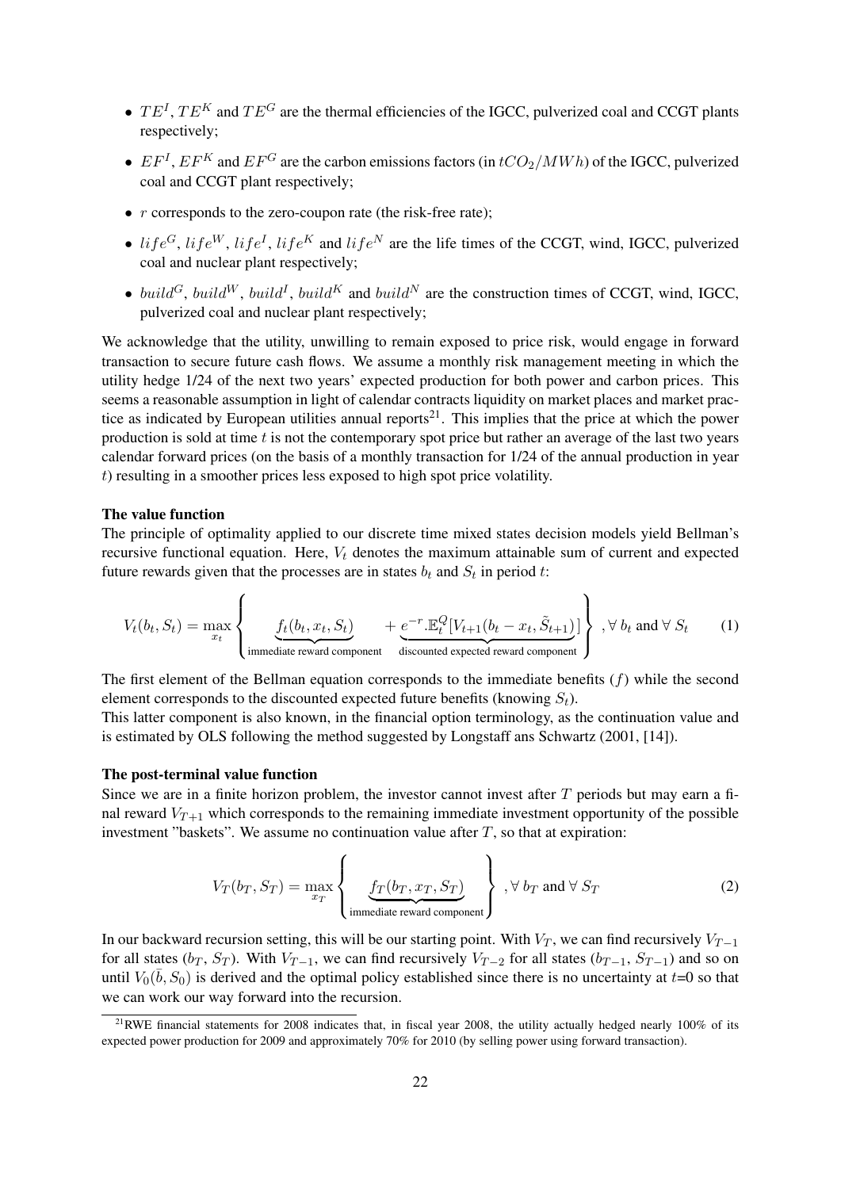- $TE^I$, $TE^K$ and $TE^G$ are the thermal efficiencies of the IGCC, pulverized coal and CCGT plants respectively;
- $EF^I$, $EF^K$ and $EF^G$ are the carbon emissions factors (in $tCO_2/MWh$) of the IGCC, pulverized coal and CCGT plant respectively;
- $r$ corresponds to the zero-coupon rate (the risk-free rate);
- $life^G$, $life^W$, $life^I$, $life^K$ and $life^N$ are the life times of the CCGT, wind, IGCC, pulverized coal and nuclear plant respectively;
- $build^G$, $build^W$, $build^I$, $build^K$ and $build^N$ are the construction times of CCGT, wind, IGCC, pulverized coal and nuclear plant respectively;

We acknowledge that the utility, unwilling to remain exposed to price risk, would engage in forward transaction to secure future cash flows. We assume a monthly risk management meeting in which the utility hedge 1/24 of the next two years' expected production for both power and carbon prices. This seems a reasonable assumption in light of calendar contracts liquidity on market places and market practice as indicated by European utilities annual reports[21]. This implies that the price at which the power production is sold at time $t$ is not the contemporary spot price but rather an average of the last two years calendar forward prices (on the basis of a monthly transaction for 1/24 of the annual production in year $t$) resulting in a smoother prices less exposed to high spot price volatility.

**The value function**

The principle of optimality applied to our discrete time mixed states decision models yield Bellman's recursive functional equation. Here, $V_t$ denotes the maximum attainable sum of current and expected future rewards given that the processes are in states $b_t$ and $S_t$ in period $t$:

$$V_t(b_t, S_t) = \max_{x_t} \left\{ \underbrace{f_t(b_t, x_t, S_t)}_{\text{immediate reward component}} + \underbrace{e^{-r}.\mathbb{E}_t^Q[V_{t+1}(b_t - x_t, \tilde{S}_{t+1})]}_{\text{discounted expected reward component}} \right\} , \forall\, b_t \text{ and } \forall\, S_t \tag{1}$$

The first element of the Bellman equation corresponds to the immediate benefits ($f$) while the second element corresponds to the discounted expected future benefits (knowing $S_t$).
This latter component is also known, in the financial option terminology, as the continuation value and is estimated by OLS following the method suggested by Longstaff ans Schwartz (2001, [14]).

**The post-terminal value function**

Since we are in a finite horizon problem, the investor cannot invest after $T$ periods but may earn a final reward $V_{T+1}$ which corresponds to the remaining immediate investment opportunity of the possible investment "baskets". We assume no continuation value after $T$, so that at expiration:

$$V_T(b_T, S_T) = \max_{x_T} \left\{ \underbrace{f_T(b_T, x_T, S_T)}_{\text{immediate reward component}} \right\} , \forall\, b_T \text{ and } \forall\, S_T \tag{2}$$

In our backward recursion setting, this will be our starting point. With $V_T$, we can find recursively $V_{T-1}$ for all states ($b_T$, $S_T$). With $V_{T-1}$, we can find recursively $V_{T-2}$ for all states ($b_{T-1}$, $S_{T-1}$) and so on until $V_0(\bar{b}, S_0)$ is derived and the optimal policy established since there is no uncertainty at $t$=0 so that we can work our way forward into the recursion.

[21] RWE financial statements for 2008 indicates that, in fiscal year 2008, the utility actually hedged nearly 100% of its expected power production for 2009 and approximately 70% for 2010 (by selling power using forward transaction).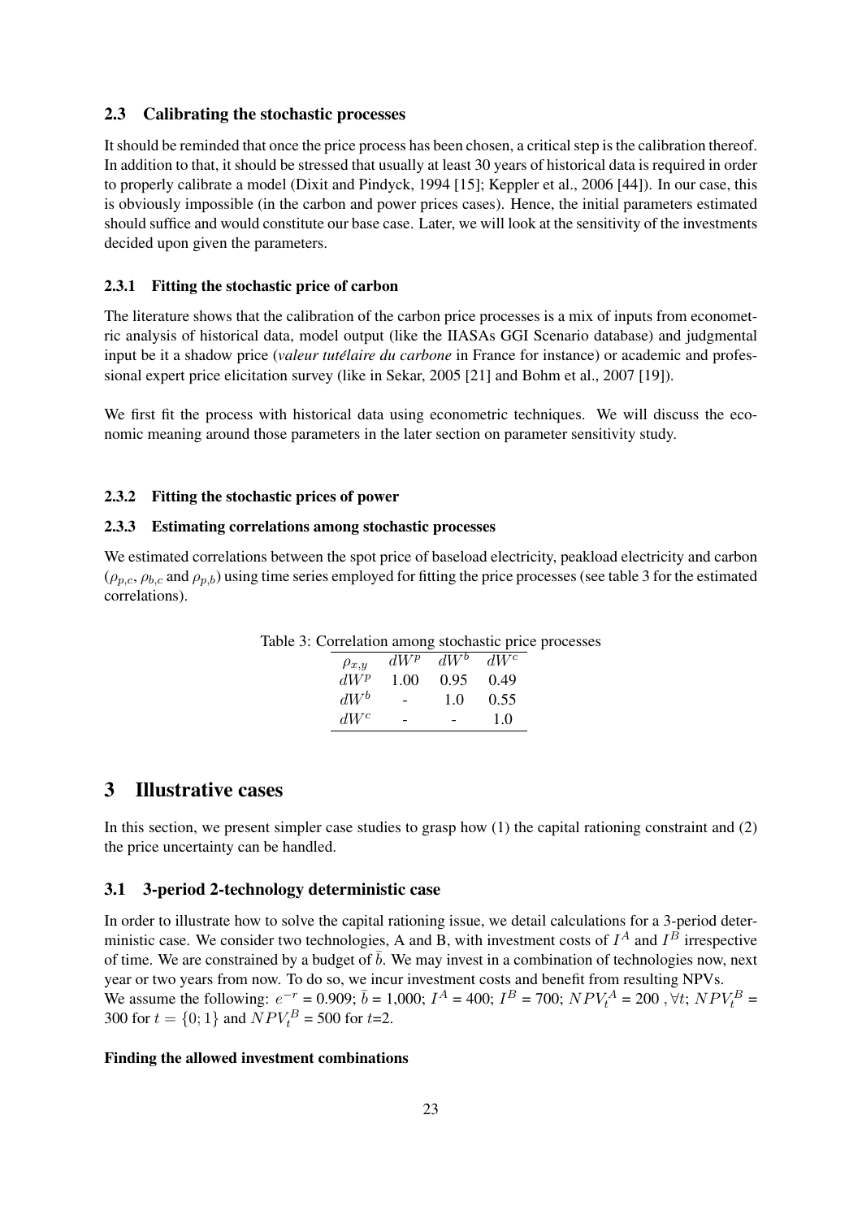### 2.3 Calibrating the stochastic processes

It should be reminded that once the price process has been chosen, a critical step is the calibration thereof. In addition to that, it should be stressed that usually at least 30 years of historical data is required in order to properly calibrate a model (Dixit and Pindyck, 1994 [15]; Keppler et al., 2006 [44]). In our case, this is obviously impossible (in the carbon and power prices cases). Hence, the initial parameters estimated should suffice and would constitute our base case. Later, we will look at the sensitivity of the investments decided upon given the parameters.

#### 2.3.1 Fitting the stochastic price of carbon

The literature shows that the calibration of the carbon price processes is a mix of inputs from econometric analysis of historical data, model output (like the IIASAs GGI Scenario database) and judgmental input be it a shadow price (*valeur tutélaire du carbone* in France for instance) or academic and professional expert price elicitation survey (like in Sekar, 2005 [21] and Bohm et al., 2007 [19]).

We first fit the process with historical data using econometric techniques. We will discuss the economic meaning around those parameters in the later section on parameter sensitivity study.

#### 2.3.2 Fitting the stochastic prices of power

#### 2.3.3 Estimating correlations among stochastic processes

We estimated correlations between the spot price of baseload electricity, peakload electricity and carbon ($\rho_{p,c}$, $\rho_{b,c}$ and $\rho_{p,b}$) using time series employed for fitting the price processes (see table 3 for the estimated correlations).

Table 3: Correlation among stochastic price processes

| $\rho_{x,y}$ | $dW^p$ | $dW^b$ | $dW^c$ |
|---|---|---|---|
| $dW^p$ | 1.00 | 0.95 | 0.49 |
| $dW^b$ | - | 1.0 | 0.55 |
| $dW^c$ | - | - | 1.0 |

# 3 Illustrative cases

In this section, we present simpler case studies to grasp how (1) the capital rationing constraint and (2) the price uncertainty can be handled.

## 3.1 3-period 2-technology deterministic case

In order to illustrate how to solve the capital rationing issue, we detail calculations for a 3-period deterministic case. We consider two technologies, A and B, with investment costs of $I^A$ and $I^B$ irrespective of time. We are constrained by a budget of $\bar{b}$. We may invest in a combination of technologies now, next year or two years from now. To do so, we incur investment costs and benefit from resulting NPVs.
We assume the following: $e^{-r}$ = 0.909; $\bar{b}$ = 1,000; $I^A$ = 400; $I^B$ = 700; $NPV_t^A$ = 200 , $\forall t$; $NPV_t^B$ = 300 for $t = \{0; 1\}$ and $NPV_t^B$ = 500 for $t$=2.

**Finding the allowed investment combinations**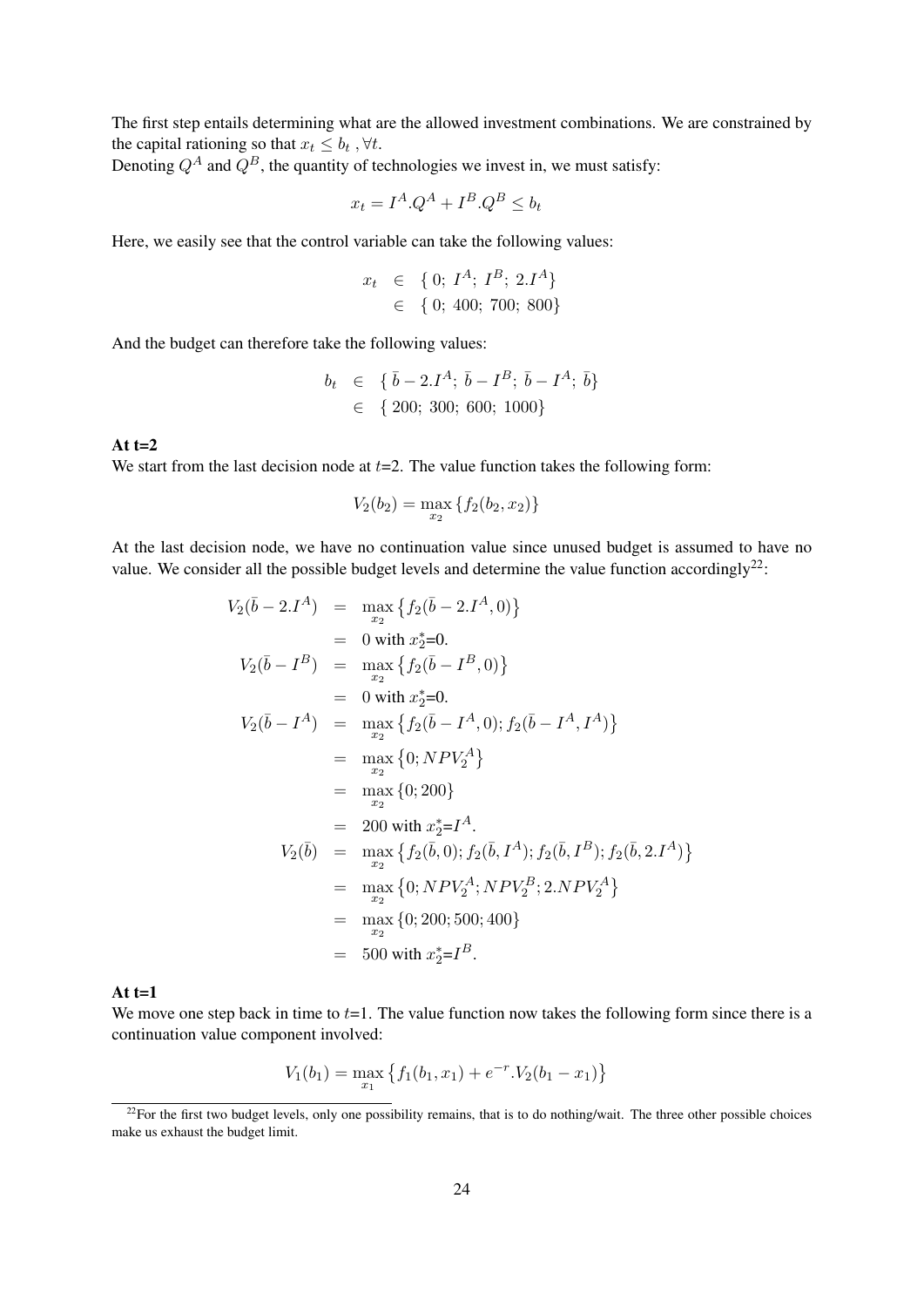The first step entails determining what are the allowed investment combinations. We are constrained by the capital rationing so that $x_t \leq b_t \,, \forall t$.
Denoting $Q^A$ and $Q^B$, the quantity of technologies we invest in, we must satisfy:

$$x_t = I^A.Q^A + I^B.Q^B \leq b_t$$

Here, we easily see that the control variable can take the following values:

$$\begin{aligned} x_t &\in \{\, 0;\; I^A;\; I^B;\; 2.I^A\} \\ &\in \{\, 0;\; 400;\; 700;\; 800\} \end{aligned}$$

And the budget can therefore take the following values:

$$\begin{aligned} b_t &\in \{\, \bar{b} - 2.I^A;\; \bar{b} - I^B;\; \bar{b} - I^A;\; \bar{b}\} \\ &\in \{\, 200;\; 300;\; 600;\; 1000\} \end{aligned}$$

**At t=2**

We start from the last decision node at $t$=2. The value function takes the following form:

$$V_2(b_2) = \max_{x_2} \{f_2(b_2, x_2)\}$$

At the last decision node, we have no continuation value since unused budget is assumed to have no value. We consider all the possible budget levels and determine the value function accordingly[22]:

$$\begin{aligned} V_2(\bar{b} - 2.I^A) &= \max_{x_2} \left\{ f_2(\bar{b} - 2.I^A, 0) \right\} \\ &= 0 \text{ with } x_2^*\text{=0.} \\ V_2(\bar{b} - I^B) &= \max_{x_2} \left\{ f_2(\bar{b} - I^B, 0) \right\} \\ &= 0 \text{ with } x_2^*\text{=0.} \\ V_2(\bar{b} - I^A) &= \max_{x_2} \left\{ f_2(\bar{b} - I^A, 0); f_2(\bar{b} - I^A, I^A) \right\} \\ &= \max_{x_2} \left\{ 0; NPV_2^A \right\} \\ &= \max_{x_2} \{0; 200\} \\ &= 200 \text{ with } x_2^*\text{=}I^A. \\ V_2(\bar{b}) &= \max_{x_2} \left\{ f_2(\bar{b}, 0); f_2(\bar{b}, I^A); f_2(\bar{b}, I^B); f_2(\bar{b}, 2.I^A) \right\} \\ &= \max_{x_2} \left\{ 0; NPV_2^A; NPV_2^B; 2.NPV_2^A \right\} \\ &= \max_{x_2} \{0; 200; 500; 400\} \\ &= 500 \text{ with } x_2^*\text{=}I^B. \end{aligned}$$

**At t=1**

We move one step back in time to $t$=1. The value function now takes the following form since there is a continuation value component involved:

$$V_1(b_1) = \max_{x_1} \left\{ f_1(b_1, x_1) + e^{-r}.V_2(b_1 - x_1) \right\}$$

[22] For the first two budget levels, only one possibility remains, that is to do nothing/wait. The three other possible choices make us exhaust the budget limit.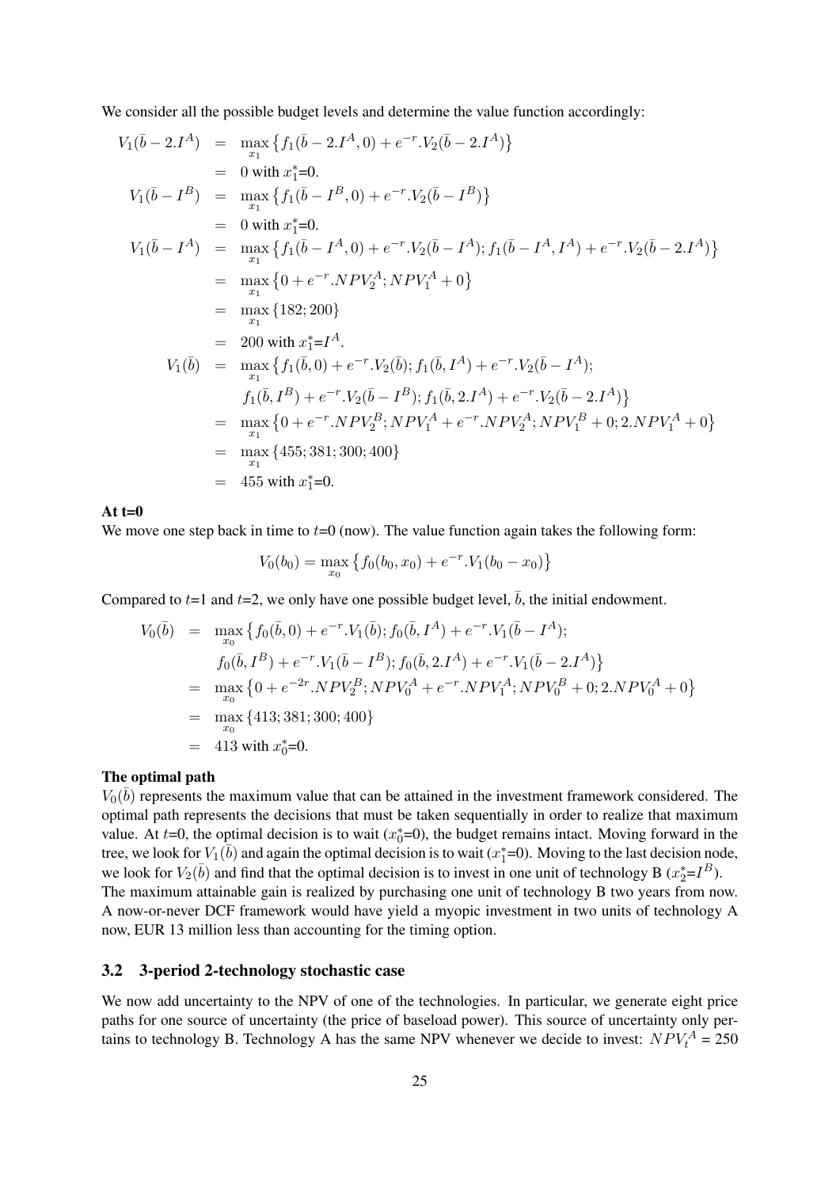We consider all the possible budget levels and determine the value function accordingly:

$$
\begin{aligned}
V_1(\bar{b}-2.I^A) &= \max_{x_1}\left\{f_1(\bar{b}-2.I^A,0)+e^{-r}.V_2(\bar{b}-2.I^A)\right\}\\
&= 0 \text{ with } x_1^*\text{=0}.\\
V_1(\bar{b}-I^B) &= \max_{x_1}\left\{f_1(\bar{b}-I^B,0)+e^{-r}.V_2(\bar{b}-I^B)\right\}\\
&= 0 \text{ with } x_1^*\text{=0}.\\
V_1(\bar{b}-I^A) &= \max_{x_1}\left\{f_1(\bar{b}-I^A,0)+e^{-r}.V_2(\bar{b}-I^A); f_1(\bar{b}-I^A,I^A)+e^{-r}.V_2(\bar{b}-2.I^A)\right\}\\
&= \max_{x_1}\left\{0+e^{-r}.NPV_2^A; NPV_1^A+0\right\}\\
&= \max_{x_1}\left\{182; 200\right\}\\
&= 200 \text{ with } x_1^*\text{=}I^A.\\
V_1(\bar{b}) &= \max_{x_1}\left\{f_1(\bar{b},0)+e^{-r}.V_2(\bar{b}); f_1(\bar{b},I^A)+e^{-r}.V_2(\bar{b}-I^A);\right.\\
&\qquad \left. f_1(\bar{b},I^B)+e^{-r}.V_2(\bar{b}-I^B); f_1(\bar{b},2.I^A)+e^{-r}.V_2(\bar{b}-2.I^A)\right\}\\
&= \max_{x_1}\left\{0+e^{-r}.NPV_2^B; NPV_1^A+e^{-r}.NPV_2^A; NPV_1^B+0; 2.NPV_1^A+0\right\}\\
&= \max_{x_1}\left\{455; 381; 300; 400\right\}\\
&= 455 \text{ with } x_1^*\text{=0}.
\end{aligned}
$$

**At t=0**

We move one step back in time to $t$=0 (now). The value function again takes the following form:

$$
V_0(b_0) = \max_{x_0}\left\{f_0(b_0,x_0)+e^{-r}.V_1(b_0-x_0)\right\}
$$

Compared to $t$=1 and $t$=2, we only have one possible budget level, $\bar{b}$, the initial endowment.

$$
\begin{aligned}
V_0(\bar{b}) &= \max_{x_0}\left\{f_0(\bar{b},0)+e^{-r}.V_1(\bar{b}); f_0(\bar{b},I^A)+e^{-r}.V_1(\bar{b}-I^A);\right.\\
&\qquad \left. f_0(\bar{b},I^B)+e^{-r}.V_1(\bar{b}-I^B); f_0(\bar{b},2.I^A)+e^{-r}.V_1(\bar{b}-2.I^A)\right\}\\
&= \max_{x_0}\left\{0+e^{-2r}.NPV_2^B; NPV_0^A+e^{-r}.NPV_1^A; NPV_0^B+0; 2.NPV_0^A+0\right\}\\
&= \max_{x_0}\left\{413; 381; 300; 400\right\}\\
&= 413 \text{ with } x_0^*\text{=0}.
\end{aligned}
$$

**The optimal path**

$V_0(\bar{b})$ represents the maximum value that can be attained in the investment framework considered. The optimal path represents the decisions that must be taken sequentially in order to realize that maximum value. At $t$=0, the optimal decision is to wait ($x_0^*$=0), the budget remains intact. Moving forward in the tree, we look for $V_1(\bar{b})$ and again the optimal decision is to wait ($x_1^*$=0). Moving to the last decision node, we look for $V_2(\bar{b})$ and find that the optimal decision is to invest in one unit of technology B ($x_2^*$=$I^B$). The maximum attainable gain is realized by purchasing one unit of technology B two years from now. A now-or-never DCF framework would have yield a myopic investment in two units of technology A now, EUR 13 million less than accounting for the timing option.

### 3.2 3-period 2-technology stochastic case

We now add uncertainty to the NPV of one of the technologies. In particular, we generate eight price paths for one source of uncertainty (the price of baseload power). This source of uncertainty only pertains to technology B. Technology A has the same NPV whenever we decide to invest: $NPV_t^A$ = 250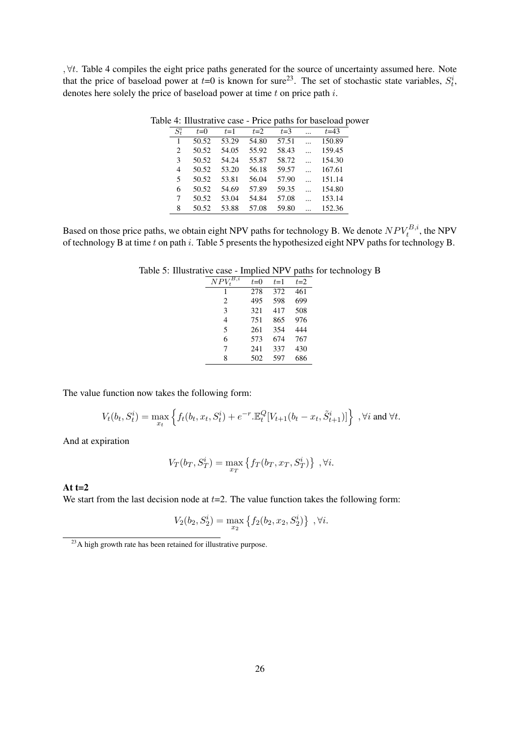, $\forall t$. Table 4 compiles the eight price paths generated for the source of uncertainty assumed here. Note that the price of baseload power at $t$=0 is known for sure[23]. The set of stochastic state variables, $S_t^i$, denotes here solely the price of baseload power at time $t$ on price path $i$.

Table 4: Illustrative case - Price paths for baseload power

| $S_t^i$ | $t$=0 | $t$=1 | $t$=2 | $t$=3 | ... | $t$=43 |
|---|---|---|---|---|---|---|
| 1 | 50.52 | 53.29 | 54.80 | 57.51 | ... | 150.89 |
| 2 | 50.52 | 54.05 | 55.92 | 58.43 | ... | 159.45 |
| 3 | 50.52 | 54.24 | 55.87 | 58.72 | ... | 154.30 |
| 4 | 50.52 | 53.20 | 56.18 | 59.57 | ... | 167.61 |
| 5 | 50.52 | 53.81 | 56.04 | 57.90 | ... | 151.14 |
| 6 | 50.52 | 54.69 | 57.89 | 59.35 | ... | 154.80 |
| 7 | 50.52 | 53.04 | 54.84 | 57.08 | ... | 153.14 |
| 8 | 50.52 | 53.88 | 57.08 | 59.80 | ... | 152.36 |

Based on those price paths, we obtain eight NPV paths for technology B. We denote $NPV_t^{B,i}$, the NPV of technology B at time $t$ on path $i$. Table 5 presents the hypothesized eight NPV paths for technology B.

Table 5: Illustrative case - Implied NPV paths for technology B

| $NPV_t^{B,i}$ | $t$=0 | $t$=1 | $t$=2 |
|---|---|---|---|
| 1 | 278 | 372 | 461 |
| 2 | 495 | 598 | 699 |
| 3 | 321 | 417 | 508 |
| 4 | 751 | 865 | 976 |
| 5 | 261 | 354 | 444 |
| 6 | 573 | 674 | 767 |
| 7 | 241 | 337 | 430 |
| 8 | 502 | 597 | 686 |

The value function now takes the following form:

$$V_t(b_t, S_t^i) = \max_{x_t} \left\{ f_t(b_t, x_t, S_t^i) + e^{-r}.\mathbb{E}_t^Q[V_{t+1}(b_t - x_t, \tilde{S}_{t+1}^i)] \right\} \text{ ,} \forall i \text{ and } \forall t.$$

And at expiration

$$V_T(b_T, S_T^i) = \max_{x_T} \left\{ f_T(b_T, x_T, S_T^i) \right\} \text{ ,} \forall i.$$

**At t=2**

We start from the last decision node at $t$=2. The value function takes the following form:

$$V_2(b_2, S_2^i) = \max_{x_2} \left\{ f_2(b_2, x_2, S_2^i) \right\} \text{ ,} \forall i.$$

[23]A high growth rate has been retained for illustrative purpose.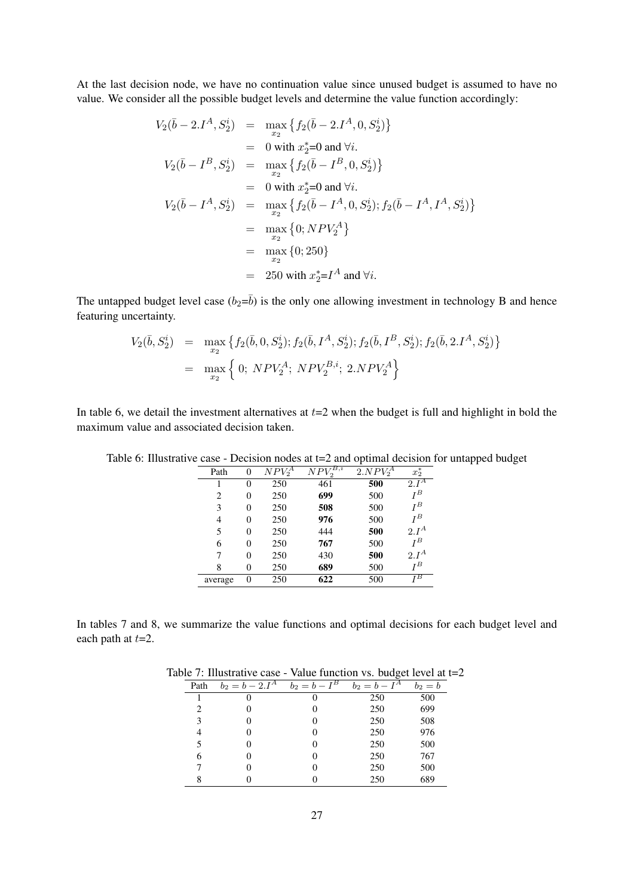At the last decision node, we have no continuation value since unused budget is assumed to have no value. We consider all the possible budget levels and determine the value function accordingly:

$$
\begin{aligned}
V_2(\bar{b} - 2.I^A, S_2^i) &= \max_{x_2} \left\{ f_2(\bar{b} - 2.I^A, 0, S_2^i) \right\} \\
&= 0 \text{ with } x_2^*\text{=0 and } \forall i. \\
V_2(\bar{b} - I^B, S_2^i) &= \max_{x_2} \left\{ f_2(\bar{b} - I^B, 0, S_2^i) \right\} \\
&= 0 \text{ with } x_2^*\text{=0 and } \forall i. \\
V_2(\bar{b} - I^A, S_2^i) &= \max_{x_2} \left\{ f_2(\bar{b} - I^A, 0, S_2^i); f_2(\bar{b} - I^A, I^A, S_2^i) \right\} \\
&= \max_{x_2} \left\{ 0; NPV_2^A \right\} \\
&= \max_{x_2} \left\{ 0; 250 \right\} \\
&= 250 \text{ with } x_2^*\text{=}I^A \text{ and } \forall i.
\end{aligned}
$$

The untapped budget level case ($b_2$=$\bar{b}$) is the only one allowing investment in technology B and hence featuring uncertainty.

$$
\begin{aligned}
V_2(\bar{b}, S_2^i) &= \max_{x_2} \left\{ f_2(\bar{b}, 0, S_2^i); f_2(\bar{b}, I^A, S_2^i); f_2(\bar{b}, I^B, S_2^i); f_2(\bar{b}, 2.I^A, S_2^i) \right\} \\
&= \max_{x_2} \left\{ 0;\ NPV_2^A;\ NPV_2^{B,i};\ 2.NPV_2^A \right\}
\end{aligned}
$$

In table 6, we detail the investment alternatives at $t$=2 when the budget is full and highlight in bold the maximum value and associated decision taken.

Table 6: Illustrative case - Decision nodes at t=2 and optimal decision for untapped budget

| Path | 0 | $NPV_2^A$ | $NPV_2^{B,i}$ | $2.NPV_2^A$ | $x_2^*$ |
|---|---|---|---|---|---|
| 1 | 0 | 250 | 461 | **500** | $2.I^A$ |
| 2 | 0 | 250 | **699** | 500 | $I^B$ |
| 3 | 0 | 250 | **508** | 500 | $I^B$ |
| 4 | 0 | 250 | **976** | 500 | $I^B$ |
| 5 | 0 | 250 | 444 | **500** | $2.I^A$ |
| 6 | 0 | 250 | **767** | 500 | $I^B$ |
| 7 | 0 | 250 | 430 | **500** | $2.I^A$ |
| 8 | 0 | 250 | **689** | 500 | $I^B$ |
| average | 0 | 250 | **622** | 500 | $I^B$ |

In tables 7 and 8, we summarize the value functions and optimal decisions for each budget level and each path at $t$=2.

Table 7: Illustrative case - Value function vs. budget level at t=2

| Path | $b_2 = b - 2.I^A$ | $b_2 = b - I^B$ | $b_2 = b - I^A$ | $b_2 = b$ |
|---|---|---|---|---|
| 1 | 0 | 0 | 250 | 500 |
| 2 | 0 | 0 | 250 | 699 |
| 3 | 0 | 0 | 250 | 508 |
| 4 | 0 | 0 | 250 | 976 |
| 5 | 0 | 0 | 250 | 500 |
| 6 | 0 | 0 | 250 | 767 |
| 7 | 0 | 0 | 250 | 500 |
| 8 | 0 | 0 | 250 | 689 |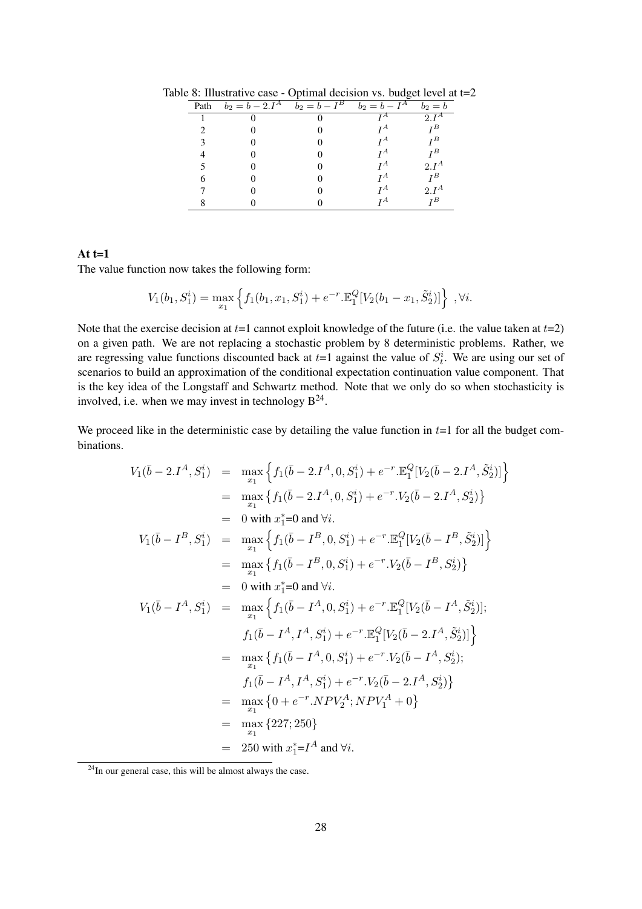Table 8: Illustrative case - Optimal decision vs. budget level at t=2

| Path | $b_2 = b - 2.I^A$ | $b_2 = b - I^B$ | $b_2 = b - I^A$ | $b_2 = b$ |
|---|---|---|---|---|
| 1 | 0 | 0 | $I^A$ | $2.I^A$ |
| 2 | 0 | 0 | $I^A$ | $I^B$ |
| 3 | 0 | 0 | $I^A$ | $I^B$ |
| 4 | 0 | 0 | $I^A$ | $I^B$ |
| 5 | 0 | 0 | $I^A$ | $2.I^A$ |
| 6 | 0 | 0 | $I^A$ | $I^B$ |
| 7 | 0 | 0 | $I^A$ | $2.I^A$ |
| 8 | 0 | 0 | $I^A$ | $I^B$ |

**At t=1**

The value function now takes the following form:

$$V_1(b_1, S_1^i) = \max_{x_1} \left\{ f_1(b_1, x_1, S_1^i) + e^{-r}.\mathbb{E}_1^Q[V_2(b_1 - x_1, \tilde{S}_2^i)] \right\} \ , \forall i.$$

Note that the exercise decision at $t$=1 cannot exploit knowledge of the future (i.e. the value taken at $t$=2) on a given path. We are not replacing a stochastic problem by 8 deterministic problems. Rather, we are regressing value functions discounted back at $t$=1 against the value of $S_t^i$. We are using our set of scenarios to build an approximation of the conditional expectation continuation value component. That is the key idea of the Longstaff and Schwartz method. Note that we only do so when stochasticity is involved, i.e. when we may invest in technology B[24].

We proceed like in the deterministic case by detailing the value function in $t$=1 for all the budget combinations.

$$\begin{aligned}
V_1(\bar{b} - 2.I^A, S_1^i) &= \max_{x_1} \left\{ f_1(\bar{b} - 2.I^A, 0, S_1^i) + e^{-r}.\mathbb{E}_1^Q[V_2(\bar{b} - 2.I^A, \tilde{S}_2^i)] \right\} \\
&= \max_{x_1} \left\{ f_1(\bar{b} - 2.I^A, 0, S_1^i) + e^{-r}.V_2(\bar{b} - 2.I^A, S_2^i) \right\} \\
&= 0 \text{ with } x_1^*\text{=0 and } \forall i. \\
V_1(\bar{b} - I^B, S_1^i) &= \max_{x_1} \left\{ f_1(\bar{b} - I^B, 0, S_1^i) + e^{-r}.\mathbb{E}_1^Q[V_2(\bar{b} - I^B, \tilde{S}_2^i)] \right\} \\
&= \max_{x_1} \left\{ f_1(\bar{b} - I^B, 0, S_1^i) + e^{-r}.V_2(\bar{b} - I^B, S_2^i) \right\} \\
&= 0 \text{ with } x_1^*\text{=0 and } \forall i. \\
V_1(\bar{b} - I^A, S_1^i) &= \max_{x_1} \Big\{ f_1(\bar{b} - I^A, 0, S_1^i) + e^{-r}.\mathbb{E}_1^Q[V_2(\bar{b} - I^A, \tilde{S}_2^i)]; \\
&\qquad f_1(\bar{b} - I^A, I^A, S_1^i) + e^{-r}.\mathbb{E}_1^Q[V_2(\bar{b} - 2.I^A, \tilde{S}_2^i)] \Big\} \\
&= \max_{x_1} \left\{ f_1(\bar{b} - I^A, 0, S_1^i) + e^{-r}.V_2(\bar{b} - I^A, S_2^i); \right. \\
&\qquad \left. f_1(\bar{b} - I^A, I^A, S_1^i) + e^{-r}.V_2(\bar{b} - 2.I^A, S_2^i) \right\} \\
&= \max_{x_1} \left\{ 0 + e^{-r}.NPV_2^A; NPV_1^A + 0 \right\} \\
&= \max_{x_1} \{227; 250\} \\
&= 250 \text{ with } x_1^*\text{=}I^A \text{ and } \forall i.
\end{aligned}$$

[24] In our general case, this will be almost always the case.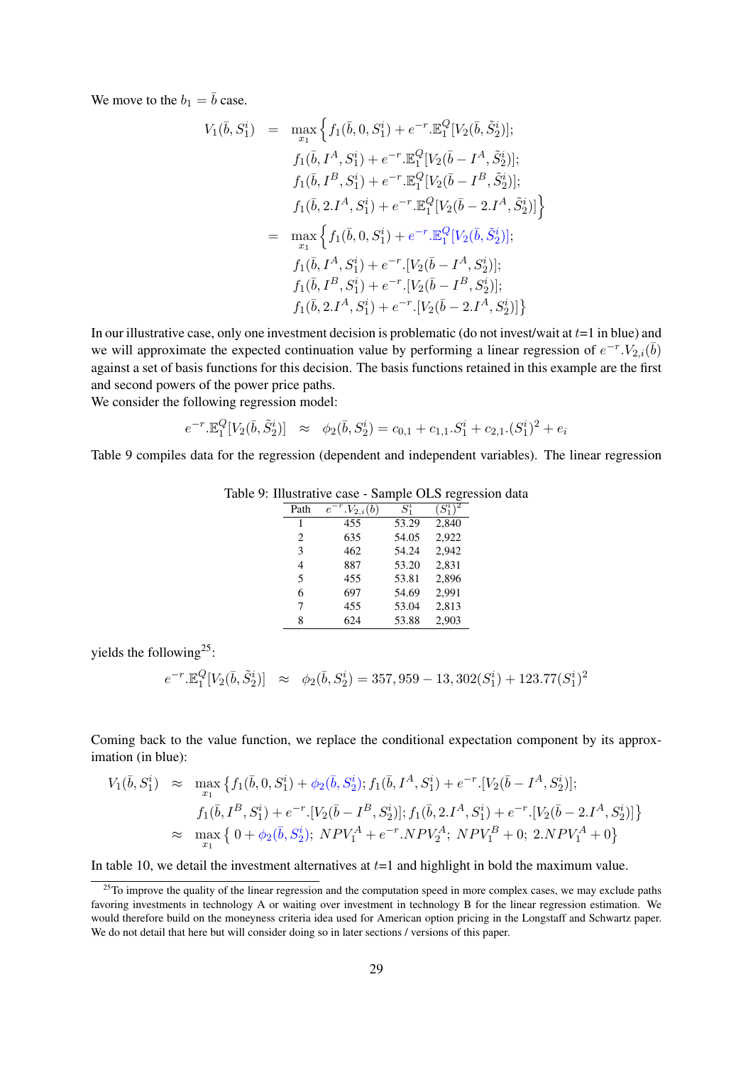We move to the $b_1 = \bar{b}$ case.

$$
\begin{aligned}
V_1(\bar{b}, S_1^i) &= \max_{x_1} \Big\{ f_1(\bar{b}, 0, S_1^i) + e^{-r}.\mathbb{E}_1^Q[V_2(\bar{b}, \tilde{S}_2^i)]; \\
&\quad f_1(\bar{b}, I^A, S_1^i) + e^{-r}.\mathbb{E}_1^Q[V_2(\bar{b} - I^A, \tilde{S}_2^i)]; \\
&\quad f_1(\bar{b}, I^B, S_1^i) + e^{-r}.\mathbb{E}_1^Q[V_2(\bar{b} - I^B, \tilde{S}_2^i)]; \\
&\quad f_1(\bar{b}, 2.I^A, S_1^i) + e^{-r}.\mathbb{E}_1^Q[V_2(\bar{b} - 2.I^A, \tilde{S}_2^i)] \Big\} \\
&= \max_{x_1} \Big\{ f_1(\bar{b}, 0, S_1^i) + e^{-r}.\mathbb{E}_1^Q[V_2(\bar{b}, \tilde{S}_2^i)]; \\
&\quad f_1(\bar{b}, I^A, S_1^i) + e^{-r}.[V_2(\bar{b} - I^A, S_2^i)]; \\
&\quad f_1(\bar{b}, I^B, S_1^i) + e^{-r}.[V_2(\bar{b} - I^B, S_2^i)]; \\
&\quad f_1(\bar{b}, 2.I^A, S_1^i) + e^{-r}.[V_2(\bar{b} - 2.I^A, S_2^i)] \Big\}
\end{aligned}
$$

In our illustrative case, only one investment decision is problematic (do not invest/wait at $t$=1 in blue) and we will approximate the expected continuation value by performing a linear regression of $e^{-r}.V_{2,i}(\bar{b})$ against a set of basis functions for this decision. The basis functions retained in this example are the first and second powers of the power price paths.

We consider the following regression model:

$$
e^{-r}.\mathbb{E}_1^Q[V_2(\bar{b}, \tilde{S}_2^i)] \approx \phi_2(\bar{b}, S_2^i) = c_{0,1} + c_{1,1}.S_1^i + c_{2,1}.(S_1^i)^2 + e_i
$$

Table 9 compiles data for the regression (dependent and independent variables). The linear regression

Table 9: Illustrative case - Sample OLS regression data

| Path | $e^{-r}.V_{2,i}(b)$ | $S_1^i$ | $(S_1^i)^2$ |
|---|---|---|---|
| 1 | 455 | 53.29 | 2,840 |
| 2 | 635 | 54.05 | 2,922 |
| 3 | 462 | 54.24 | 2,942 |
| 4 | 887 | 53.20 | 2,831 |
| 5 | 455 | 53.81 | 2,896 |
| 6 | 697 | 54.69 | 2,991 |
| 7 | 455 | 53.04 | 2,813 |
| 8 | 624 | 53.88 | 2,903 |

yields the following[25]:

$$
e^{-r}.\mathbb{E}_1^Q[V_2(\bar{b}, \tilde{S}_2^i)] \approx \phi_2(\bar{b}, S_2^i) = 357,959 - 13,302(S_1^i) + 123.77(S_1^i)^2
$$

Coming back to the value function, we replace the conditional expectation component by its approximation (in blue):

$$
\begin{aligned}
V_1(\bar{b}, S_1^i) &\approx \max_{x_1} \big\{ f_1(\bar{b}, 0, S_1^i) + \phi_2(\bar{b}, S_2^i); f_1(\bar{b}, I^A, S_1^i) + e^{-r}.[V_2(\bar{b} - I^A, S_2^i)]; \\
&\quad f_1(\bar{b}, I^B, S_1^i) + e^{-r}.[V_2(\bar{b} - I^B, S_2^i)]; f_1(\bar{b}, 2.I^A, S_1^i) + e^{-r}.[V_2(\bar{b} - 2.I^A, S_2^i)] \big\} \\
&\approx \max_{x_1} \big\{ 0 + \phi_2(\bar{b}, S_2^i);\ NPV_1^A + e^{-r}.NPV_2^A;\ NPV_1^B + 0;\ 2.NPV_1^A + 0 \big\}
\end{aligned}
$$

In table 10, we detail the investment alternatives at $t$=1 and highlight in bold the maximum value.

[25] To improve the quality of the linear regression and the computation speed in more complex cases, we may exclude paths favoring investments in technology A or waiting over investment in technology B for the linear regression estimation. We would therefore build on the moneyness criteria idea used for American option pricing in the Longstaff and Schwartz paper. We do not detail that here but will consider doing so in later sections / versions of this paper.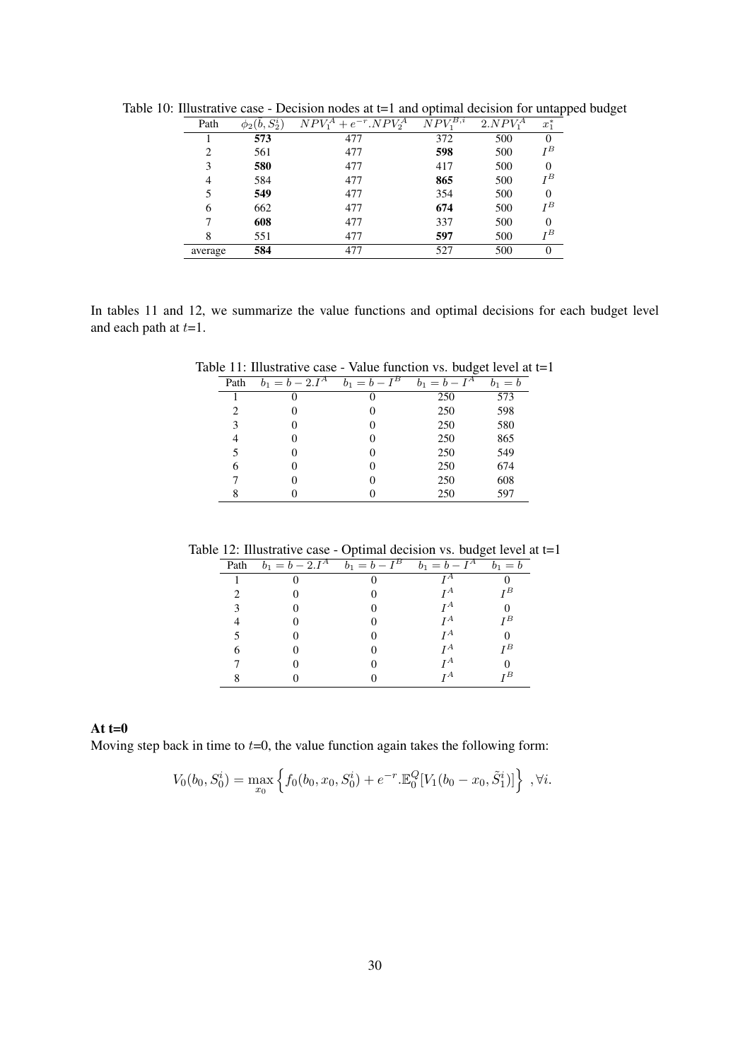Table 10: Illustrative case - Decision nodes at t=1 and optimal decision for untapped budget

| Path | $\phi_2(\bar{b}, S_2^i)$ | $NPV_1^A + e^{-r}.NPV_2^A$ | $NPV_1^{B,i}$ | $2.NPV_1^A$ | $x_1^*$ |
|---|---|---|---|---|---|
| 1 | **573** | 477 | 372 | 500 | 0 |
| 2 | 561 | 477 | **598** | 500 | $I^B$ |
| 3 | **580** | 477 | 417 | 500 | 0 |
| 4 | 584 | 477 | **865** | 500 | $I^B$ |
| 5 | **549** | 477 | 354 | 500 | 0 |
| 6 | 662 | 477 | **674** | 500 | $I^B$ |
| 7 | **608** | 477 | 337 | 500 | 0 |
| 8 | 551 | 477 | **597** | 500 | $I^B$ |
| average | **584** | 477 | 527 | 500 | 0 |

In tables 11 and 12, we summarize the value functions and optimal decisions for each budget level and each path at $t$=1.

Table 11: Illustrative case - Value function vs. budget level at t=1

| Path | $b_1 = b - 2.I^A$ | $b_1 = b - I^B$ | $b_1 = b - I^A$ | $b_1 = b$ |
|---|---|---|---|---|
| 1 | 0 | 0 | 250 | 573 |
| 2 | 0 | 0 | 250 | 598 |
| 3 | 0 | 0 | 250 | 580 |
| 4 | 0 | 0 | 250 | 865 |
| 5 | 0 | 0 | 250 | 549 |
| 6 | 0 | 0 | 250 | 674 |
| 7 | 0 | 0 | 250 | 608 |
| 8 | 0 | 0 | 250 | 597 |

Table 12: Illustrative case - Optimal decision vs. budget level at t=1

| Path | $b_1 = b - 2.I^A$ | $b_1 = b - I^B$ | $b_1 = b - I^A$ | $b_1 = b$ |
|---|---|---|---|---|
| 1 | 0 | 0 | $I^A$ | 0 |
| 2 | 0 | 0 | $I^A$ | $I^B$ |
| 3 | 0 | 0 | $I^A$ | 0 |
| 4 | 0 | 0 | $I^A$ | $I^B$ |
| 5 | 0 | 0 | $I^A$ | 0 |
| 6 | 0 | 0 | $I^A$ | $I^B$ |
| 7 | 0 | 0 | $I^A$ | 0 |
| 8 | 0 | 0 | $I^A$ | $I^B$ |

**At t=0**

Moving step back in time to $t$=0, the value function again takes the following form:

$$V_0(b_0, S_0^i) = \max_{x_0} \left\{ f_0(b_0, x_0, S_0^i) + e^{-r}.\mathbb{E}_0^Q[V_1(b_0 - x_0, \tilde{S}_1^i)] \right\} \ , \forall i.$$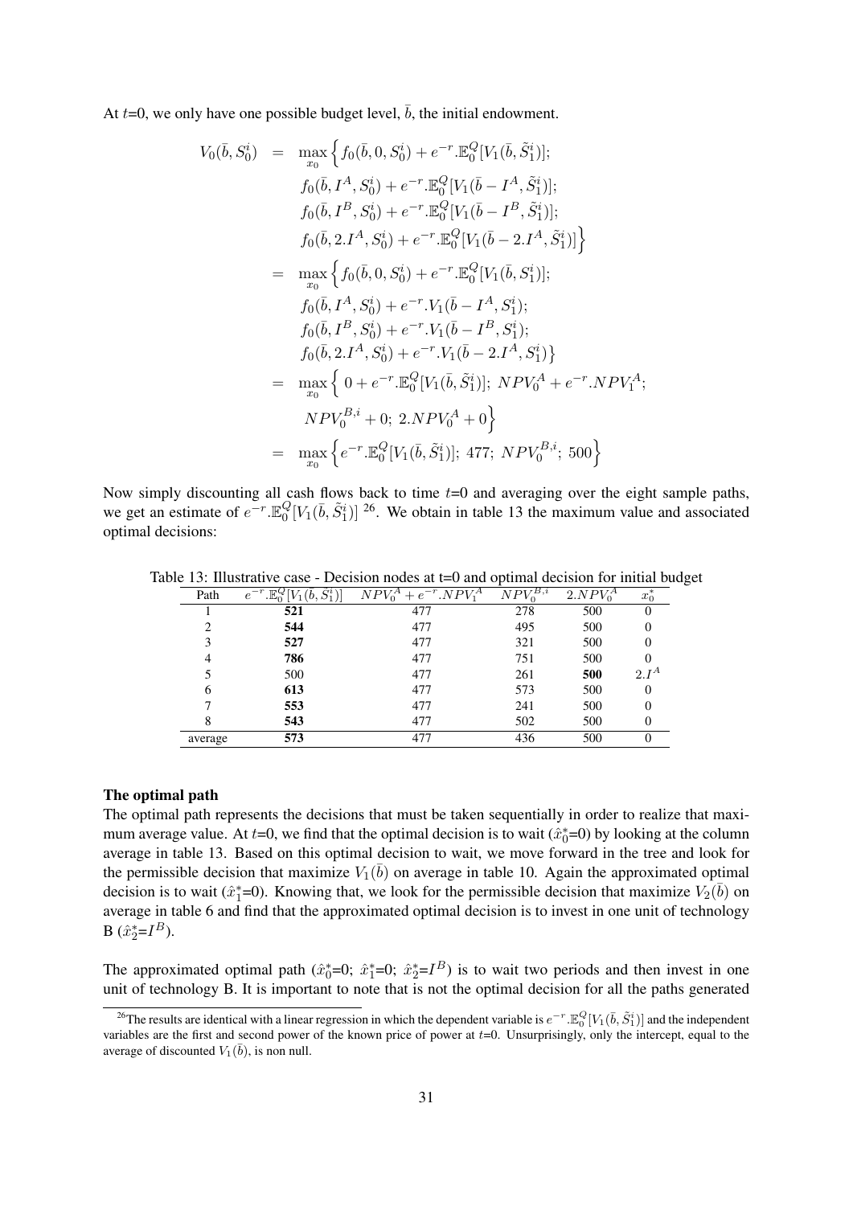At $t$=0, we only have one possible budget level, $\bar{b}$, the initial endowment.

$$
\begin{aligned}
V_0(\bar{b}, S_0^i) &= \max_{x_0} \Big\{ f_0(\bar{b}, 0, S_0^i) + e^{-r}.\mathbb{E}_0^Q[V_1(\bar{b}, \tilde{S}_1^i)]; \\
&\qquad f_0(\bar{b}, I^A, S_0^i) + e^{-r}.\mathbb{E}_0^Q[V_1(\bar{b} - I^A, \tilde{S}_1^i)]; \\
&\qquad f_0(\bar{b}, I^B, S_0^i) + e^{-r}.\mathbb{E}_0^Q[V_1(\bar{b} - I^B, \tilde{S}_1^i)]; \\
&\qquad f_0(\bar{b}, 2.I^A, S_0^i) + e^{-r}.\mathbb{E}_0^Q[V_1(\bar{b} - 2.I^A, \tilde{S}_1^i)] \Big\} \\
&= \max_{x_0} \Big\{ f_0(\bar{b}, 0, S_0^i) + e^{-r}.\mathbb{E}_0^Q[V_1(\bar{b}, S_1^i)]; \\
&\qquad f_0(\bar{b}, I^A, S_0^i) + e^{-r}.V_1(\bar{b} - I^A, S_1^i); \\
&\qquad f_0(\bar{b}, I^B, S_0^i) + e^{-r}.V_1(\bar{b} - I^B, S_1^i); \\
&\qquad f_0(\bar{b}, 2.I^A, S_0^i) + e^{-r}.V_1(\bar{b} - 2.I^A, S_1^i) \} \\
&= \max_{x_0} \Big\{ 0 + e^{-r}.\mathbb{E}_0^Q[V_1(\bar{b}, \tilde{S}_1^i)];\ NPV_0^A + e^{-r}.NPV_1^A; \\
&\qquad NPV_0^{B,i} + 0;\ 2.NPV_0^A + 0 \Big\} \\
&= \max_{x_0} \Big\{ e^{-r}.\mathbb{E}_0^Q[V_1(\bar{b}, \tilde{S}_1^i)];\ 477;\ NPV_0^{B,i};\ 500 \Big\}
\end{aligned}
$$

Now simply discounting all cash flows back to time $t$=0 and averaging over the eight sample paths, we get an estimate of $e^{-r}.\mathbb{E}_0^Q[V_1(\bar{b}, \tilde{S}_1^i)]$ [26]. We obtain in table 13 the maximum value and associated optimal decisions:

Table 13: Illustrative case - Decision nodes at t=0 and optimal decision for initial budget

| Path | $e^{-r}.\mathbb{E}_0^Q[V_1(\bar{b}, \tilde{S}_1^i)]$ | $NPV_0^A + e^{-r}.NPV_1^A$ | $NPV_0^{B,i}$ | $2.NPV_0^A$ | $x_0^*$ |
|---|---|---|---|---|---|
| 1 | **521** | 477 | 278 | 500 | 0 |
| 2 | **544** | 477 | 495 | 500 | 0 |
| 3 | **527** | 477 | 321 | 500 | 0 |
| 4 | **786** | 477 | 751 | 500 | 0 |
| 5 | 500 | 477 | 261 | **500** | $2.I^A$ |
| 6 | **613** | 477 | 573 | 500 | 0 |
| 7 | **553** | 477 | 241 | 500 | 0 |
| 8 | **543** | 477 | 502 | 500 | 0 |
| average | **573** | 477 | 436 | 500 | 0 |

**The optimal path**

The optimal path represents the decisions that must be taken sequentially in order to realize that maximum average value. At $t$=0, we find that the optimal decision is to wait ($\hat{x}_0^*$=0) by looking at the column average in table 13. Based on this optimal decision to wait, we move forward in the tree and look for the permissible decision that maximize $V_1(\bar{b})$ on average in table 10. Again the approximated optimal decision is to wait ($\hat{x}_1^*$=0). Knowing that, we look for the permissible decision that maximize $V_2(\bar{b})$ on average in table 6 and find that the approximated optimal decision is to invest in one unit of technology B ($\hat{x}_2^*$=$I^B$).

The approximated optimal path ($\hat{x}_0^*$=0; $\hat{x}_1^*$=0; $\hat{x}_2^*$=$I^B$) is to wait two periods and then invest in one unit of technology B. It is important to note that is not the optimal decision for all the paths generated

[26] The results are identical with a linear regression in which the dependent variable is $e^{-r}.\mathbb{E}_0^Q[V_1(\bar{b}, \tilde{S}_1^i)]$ and the independent variables are the first and second power of the known price of power at $t$=0. Unsurprisingly, only the intercept, equal to the average of discounted $V_1(\bar{b})$, is non null.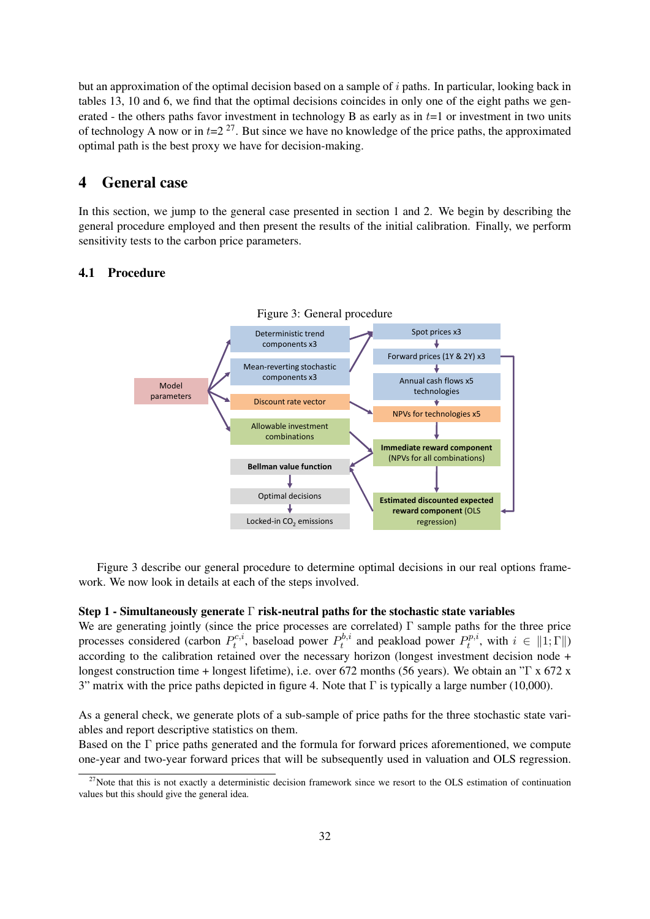but an approximation of the optimal decision based on a sample of $i$ paths. In particular, looking back in tables 13, 10 and 6, we find that the optimal decisions coincides in only one of the eight paths we generated - the others paths favor investment in technology B as early as in $t$=1 or investment in two units of technology A now or in $t$=2 [27]. But since we have no knowledge of the price paths, the approximated optimal path is the best proxy we have for decision-making.

## 4 General case

In this section, we jump to the general case presented in section 1 and 2. We begin by describing the general procedure employed and then present the results of the initial calibration. Finally, we perform sensitivity tests to the carbon price parameters.

### 4.1 Procedure

Figure 3: General procedure

Model parameters → Deterministic trend components x3; Mean-reverting stochastic components x3; Discount rate vector; Allowable investment combinations

Spot prices x3 → Forward prices (1Y & 2Y) x3 → Annual cash flows x5 technologies → NPVs for technologies x5 → **Immediate reward component** (NPVs for all combinations) → **Estimated discounted expected reward component** (OLS regression)

**Bellman value function** → Optimal decisions → Locked-in $CO_2$ emissions

Figure 3 describe our general procedure to determine optimal decisions in our real options framework. We now look in details at each of the steps involved.

**Step 1 - Simultaneously generate $\Gamma$ risk-neutral paths for the stochastic state variables**
We are generating jointly (since the price processes are correlated) $\Gamma$ sample paths for the three price processes considered (carbon $P_t^{c,i}$, baseload power $P_t^{b,i}$ and peakload power $P_t^{p,i}$, with $i \in \|1;\Gamma\|$) according to the calibration retained over the necessary horizon (longest investment decision node + longest construction time + longest lifetime), i.e. over 672 months (56 years). We obtain an "$\Gamma$ x 672 x 3" matrix with the price paths depicted in figure 4. Note that $\Gamma$ is typically a large number (10,000).

As a general check, we generate plots of a sub-sample of price paths for the three stochastic state variables and report descriptive statistics on them.
Based on the $\Gamma$ price paths generated and the formula for forward prices aforementioned, we compute one-year and two-year forward prices that will be subsequently used in valuation and OLS regression.

[27] Note that this is not exactly a deterministic decision framework since we resort to the OLS estimation of continuation values but this should give the general idea.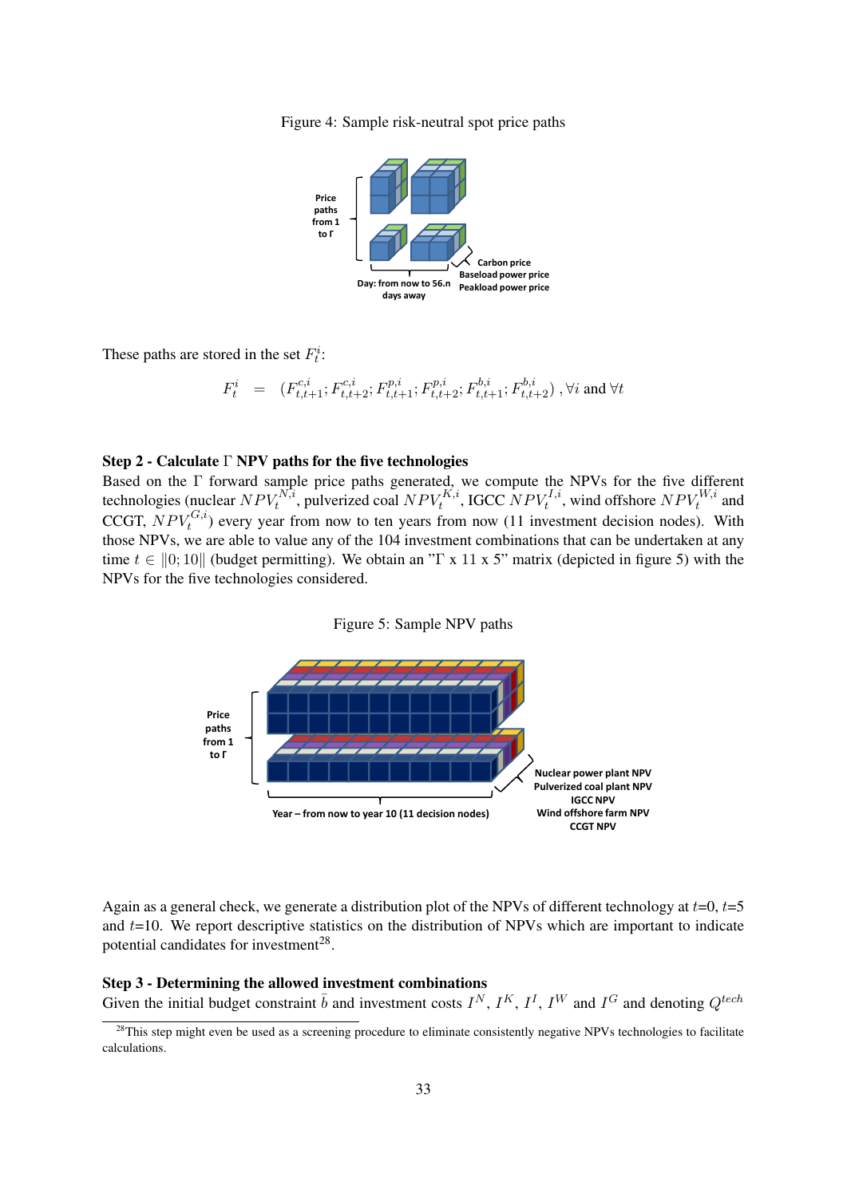Figure 4: Sample risk-neutral spot price paths

These paths are stored in the set $F_t^i$:

$$F_t^i \quad = \quad (F_{t,t+1}^{c,i}; F_{t,t+2}^{c,i}; F_{t,t+1}^{p,i}; F_{t,t+2}^{p,i}; F_{t,t+1}^{b,i}; F_{t,t+2}^{b,i}) \text{ , } \forall i \text{ and } \forall t$$

**Step 2 - Calculate $\Gamma$ NPV paths for the five technologies**
Based on the $\Gamma$ forward sample price paths generated, we compute the NPVs for the five different technologies (nuclear $NPV_t^{N,i}$, pulverized coal $NPV_t^{K,i}$, IGCC $NPV_t^{I,i}$, wind offshore $NPV_t^{W,i}$ and CCGT, $NPV_t^{G,i}$) every year from now to ten years from now (11 investment decision nodes). With those NPVs, we are able to value any of the 104 investment combinations that can be undertaken at any time $t \in \|0; 10\|$ (budget permitting). We obtain an "$\Gamma$ x 11 x 5" matrix (depicted in figure 5) with the NPVs for the five technologies considered.

Figure 5: Sample NPV paths

Again as a general check, we generate a distribution plot of the NPVs of different technology at $t$=0, $t$=5 and $t$=10. We report descriptive statistics on the distribution of NPVs which are important to indicate potential candidates for investment[28].

**Step 3 - Determining the allowed investment combinations**
Given the initial budget constraint $\bar{b}$ and investment costs $I^N$, $I^K$, $I^I$, $I^W$ and $I^G$ and denoting $Q^{tech}$

[28] This step might even be used as a screening procedure to eliminate consistently negative NPVs technologies to facilitate calculations.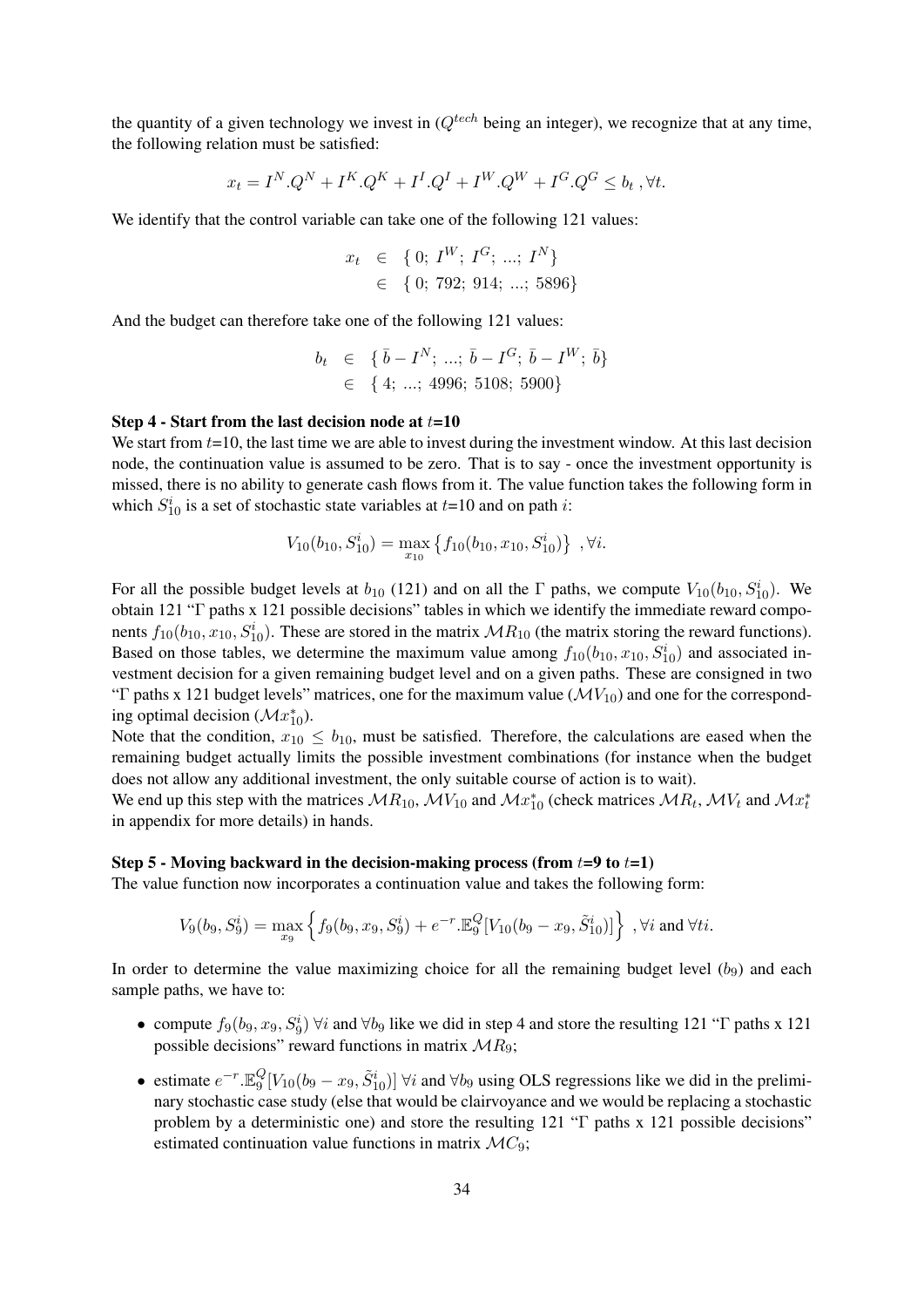the quantity of a given technology we invest in ($Q^{tech}$ being an integer), we recognize that at any time, the following relation must be satisfied:

$$x_t = I^N.Q^N + I^K.Q^K + I^I.Q^I + I^W.Q^W + I^G.Q^G \leq b_t \text{ ,} \forall t.$$

We identify that the control variable can take one of the following 121 values:

$$\begin{aligned} x_t &\in \{ 0;\ I^W;\ I^G;\ ...;\ I^N \} \\ &\in \{ 0;\ 792;\ 914;\ ...;\ 5896 \} \end{aligned}$$

And the budget can therefore take one of the following 121 values:

$$\begin{aligned} b_t &\in \{ \bar{b} - I^N;\ ...;\ \bar{b} - I^G;\ \bar{b} - I^W;\ \bar{b} \} \\ &\in \{ 4;\ ...;\ 4996;\ 5108;\ 5900 \} \end{aligned}$$

**Step 4 - Start from the last decision node at $t$=10**

We start from $t$=10, the last time we are able to invest during the investment window. At this last decision node, the continuation value is assumed to be zero. That is to say - once the investment opportunity is missed, there is no ability to generate cash flows from it. The value function takes the following form in which $S_{10}^i$ is a set of stochastic state variables at $t$=10 and on path $i$:

$$V_{10}(b_{10}, S_{10}^i) = \max_{x_{10}} \left\{ f_{10}(b_{10}, x_{10}, S_{10}^i) \right\} \text{ ,} \forall i.$$

For all the possible budget levels at $b_{10}$ (121) and on all the $\Gamma$ paths, we compute $V_{10}(b_{10}, S_{10}^i)$. We obtain 121 "$\Gamma$ paths x 121 possible decisions" tables in which we identify the immediate reward components $f_{10}(b_{10}, x_{10}, S_{10}^i)$. These are stored in the matrix $\mathcal{M}R_{10}$ (the matrix storing the reward functions). Based on those tables, we determine the maximum value among $f_{10}(b_{10}, x_{10}, S_{10}^i)$ and associated investment decision for a given remaining budget level and on a given paths. These are consigned in two "$\Gamma$ paths x 121 budget levels" matrices, one for the maximum value ($\mathcal{M}V_{10}$) and one for the corresponding optimal decision ($\mathcal{M}x_{10}^*$).

Note that the condition, $x_{10} \leq b_{10}$, must be satisfied. Therefore, the calculations are eased when the remaining budget actually limits the possible investment combinations (for instance when the budget does not allow any additional investment, the only suitable course of action is to wait).

We end up this step with the matrices $\mathcal{M}R_{10}$, $\mathcal{M}V_{10}$ and $\mathcal{M}x_{10}^*$ (check matrices $\mathcal{M}R_t$, $\mathcal{M}V_t$ and $\mathcal{M}x_t^*$ in appendix for more details) in hands.

**Step 5 - Moving backward in the decision-making process (from $t$=9 to $t$=1)**

The value function now incorporates a continuation value and takes the following form:

$$V_9(b_9, S_9^i) = \max_{x_9} \left\{ f_9(b_9, x_9, S_9^i) + e^{-r}.\mathbb{E}_9^Q[V_{10}(b_9 - x_9, \tilde{S}_{10}^i)] \right\} \text{ ,} \forall i \text{ and } \forall ti.$$

In order to determine the value maximizing choice for all the remaining budget level ($b_9$) and each sample paths, we have to:

- compute $f_9(b_9, x_9, S_9^i)$ $\forall i$ and $\forall b_9$ like we did in step 4 and store the resulting 121 "$\Gamma$ paths x 121 possible decisions" reward functions in matrix $\mathcal{M}R_9$;
- estimate $e^{-r}.\mathbb{E}_9^Q[V_{10}(b_9 - x_9, \tilde{S}_{10}^i)]$ $\forall i$ and $\forall b_9$ using OLS regressions like we did in the preliminary stochastic case study (else that would be clairvoyance and we would be replacing a stochastic problem by a deterministic one) and store the resulting 121 "$\Gamma$ paths x 121 possible decisions" estimated continuation value functions in matrix $\mathcal{M}C_9$;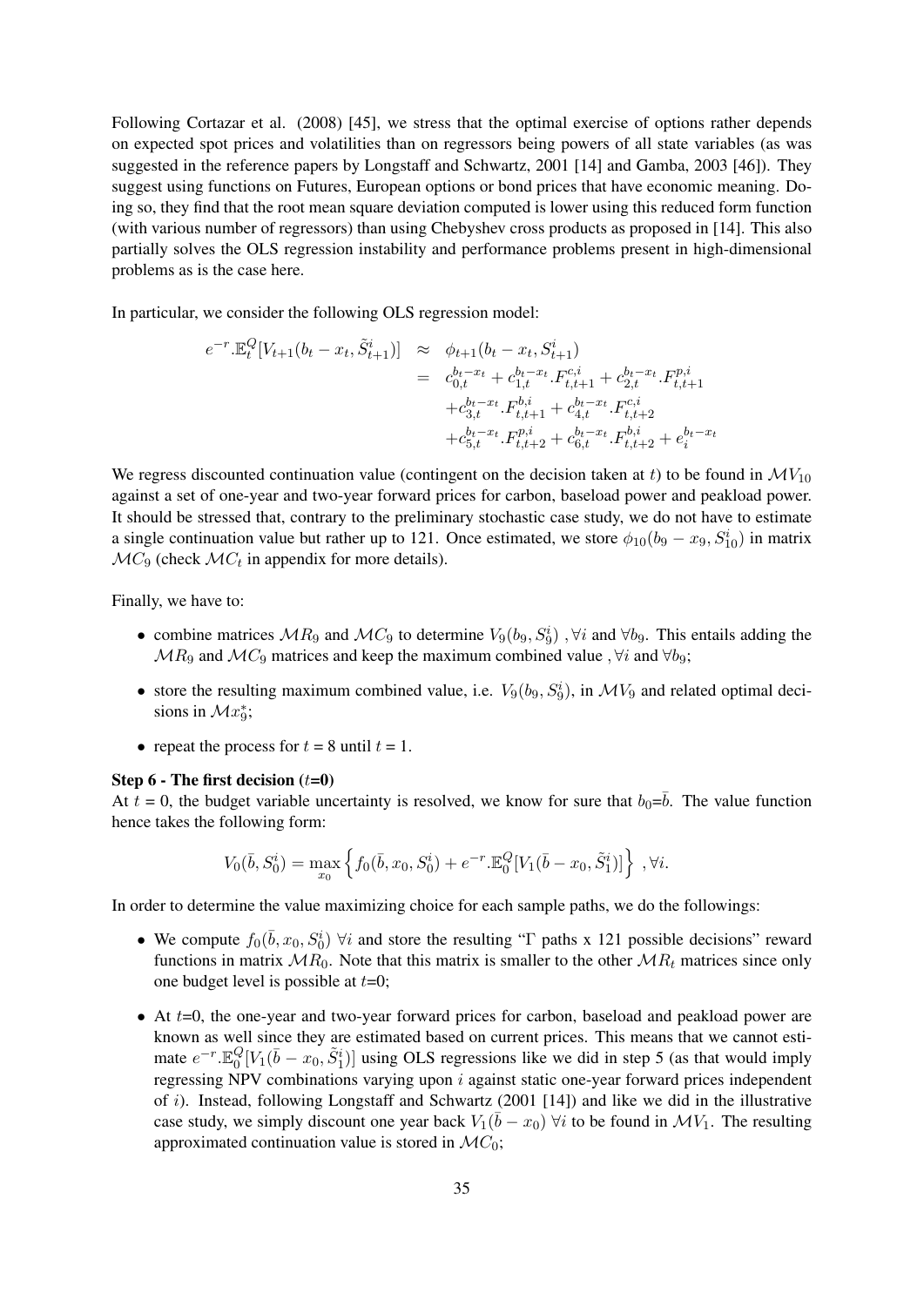Following Cortazar et al. (2008) [45], we stress that the optimal exercise of options rather depends on expected spot prices and volatilities than on regressors being powers of all state variables (as was suggested in the reference papers by Longstaff and Schwartz, 2001 [14] and Gamba, 2003 [46]). They suggest using functions on Futures, European options or bond prices that have economic meaning. Doing so, they find that the root mean square deviation computed is lower using this reduced form function (with various number of regressors) than using Chebyshev cross products as proposed in [14]. This also partially solves the OLS regression instability and performance problems present in high-dimensional problems as is the case here.

In particular, we consider the following OLS regression model:

$$
\begin{aligned}
e^{-r}.\mathbb{E}_t^Q[V_{t+1}(b_t - x_t, \tilde{S}_{t+1}^i)] &\approx \phi_{t+1}(b_t - x_t, S_{t+1}^i) \\
&= c_{0,t}^{b_t - x_t} + c_{1,t}^{b_t - x_t}.F_{t,t+1}^{c,i} + c_{2,t}^{b_t - x_t}.F_{t,t+1}^{p,i} \\
&\quad + c_{3,t}^{b_t - x_t}.F_{t,t+1}^{b,i} + c_{4,t}^{b_t - x_t}.F_{t,t+2}^{c,i} \\
&\quad + c_{5,t}^{b_t - x_t}.F_{t,t+2}^{p,i} + c_{6,t}^{b_t - x_t}.F_{t,t+2}^{b,i} + e_i^{b_t - x_t}
\end{aligned}
$$

We regress discounted continuation value (contingent on the decision taken at $t$) to be found in $\mathcal{M}V_{10}$ against a set of one-year and two-year forward prices for carbon, baseload power and peakload power. It should be stressed that, contrary to the preliminary stochastic case study, we do not have to estimate a single continuation value but rather up to 121. Once estimated, we store $\phi_{10}(b_9 - x_9, S_{10}^i)$ in matrix $\mathcal{M}C_9$ (check $\mathcal{M}C_t$ in appendix for more details).

Finally, we have to:

- combine matrices $\mathcal{M}R_9$ and $\mathcal{M}C_9$ to determine $V_9(b_9, S_9^i)$ , $\forall i$ and $\forall b_9$. This entails adding the $\mathcal{M}R_9$ and $\mathcal{M}C_9$ matrices and keep the maximum combined value , $\forall i$ and $\forall b_9$;
- store the resulting maximum combined value, i.e. $V_9(b_9, S_9^i)$, in $\mathcal{M}V_9$ and related optimal decisions in $\mathcal{M}x_9^*$;
- repeat the process for $t$ = 8 until $t$ = 1.

**Step 6 - The first decision ($t$=0)**

At $t$ = 0, the budget variable uncertainty is resolved, we know for sure that $b_0$=$\bar{b}$. The value function hence takes the following form:

$$
V_0(\bar{b}, S_0^i) = \max_{x_0} \left\{ f_0(\bar{b}, x_0, S_0^i) + e^{-r}.\mathbb{E}_0^Q[V_1(\bar{b} - x_0, \tilde{S}_1^i)] \right\} \ , \forall i.
$$

In order to determine the value maximizing choice for each sample paths, we do the followings:

- We compute $f_0(\bar{b}, x_0, S_0^i)$ $\forall i$ and store the resulting "Γ paths x 121 possible decisions" reward functions in matrix $\mathcal{M}R_0$. Note that this matrix is smaller to the other $\mathcal{M}R_t$ matrices since only one budget level is possible at $t$=0;
- At $t$=0, the one-year and two-year forward prices for carbon, baseload and peakload power are known as well since they are estimated based on current prices. This means that we cannot estimate $e^{-r}.\mathbb{E}_0^Q[V_1(\bar{b} - x_0, \tilde{S}_1^i)]$ using OLS regressions like we did in step 5 (as that would imply regressing NPV combinations varying upon $i$ against static one-year forward prices independent of $i$). Instead, following Longstaff and Schwartz (2001 [14]) and like we did in the illustrative case study, we simply discount one year back $V_1(\bar{b} - x_0)$ $\forall i$ to be found in $\mathcal{M}V_1$. The resulting approximated continuation value is stored in $\mathcal{M}C_0$;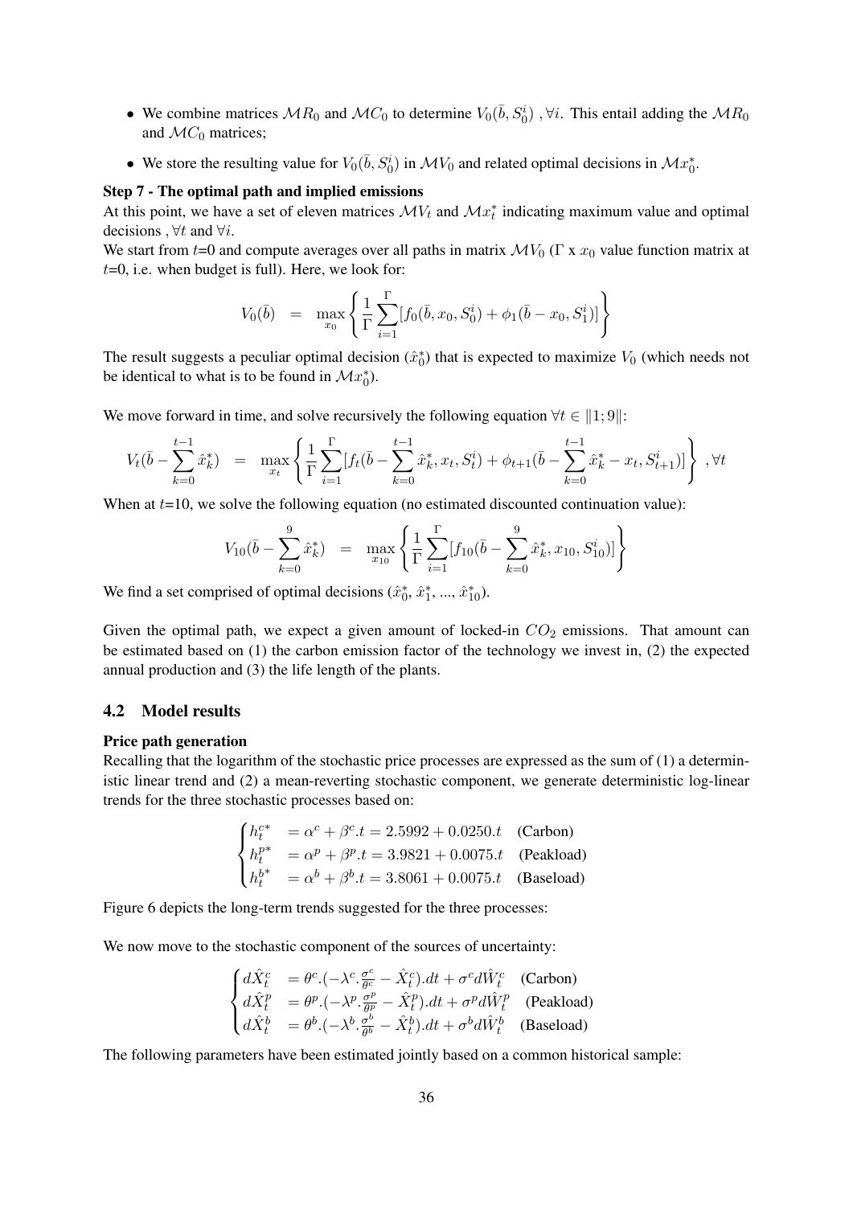- We combine matrices $\mathcal{M}R_0$ and $\mathcal{M}C_0$ to determine $V_0(\bar{b}, S_0^i)$ , $\forall i$. This entail adding the $\mathcal{M}R_0$ and $\mathcal{M}C_0$ matrices;
- We store the resulting value for $V_0(\bar{b}, S_0^i)$ in $\mathcal{M}V_0$ and related optimal decisions in $\mathcal{M}x_0^*$.

**Step 7 - The optimal path and implied emissions**

At this point, we have a set of eleven matrices $\mathcal{M}V_t$ and $\mathcal{M}x_t^*$ indicating maximum value and optimal decisions , $\forall t$ and $\forall i$.

We start from $t$=0 and compute averages over all paths in matrix $\mathcal{M}V_0$ ($\Gamma$ x $x_0$ value function matrix at $t$=0, i.e. when budget is full). Here, we look for:

$$V_0(\bar{b}) \quad = \quad \max_{x_0} \left\{ \frac{1}{\Gamma} \sum_{i=1}^{\Gamma} [f_0(\bar{b}, x_0, S_0^i) + \phi_1(\bar{b} - x_0, S_1^i)] \right\}$$

The result suggests a peculiar optimal decision ($\hat{x}_0^*$) that is expected to maximize $V_0$ (which needs not be identical to what is to be found in $\mathcal{M}x_0^*$).

We move forward in time, and solve recursively the following equation $\forall t \in \|1; 9\|$:

$$V_t(\bar{b} - \sum_{k=0}^{t-1} \hat{x}_k^*) \quad = \quad \max_{x_t} \left\{ \frac{1}{\Gamma} \sum_{i=1}^{\Gamma} [f_t(\bar{b} - \sum_{k=0}^{t-1} \hat{x}_k^*, x_t, S_t^i) + \phi_{t+1}(\bar{b} - \sum_{k=0}^{t-1} \hat{x}_k^* - x_t, S_{t+1}^i)] \right\} \ , \forall t$$

When at $t$=10, we solve the following equation (no estimated discounted continuation value):

$$V_{10}(\bar{b} - \sum_{k=0}^{9} \hat{x}_k^*) \quad = \quad \max_{x_{10}} \left\{ \frac{1}{\Gamma} \sum_{i=1}^{\Gamma} [f_{10}(\bar{b} - \sum_{k=0}^{9} \hat{x}_k^*, x_{10}, S_{10}^i)] \right\}$$

We find a set comprised of optimal decisions ($\hat{x}_0^*$, $\hat{x}_1^*$, ..., $\hat{x}_{10}^*$).

Given the optimal path, we expect a given amount of locked-in $CO_2$ emissions. That amount can be estimated based on (1) the carbon emission factor of the technology we invest in, (2) the expected annual production and (3) the life length of the plants.

## 4.2 Model results

**Price path generation**

Recalling that the logarithm of the stochastic price processes are expressed as the sum of (1) a deterministic linear trend and (2) a mean-reverting stochastic component, we generate deterministic log-linear trends for the three stochastic processes based on:

$$\begin{cases} h_t^{c*} &= \alpha^c + \beta^c.t = 2.5992 + 0.0250.t \quad \text{(Carbon)} \\ h_t^{p*} &= \alpha^p + \beta^p.t = 3.9821 + 0.0075.t \quad \text{(Peakload)} \\ h_t^{b*} &= \alpha^b + \beta^b.t = 3.8061 + 0.0075.t \quad \text{(Baseload)} \end{cases}$$

Figure 6 depicts the long-term trends suggested for the three processes:

We now move to the stochastic component of the sources of uncertainty:

$$\begin{cases} d\hat{X}_t^c &= \theta^c.(-\lambda^c.\frac{\sigma^c}{\theta^c} - \hat{X}_t^c).dt + \sigma^c d\hat{W}_t^c \quad \text{(Carbon)} \\ d\hat{X}_t^p &= \theta^p.(-\lambda^p.\frac{\sigma^p}{\theta^p} - \hat{X}_t^p).dt + \sigma^p d\hat{W}_t^p \quad \text{(Peakload)} \\ d\hat{X}_t^b &= \theta^b.(-\lambda^b.\frac{\sigma^b}{\theta^b} - \hat{X}_t^b).dt + \sigma^b d\hat{W}_t^b \quad \text{(Baseload)} \end{cases}$$

The following parameters have been estimated jointly based on a common historical sample: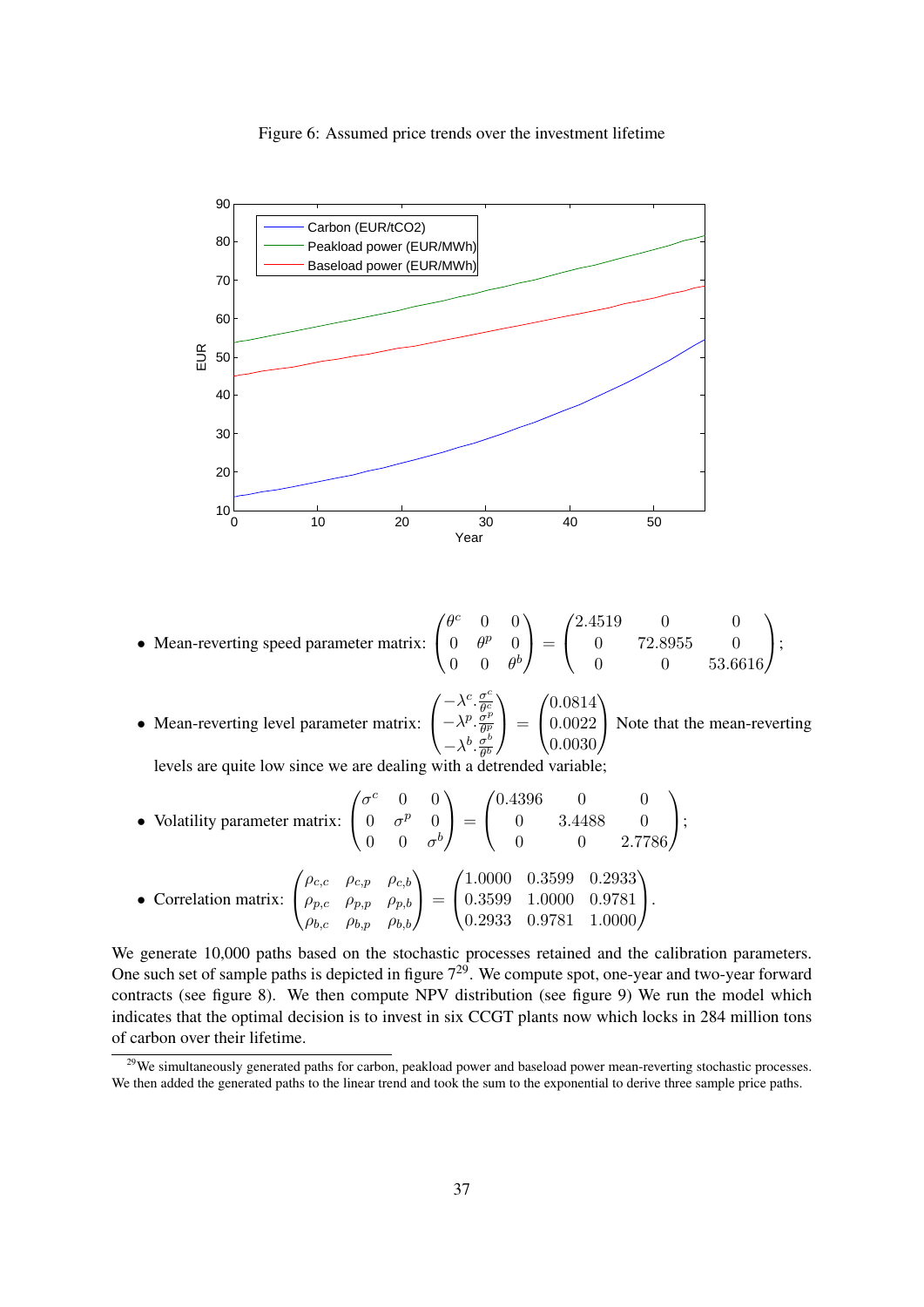Figure 6: Assumed price trends over the investment lifetime

- Mean-reverting speed parameter matrix: $\begin{pmatrix} \theta^c & 0 & 0 \\ 0 & \theta^p & 0 \\ 0 & 0 & \theta^b \end{pmatrix} = \begin{pmatrix} 2.4519 & 0 & 0 \\ 0 & 72.8955 & 0 \\ 0 & 0 & 53.6616 \end{pmatrix}$;

- Mean-reverting level parameter matrix: $\begin{pmatrix} -\lambda^c \cdot \frac{\sigma^c}{\theta^c} \\ -\lambda^p \cdot \frac{\sigma^p}{\theta^p} \\ -\lambda^b \cdot \frac{\sigma^b}{\theta^b} \end{pmatrix} = \begin{pmatrix} 0.0814 \\ 0.0022 \\ 0.0030 \end{pmatrix}$ Note that the mean-reverting levels are quite low since we are dealing with a detrended variable;

- Volatility parameter matrix: $\begin{pmatrix} \sigma^c & 0 & 0 \\ 0 & \sigma^p & 0 \\ 0 & 0 & \sigma^b \end{pmatrix} = \begin{pmatrix} 0.4396 & 0 & 0 \\ 0 & 3.4488 & 0 \\ 0 & 0 & 2.7786 \end{pmatrix}$;

- Correlation matrix: $\begin{pmatrix} \rho_{c,c} & \rho_{c,p} & \rho_{c,b} \\ \rho_{p,c} & \rho_{p,p} & \rho_{p,b} \\ \rho_{b,c} & \rho_{b,p} & \rho_{b,b} \end{pmatrix} = \begin{pmatrix} 1.0000 & 0.3599 & 0.2933 \\ 0.3599 & 1.0000 & 0.9781 \\ 0.2933 & 0.9781 & 1.0000 \end{pmatrix}$.

We generate 10,000 paths based on the stochastic processes retained and the calibration parameters. One such set of sample paths is depicted in figure 7[29]. We compute spot, one-year and two-year forward contracts (see figure 8). We then compute NPV distribution (see figure 9) We run the model which indicates that the optimal decision is to invest in six CCGT plants now which locks in 284 million tons of carbon over their lifetime.

[29] We simultaneously generated paths for carbon, peakload power and baseload power mean-reverting stochastic processes. We then added the generated paths to the linear trend and took the sum to the exponential to derive three sample price paths.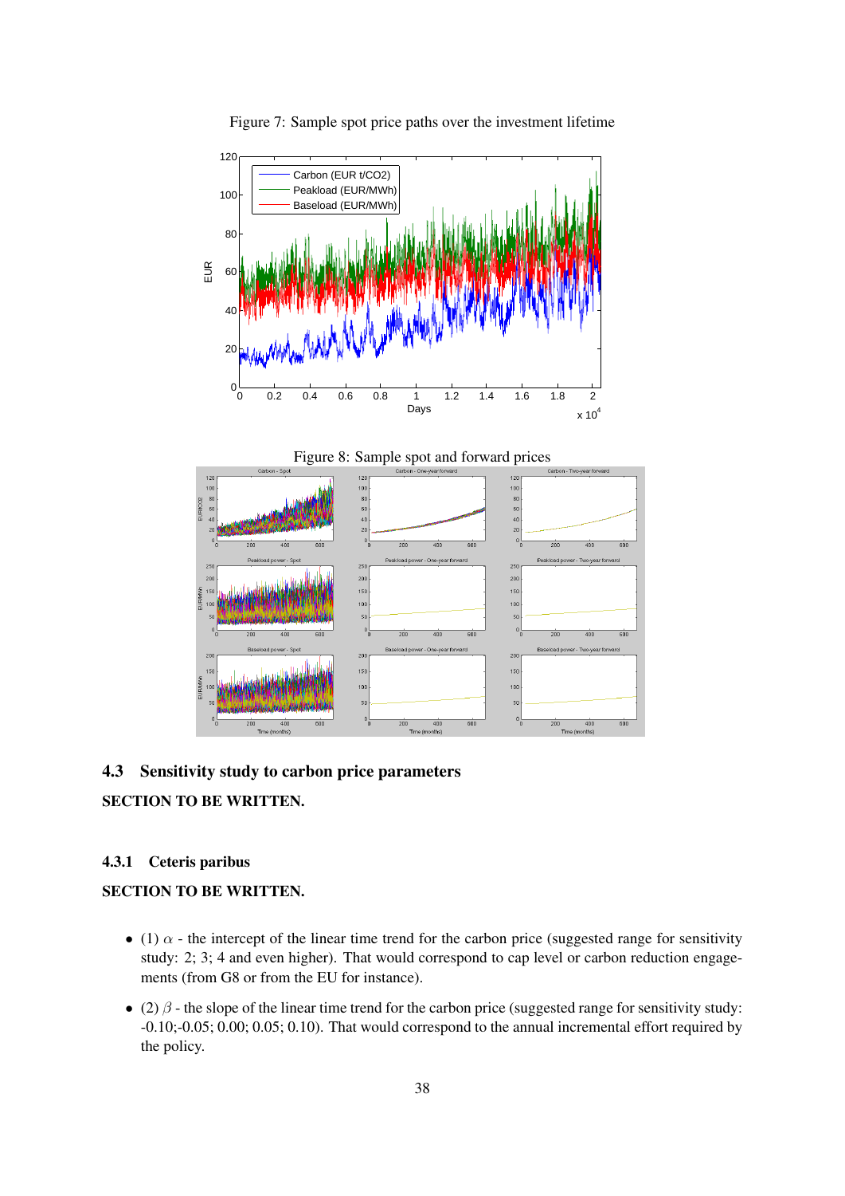Figure 7: Sample spot price paths over the investment lifetime

Figure 8: Sample spot and forward prices

## 4.3 Sensitivity study to carbon price parameters

**SECTION TO BE WRITTEN.**

### 4.3.1 Ceteris paribus

**SECTION TO BE WRITTEN.**

- (1) $\alpha$ - the intercept of the linear time trend for the carbon price (suggested range for sensitivity study: 2; 3; 4 and even higher). That would correspond to cap level or carbon reduction engagements (from G8 or from the EU for instance).
- (2) $\beta$ - the slope of the linear time trend for the carbon price (suggested range for sensitivity study: -0.10;-0.05; 0.00; 0.05; 0.10). That would correspond to the annual incremental effort required by the policy.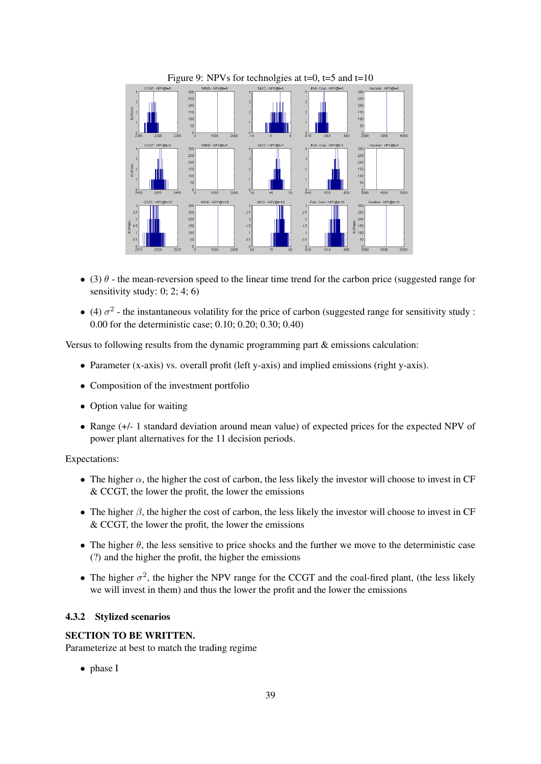Figure 9: NPVs for technolgies at t=0, t=5 and t=10

- (3) $\theta$ - the mean-reversion speed to the linear time trend for the carbon price (suggested range for sensitivity study: 0; 2; 4; 6)
- (4) $\sigma^2$ - the instantaneous volatility for the price of carbon (suggested range for sensitivity study : 0.00 for the deterministic case; 0.10; 0.20; 0.30; 0.40)

Versus to following results from the dynamic programming part & emissions calculation:

- Parameter (x-axis) vs. overall profit (left y-axis) and implied emissions (right y-axis).
- Composition of the investment portfolio
- Option value for waiting
- Range (+/- 1 standard deviation around mean value) of expected prices for the expected NPV of power plant alternatives for the 11 decision periods.

Expectations:

- The higher $\alpha$, the higher the cost of carbon, the less likely the investor will choose to invest in CF & CCGT, the lower the profit, the lower the emissions
- The higher $\beta$, the higher the cost of carbon, the less likely the investor will choose to invest in CF & CCGT, the lower the profit, the lower the emissions
- The higher $\theta$, the less sensitive to price shocks and the further we move to the deterministic case (?) and the higher the profit, the higher the emissions
- The higher $\sigma^2$, the higher the NPV range for the CCGT and the coal-fired plant, (the less likely we will invest in them) and thus the lower the profit and the lower the emissions

### 4.3.2 Stylized scenarios

**SECTION TO BE WRITTEN.**
Parameterize at best to match the trading regime

- phase I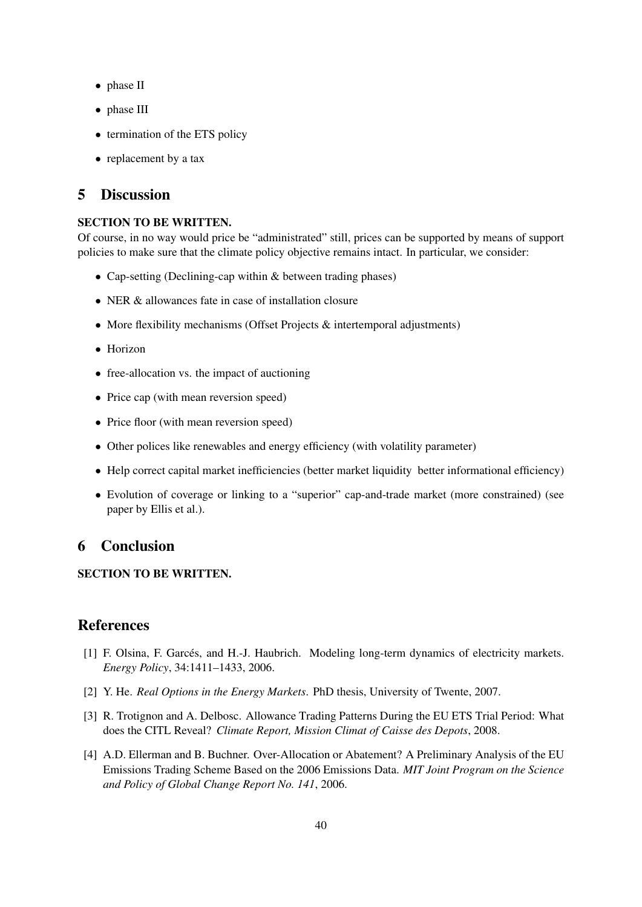- phase II
- phase III
- termination of the ETS policy
- replacement by a tax

# 5 Discussion

**SECTION TO BE WRITTEN.**

Of course, in no way would price be "administrated" still, prices can be supported by means of support policies to make sure that the climate policy objective remains intact. In particular, we consider:

- Cap-setting (Declining-cap within & between trading phases)
- NER & allowances fate in case of installation closure
- More flexibility mechanisms (Offset Projects & intertemporal adjustments)
- Horizon
- free-allocation vs. the impact of auctioning
- Price cap (with mean reversion speed)
- Price floor (with mean reversion speed)
- Other polices like renewables and energy efficiency (with volatility parameter)
- Help correct capital market inefficiencies (better market liquidity better informational efficiency)
- Evolution of coverage or linking to a "superior" cap-and-trade market (more constrained) (see paper by Ellis et al.).

# 6 Conclusion

**SECTION TO BE WRITTEN.**

# References

[1] F. Olsina, F. Garcés, and H.-J. Haubrich. Modeling long-term dynamics of electricity markets. *Energy Policy*, 34:1411–1433, 2006.

[2] Y. He. *Real Options in the Energy Markets.* PhD thesis, University of Twente, 2007.

[3] R. Trotignon and A. Delbosc. Allowance Trading Patterns During the EU ETS Trial Period: What does the CITL Reveal? *Climate Report, Mission Climat of Caisse des Depots*, 2008.

[4] A.D. Ellerman and B. Buchner. Over-Allocation or Abatement? A Preliminary Analysis of the EU Emissions Trading Scheme Based on the 2006 Emissions Data. *MIT Joint Program on the Science and Policy of Global Change Report No. 141*, 2006.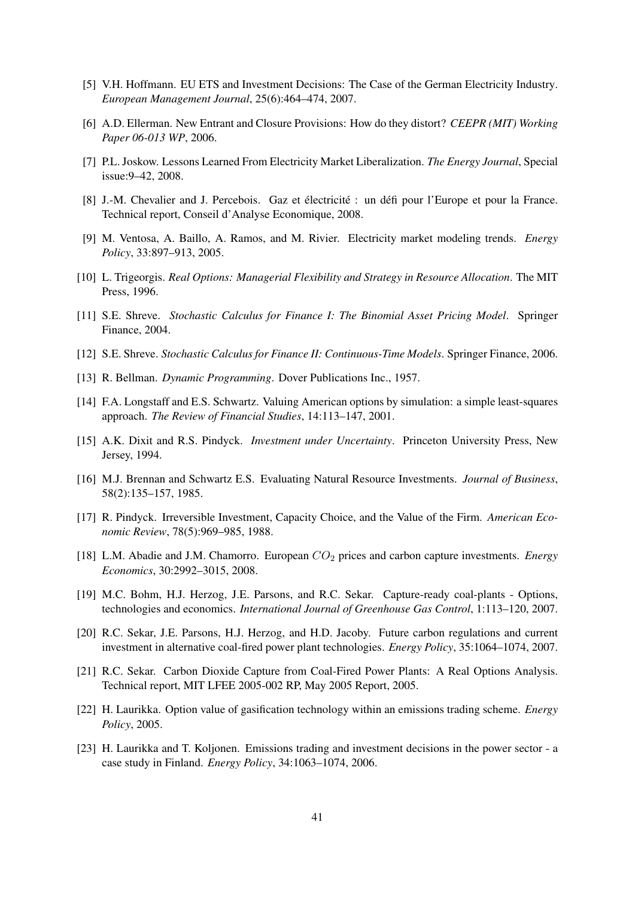[5] V.H. Hoffmann. EU ETS and Investment Decisions: The Case of the German Electricity Industry. *European Management Journal*, 25(6):464–474, 2007.

[6] A.D. Ellerman. New Entrant and Closure Provisions: How do they distort? *CEEPR (MIT) Working Paper 06-013 WP*, 2006.

[7] P.L. Joskow. Lessons Learned From Electricity Market Liberalization. *The Energy Journal*, Special issue:9–42, 2008.

[8] J.-M. Chevalier and J. Percebois. Gaz et électricité : un défi pour l'Europe et pour la France. Technical report, Conseil d'Analyse Economique, 2008.

[9] M. Ventosa, A. Baillo, A. Ramos, and M. Rivier. Electricity market modeling trends. *Energy Policy*, 33:897–913, 2005.

[10] L. Trigeorgis. *Real Options: Managerial Flexibility and Strategy in Resource Allocation*. The MIT Press, 1996.

[11] S.E. Shreve. *Stochastic Calculus for Finance I: The Binomial Asset Pricing Model*. Springer Finance, 2004.

[12] S.E. Shreve. *Stochastic Calculus for Finance II: Continuous-Time Models*. Springer Finance, 2006.

[13] R. Bellman. *Dynamic Programming*. Dover Publications Inc., 1957.

[14] F.A. Longstaff and E.S. Schwartz. Valuing American options by simulation: a simple least-squares approach. *The Review of Financial Studies*, 14:113–147, 2001.

[15] A.K. Dixit and R.S. Pindyck. *Investment under Uncertainty*. Princeton University Press, New Jersey, 1994.

[16] M.J. Brennan and Schwartz E.S. Evaluating Natural Resource Investments. *Journal of Business*, 58(2):135–157, 1985.

[17] R. Pindyck. Irreversible Investment, Capacity Choice, and the Value of the Firm. *American Economic Review*, 78(5):969–985, 1988.

[18] L.M. Abadie and J.M. Chamorro. European $CO_2$ prices and carbon capture investments. *Energy Economics*, 30:2992–3015, 2008.

[19] M.C. Bohm, H.J. Herzog, J.E. Parsons, and R.C. Sekar. Capture-ready coal-plants - Options, technologies and economics. *International Journal of Greenhouse Gas Control*, 1:113–120, 2007.

[20] R.C. Sekar, J.E. Parsons, H.J. Herzog, and H.D. Jacoby. Future carbon regulations and current investment in alternative coal-fired power plant technologies. *Energy Policy*, 35:1064–1074, 2007.

[21] R.C. Sekar. Carbon Dioxide Capture from Coal-Fired Power Plants: A Real Options Analysis. Technical report, MIT LFEE 2005-002 RP, May 2005 Report, 2005.

[22] H. Laurikka. Option value of gasification technology within an emissions trading scheme. *Energy Policy*, 2005.

[23] H. Laurikka and T. Koljonen. Emissions trading and investment decisions in the power sector - a case study in Finland. *Energy Policy*, 34:1063–1074, 2006.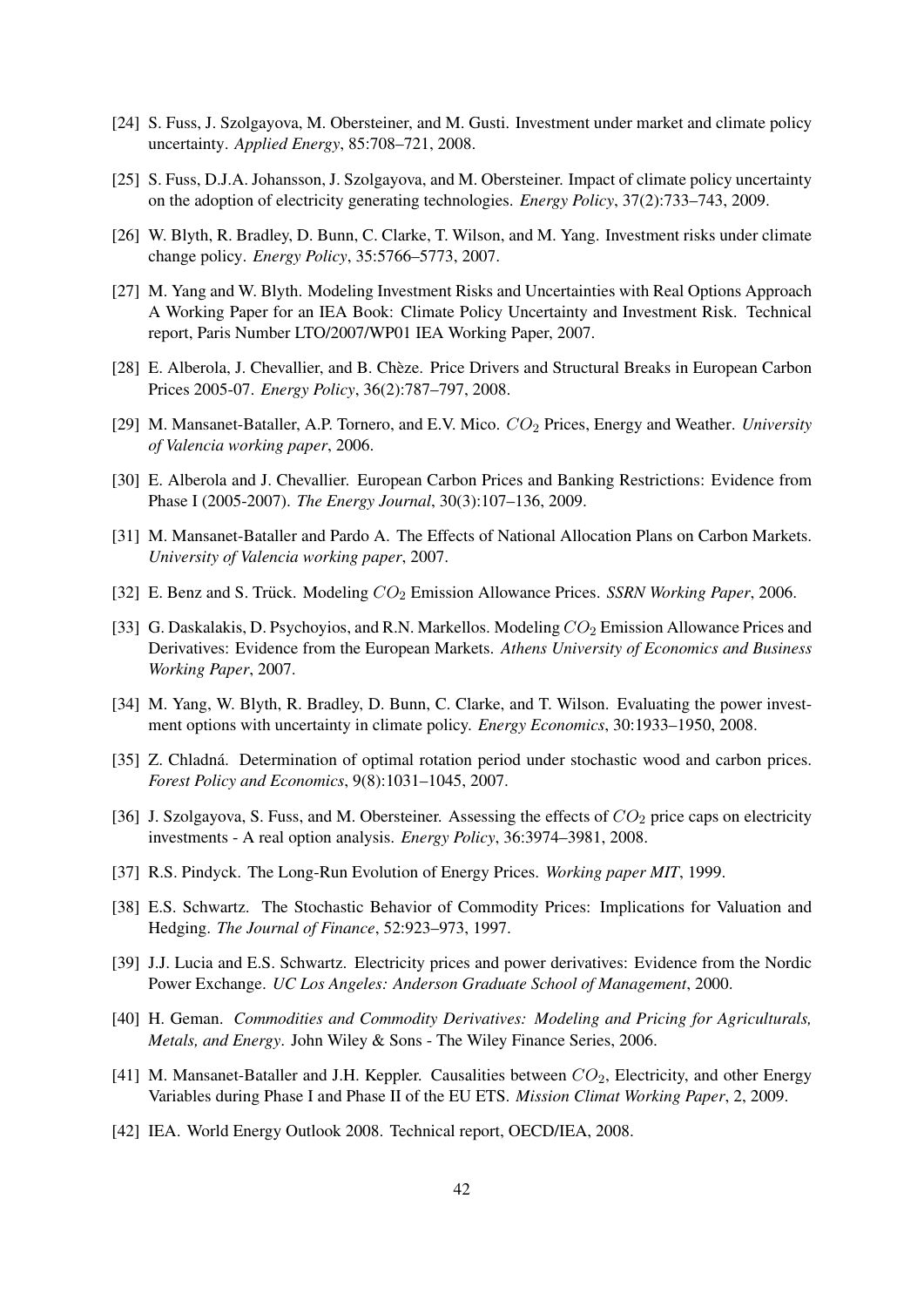[24] S. Fuss, J. Szolgayova, M. Obersteiner, and M. Gusti. Investment under market and climate policy uncertainty. *Applied Energy*, 85:708–721, 2008.

[25] S. Fuss, D.J.A. Johansson, J. Szolgayova, and M. Obersteiner. Impact of climate policy uncertainty on the adoption of electricity generating technologies. *Energy Policy*, 37(2):733–743, 2009.

[26] W. Blyth, R. Bradley, D. Bunn, C. Clarke, T. Wilson, and M. Yang. Investment risks under climate change policy. *Energy Policy*, 35:5766–5773, 2007.

[27] M. Yang and W. Blyth. Modeling Investment Risks and Uncertainties with Real Options Approach A Working Paper for an IEA Book: Climate Policy Uncertainty and Investment Risk. Technical report, Paris Number LTO/2007/WP01 IEA Working Paper, 2007.

[28] E. Alberola, J. Chevallier, and B. Chèze. Price Drivers and Structural Breaks in European Carbon Prices 2005-07. *Energy Policy*, 36(2):787–797, 2008.

[29] M. Mansanet-Bataller, A.P. Tornero, and E.V. Mico. $CO_2$ Prices, Energy and Weather. *University of Valencia working paper*, 2006.

[30] E. Alberola and J. Chevallier. European Carbon Prices and Banking Restrictions: Evidence from Phase I (2005-2007). *The Energy Journal*, 30(3):107–136, 2009.

[31] M. Mansanet-Bataller and Pardo A. The Effects of National Allocation Plans on Carbon Markets. *University of Valencia working paper*, 2007.

[32] E. Benz and S. Trück. Modeling $CO_2$ Emission Allowance Prices. *SSRN Working Paper*, 2006.

[33] G. Daskalakis, D. Psychoyios, and R.N. Markellos. Modeling $CO_2$ Emission Allowance Prices and Derivatives: Evidence from the European Markets. *Athens University of Economics and Business Working Paper*, 2007.

[34] M. Yang, W. Blyth, R. Bradley, D. Bunn, C. Clarke, and T. Wilson. Evaluating the power investment options with uncertainty in climate policy. *Energy Economics*, 30:1933–1950, 2008.

[35] Z. Chladná. Determination of optimal rotation period under stochastic wood and carbon prices. *Forest Policy and Economics*, 9(8):1031–1045, 2007.

[36] J. Szolgayova, S. Fuss, and M. Obersteiner. Assessing the effects of $CO_2$ price caps on electricity investments - A real option analysis. *Energy Policy*, 36:3974–3981, 2008.

[37] R.S. Pindyck. The Long-Run Evolution of Energy Prices. *Working paper MIT*, 1999.

[38] E.S. Schwartz. The Stochastic Behavior of Commodity Prices: Implications for Valuation and Hedging. *The Journal of Finance*, 52:923–973, 1997.

[39] J.J. Lucia and E.S. Schwartz. Electricity prices and power derivatives: Evidence from the Nordic Power Exchange. *UC Los Angeles: Anderson Graduate School of Management*, 2000.

[40] H. Geman. *Commodities and Commodity Derivatives: Modeling and Pricing for Agriculturals, Metals, and Energy*. John Wiley & Sons - The Wiley Finance Series, 2006.

[41] M. Mansanet-Bataller and J.H. Keppler. Causalities between $CO_2$, Electricity, and other Energy Variables during Phase I and Phase II of the EU ETS. *Mission Climat Working Paper*, 2, 2009.

[42] IEA. World Energy Outlook 2008. Technical report, OECD/IEA, 2008.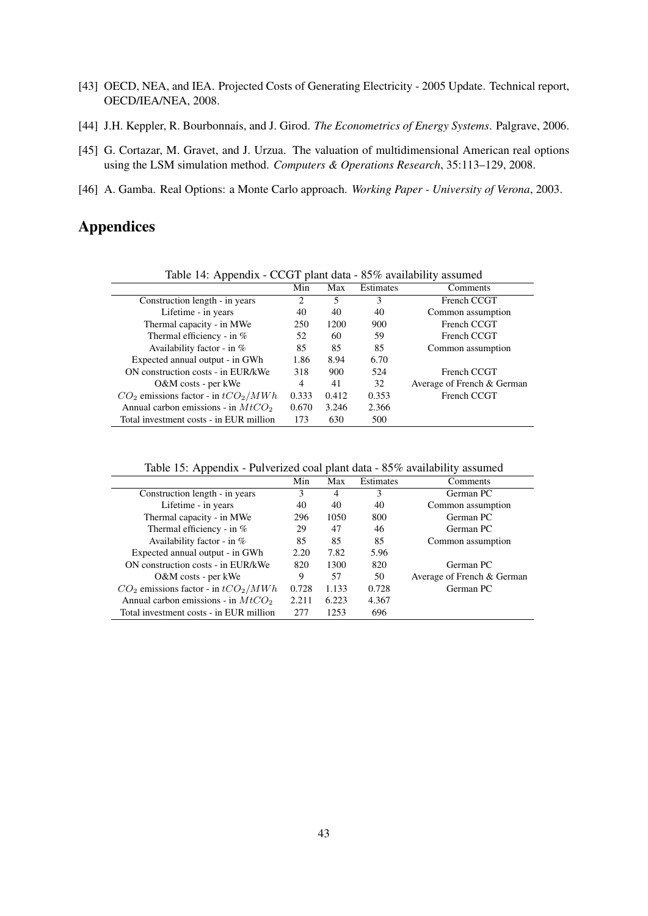[43] OECD, NEA, and IEA. Projected Costs of Generating Electricity - 2005 Update. Technical report, OECD/IEA/NEA, 2008.

[44] J.H. Keppler, R. Bourbonnais, and J. Girod. *The Econometrics of Energy Systems*. Palgrave, 2006.

[45] G. Cortazar, M. Gravet, and J. Urzua. The valuation of multidimensional American real options using the LSM simulation method. *Computers & Operations Research*, 35:113–129, 2008.

[46] A. Gamba. Real Options: a Monte Carlo approach. *Working Paper - University of Verona*, 2003.

# Appendices

Table 14: Appendix - CCGT plant data - 85% availability assumed

| | Min | Max | Estimates | Comments |
|---|---|---|---|---|
| Construction length - in years | 2 | 5 | 3 | French CCGT |
| Lifetime - in years | 40 | 40 | 40 | Common assumption |
| Thermal capacity - in MWe | 250 | 1200 | 900 | French CCGT |
| Thermal efficiency - in % | 52 | 60 | 59 | French CCGT |
| Availability factor - in % | 85 | 85 | 85 | Common assumption |
| Expected annual output - in GWh | 1.86 | 8.94 | 6.70 | |
| ON construction costs - in EUR/kWe | 318 | 900 | 524 | French CCGT |
| O&M costs - per kWe | 4 | 41 | 32 | Average of French & German |
| $CO_2$ emissions factor - in $tCO_2/MWh$ | 0.333 | 0.412 | 0.353 | French CCGT |
| Annual carbon emissions - in $MtCO_2$ | 0.670 | 3.246 | 2.366 | |
| Total investment costs - in EUR million | 173 | 630 | 500 | |

Table 15: Appendix - Pulverized coal plant data - 85% availability assumed

| | Min | Max | Estimates | Comments |
|---|---|---|---|---|
| Construction length - in years | 3 | 4 | 3 | German PC |
| Lifetime - in years | 40 | 40 | 40 | Common assumption |
| Thermal capacity - in MWe | 296 | 1050 | 800 | German PC |
| Thermal efficiency - in % | 29 | 47 | 46 | German PC |
| Availability factor - in % | 85 | 85 | 85 | Common assumption |
| Expected annual output - in GWh | 2.20 | 7.82 | 5.96 | |
| ON construction costs - in EUR/kWe | 820 | 1300 | 820 | German PC |
| O&M costs - per kWe | 9 | 57 | 50 | Average of French & German |
| $CO_2$ emissions factor - in $tCO_2/MWh$ | 0.728 | 1.133 | 0.728 | German PC |
| Annual carbon emissions - in $MtCO_2$ | 2.211 | 6.223 | 4.367 | |
| Total investment costs - in EUR million | 277 | 1253 | 696 | |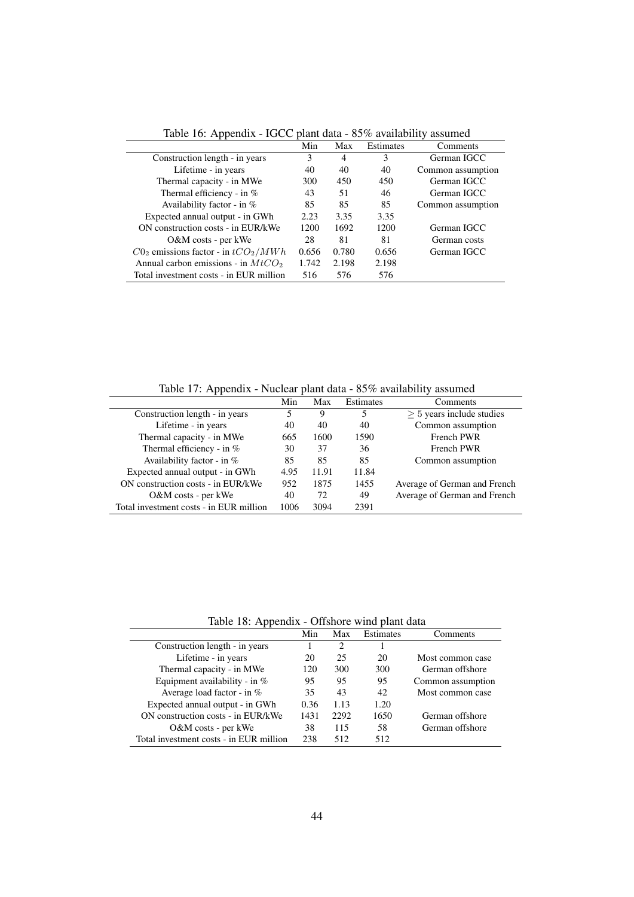Table 16: Appendix - IGCC plant data - 85% availability assumed

| | Min | Max | Estimates | Comments |
|---|---|---|---|---|
| Construction length - in years | 3 | 4 | 3 | German IGCC |
| Lifetime - in years | 40 | 40 | 40 | Common assumption |
| Thermal capacity - in MWe | 300 | 450 | 450 | German IGCC |
| Thermal efficiency - in % | 43 | 51 | 46 | German IGCC |
| Availability factor - in % | 85 | 85 | 85 | Common assumption |
| Expected annual output - in GWh | 2.23 | 3.35 | 3.35 | |
| ON construction costs - in EUR/kWe | 1200 | 1692 | 1200 | German IGCC |
| O&M costs - per kWe | 28 | 81 | 81 | German costs |
| $C0_2$ emissions factor - in $tCO_2/MWh$ | 0.656 | 0.780 | 0.656 | German IGCC |
| Annual carbon emissions - in $MtCO_2$ | 1.742 | 2.198 | 2.198 | |
| Total investment costs - in EUR million | 516 | 576 | 576 | |

Table 17: Appendix - Nuclear plant data - 85% availability assumed

| | Min | Max | Estimates | Comments |
|---|---|---|---|---|
| Construction length - in years | 5 | 9 | 5 | $\geq 5$ years include studies |
| Lifetime - in years | 40 | 40 | 40 | Common assumption |
| Thermal capacity - in MWe | 665 | 1600 | 1590 | French PWR |
| Thermal efficiency - in % | 30 | 37 | 36 | French PWR |
| Availability factor - in % | 85 | 85 | 85 | Common assumption |
| Expected annual output - in GWh | 4.95 | 11.91 | 11.84 | |
| ON construction costs - in EUR/kWe | 952 | 1875 | 1455 | Average of German and French |
| O&M costs - per kWe | 40 | 72 | 49 | Average of German and French |
| Total investment costs - in EUR million | 1006 | 3094 | 2391 | |

Table 18: Appendix - Offshore wind plant data

| | Min | Max | Estimates | Comments |
|---|---|---|---|---|
| Construction length - in years | 1 | 2 | 1 | |
| Lifetime - in years | 20 | 25 | 20 | Most common case |
| Thermal capacity - in MWe | 120 | 300 | 300 | German offshore |
| Equipment availability - in % | 95 | 95 | 95 | Common assumption |
| Average load factor - in % | 35 | 43 | 42 | Most common case |
| Expected annual output - in GWh | 0.36 | 1.13 | 1.20 | |
| ON construction costs - in EUR/kWe | 1431 | 2292 | 1650 | German offshore |
| O&M costs - per kWe | 38 | 115 | 58 | German offshore |
| Total investment costs - in EUR million | 238 | 512 | 512 | |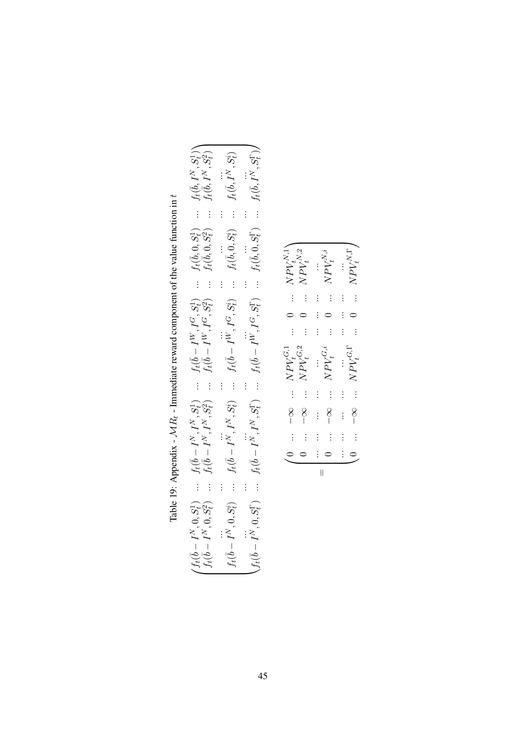Table 19: Appendix - $MR_t$ - Immediate reward component of the value function in $t$

$$
\begin{pmatrix}
f_t(\bar{b}-I^N,0,S_t^1) & ... & f_t(\bar{b}-I^N,I^N,S_t^1) & ... & f_t(\bar{b}-I^W,I^G,S_t^1) & ... & f_t(\bar{b},0,S_t^1) & ... & f_t(\bar{b},I^N,S_t^1) \\
f_t(\bar{b}-I^N,0,S_t^2) & ... & f_t(\bar{b}-I^N,I^N,S_t^2) & ... & f_t(\bar{b}-I^W,I^G,S_t^2) & ... & f_t(\bar{b},0,S_t^2) & ... & f_t(\bar{b},I^N,S_t^2) \\
\vdots & \vdots & \vdots & \vdots & \vdots & \vdots & \vdots & \vdots & \vdots \\
f_t(\bar{b}-I^N,0,S_t^i) & ... & f_t(\bar{b}-I^N,I^N,S_t^i) & ... & f_t(\bar{b}-I^W,I^G,S_t^i) & ... & f_t(\bar{b},0,S_t^i) & ... & f_t(\bar{b},I^N,S_t^i) \\
\vdots & \vdots & \vdots & \vdots & \vdots & \vdots & \vdots & \vdots & \vdots \\
f_t(\bar{b}-I^N,0,S_t^\Gamma) & ... & f_t(\bar{b}-I^N,I^N,S_t^\Gamma) & ... & f_t(\bar{b}-I^W,I^G,S_t^\Gamma) & ... & f_t(\bar{b},0,S_t^\Gamma) & ... & f_t(\bar{b},I^N,S_t^\Gamma)
\end{pmatrix}
$$

$$
= \begin{pmatrix}
0 & ... & -\infty & ... & NPV_t^{G,1} & ... & 0 & ... & NPV_t^{N,1} \\
0 & ... & -\infty & ... & NPV_t^{G,2} & ... & 0 & ... & NPV_t^{N,2} \\
\vdots & \vdots & \vdots & \vdots & \vdots & \vdots & \vdots & \vdots & \vdots \\
0 & ... & -\infty & ... & NPV_t^{G,i} & ... & 0 & ... & NPV_t^{N,i} \\
\vdots & \vdots & \vdots & \vdots & \vdots & \vdots & \vdots & \vdots & \vdots \\
0 & ... & -\infty & ... & NPV_t^{G,\Gamma} & ... & 0 & ... & NPV_t^{N,\Gamma}
\end{pmatrix}
$$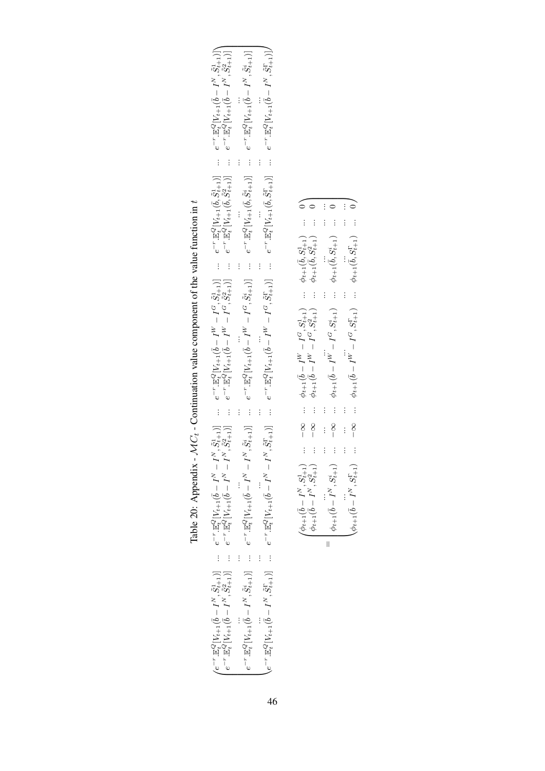Table 20: Appendix - $\mathcal{MC}_t$ - Continuation value component of the value function in $t$

$$
\begin{pmatrix}
e^{-r}\mathbb{E}_t^Q[V_{t+1}(\bar{b}-I^N,\tilde{S}_{t+1}^1)] & \vdots & e^{-r}\mathbb{E}_t^Q[V_{t+1}(\bar{b}-I^N-I^N,\tilde{S}_{t+1}^1)] & \vdots & e^{-r}\mathbb{E}_t^Q[V_{t+1}(\bar{b}-I^W-I^G,\tilde{S}_{t+1}^1)] & \vdots & e^{-r}\mathbb{E}_t^Q[V_{t+1}(\bar{b},\tilde{S}_{t+1}^1)] & \vdots & e^{-r}\mathbb{E}_t^Q[V_{t+1}(\bar{b}-I^N,\tilde{S}_{t+1}^1)] \\
e^{-r}\mathbb{E}_t^Q[V_{t+1}(\bar{b}-I^N,\tilde{S}_{t+1}^2)] & \vdots & e^{-r}\mathbb{E}_t^Q[V_{t+1}(\bar{b}-I^N-I^N,\tilde{S}_{t+1}^2)] & \vdots & e^{-r}\mathbb{E}_t^Q[V_{t+1}(\bar{b}-I^W-I^G,\tilde{S}_{t+1}^2)] & \vdots & e^{-r}\mathbb{E}_t^Q[V_{t+1}(\bar{b},\tilde{S}_{t+1}^2)] & \vdots & e^{-r}\mathbb{E}_t^Q[V_{t+1}(\bar{b}-I^N,\tilde{S}_{t+1}^2)] \\
\vdots & \vdots & \vdots & \vdots & \vdots & \vdots & \vdots & \vdots & \vdots \\
e^{-r}\mathbb{E}_t^Q[V_{t+1}(\bar{b}-I^N,\tilde{S}_{t+1}^i)] & \vdots & e^{-r}\mathbb{E}_t^Q[V_{t+1}(\bar{b}-I^N-I^N,\tilde{S}_{t+1}^i)] & \vdots & e^{-r}\mathbb{E}_t^Q[V_{t+1}(\bar{b}-I^W-I^G,\tilde{S}_{t+1}^i)] & \vdots & e^{-r}\mathbb{E}_t^Q[V_{t+1}(\bar{b},\tilde{S}_{t+1}^i)] & \vdots & e^{-r}\mathbb{E}_t^Q[V_{t+1}(\bar{b}-I^N,\tilde{S}_{t+1}^i)] \\
\vdots & \vdots & \vdots & \vdots & \vdots & \vdots & \vdots & \vdots & \vdots \\
e^{-r}\mathbb{E}_t^Q[V_{t+1}(\bar{b}-I^N,\tilde{S}_{t+1}^\Gamma)] & \vdots & e^{-r}\mathbb{E}_t^Q[V_{t+1}(\bar{b}-I^N-I^N,\tilde{S}_{t+1}^\Gamma)] & \vdots & e^{-r}\mathbb{E}_t^Q[V_{t+1}(\bar{b}-I^W-I^G,\tilde{S}_{t+1}^\Gamma)] & \vdots & e^{-r}\mathbb{E}_t^Q[V_{t+1}(\bar{b},\tilde{S}_{t+1}^\Gamma)] & \vdots & e^{-r}\mathbb{E}_t^Q[V_{t+1}(\bar{b}-I^N,\tilde{S}_{t+1}^\Gamma)]
\end{pmatrix}
$$

$$
=
\begin{pmatrix}
\phi_{t+1}(\bar{b}-I^N,S_{t+1}^1) & \vdots & -\infty & \vdots & \phi_{t+1}(\bar{b}-I^W-I^G,S_{t+1}^1) & \vdots & \phi_{t+1}(\bar{b},S_{t+1}^1) & \vdots & 0 \\
\phi_{t+1}(\bar{b}-I^N,S_{t+1}^2) & \vdots & -\infty & \vdots & \phi_{t+1}(\bar{b}-I^W-I^G,S_{t+1}^2) & \vdots & \phi_{t+1}(\bar{b},S_{t+1}^2) & \vdots & 0 \\
\vdots & \vdots & \vdots & \vdots & \vdots & \vdots & \vdots & \vdots & \vdots \\
\phi_{t+1}(\bar{b}-I^N,S_{t+1}^i) & \vdots & -\infty & \vdots & \phi_{t+1}(\bar{b}-I^W-I^G,S_{t+1}^i) & \vdots & \phi_{t+1}(\bar{b},S_{t+1}^i) & \vdots & 0 \\
\vdots & \vdots & \vdots & \vdots & \vdots & \vdots & \vdots & \vdots & \vdots \\
\phi_{t+1}(\bar{b}-I^N,S_{t+1}^\Gamma) & \vdots & -\infty & \vdots & \phi_{t+1}(\bar{b}-I^W-I^G,S_{t+1}^\Gamma) & \vdots & \phi_{t+1}(\bar{b},S_{t+1}^\Gamma) & \vdots & 0
\end{pmatrix}
$$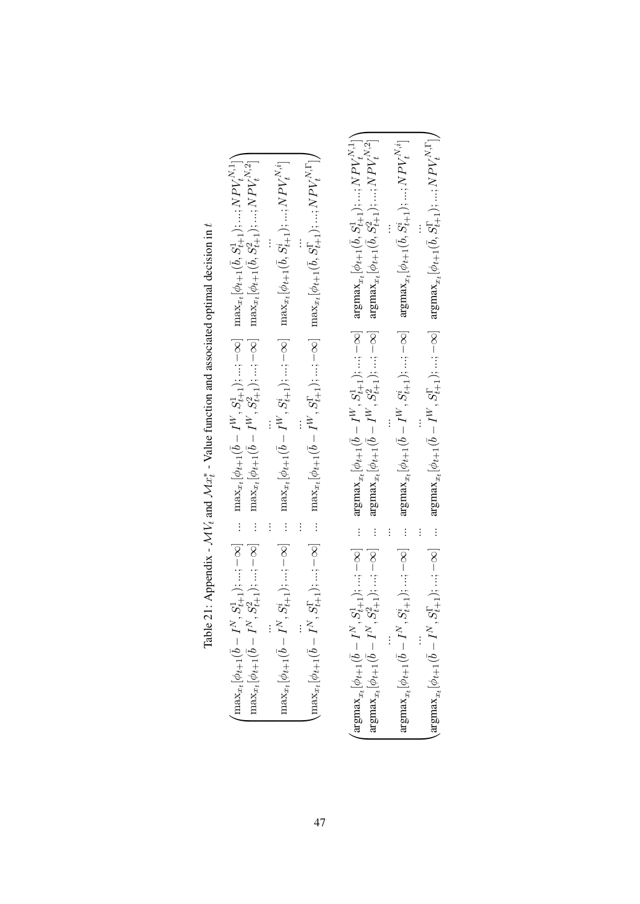Table 21: Appendix - $\mathcal{MV}_t$ and $\mathcal{M}x_t^*$ - Value function and associated optimal decision in $t$

$$
\begin{pmatrix}
\max_{x_t}[\phi_{t+1}(\bar{b}-I^N,S_{t+1}^1);...;-\infty] & \vdots & \max_{x_t}[\phi_{t+1}(\bar{b}-I^W,S_{t+1}^1);...;-\infty] & \max_{x_t}[\phi_{t+1}(\bar{b},S_{t+1}^1);...;NPV_t^{N,1}] \\
\max_{x_t}[\phi_{t+1}(\bar{b}-I^N,S_{t+1}^2);...;-\infty] & \vdots & \max_{x_t}[\phi_{t+1}(\bar{b}-I^W,S_{t+1}^2);...;-\infty] & \max_{x_t}[\phi_{t+1}(\bar{b},S_{t+1}^2);...;NPV_t^{N,2}] \\
\vdots & \vdots & \vdots & \vdots \\
\max_{x_t}[\phi_{t+1}(\bar{b}-I^N,S_{t+1}^i);...;-\infty] & \vdots & \max_{x_t}[\phi_{t+1}(\bar{b}-I^W,S_{t+1}^i);...;-\infty] & \max_{x_t}[\phi_{t+1}(\bar{b},S_{t+1}^i);...;NPV_t^{N,i}] \\
\vdots & \vdots & \vdots & \vdots \\
\max_{x_t}[\phi_{t+1}(\bar{b}-I^N,S_{t+1}^\Gamma);...;-\infty] & \vdots & \max_{x_t}[\phi_{t+1}(\bar{b}-I^W,S_{t+1}^\Gamma);...;-\infty] & \max_{x_t}[\phi_{t+1}(\bar{b},S_{t+1}^\Gamma);...;NPV_t^{N,\Gamma}]
\end{pmatrix}
$$

$$
\begin{pmatrix}
\text{argmax}_{x_t}[\phi_{t+1}(\bar{b}-I^N,S_{t+1}^1);...;-\infty] & \vdots & \text{argmax}_{x_t}[\phi_{t+1}(\bar{b}-I^W,S_{t+1}^1);...;-\infty] & \text{argmax}_{x_t}[\phi_{t+1}(\bar{b},S_{t+1}^1);...;NPV_t^{N,1}] \\
\text{argmax}_{x_t}[\phi_{t+1}(\bar{b}-I^N,S_{t+1}^2);...;-\infty] & \vdots & \text{argmax}_{x_t}[\phi_{t+1}(\bar{b}-I^W,S_{t+1}^2);...;-\infty] & \text{argmax}_{x_t}[\phi_{t+1}(\bar{b},S_{t+1}^2);...;NPV_t^{N,2}] \\
\vdots & \vdots & \vdots & \vdots \\
\text{argmax}_{x_t}[\phi_{t+1}(\bar{b}-I^N,S_{t+1}^i);...;-\infty] & \vdots & \text{argmax}_{x_t}[\phi_{t+1}(\bar{b}-I^W,S_{t+1}^i);...;-\infty] & \text{argmax}_{x_t}[\phi_{t+1}(\bar{b},S_{t+1}^i);...;NPV_t^{N,i}] \\
\vdots & \vdots & \vdots & \vdots \\
\text{argmax}_{x_t}[\phi_{t+1}(\bar{b}-I^N,S_{t+1}^\Gamma);...;-\infty] & \vdots & \text{argmax}_{x_t}[\phi_{t+1}(\bar{b}-I^W,S_{t+1}^\Gamma);...;-\infty] & \text{argmax}_{x_t}[\phi_{t+1}(\bar{b},S_{t+1}^\Gamma);...;NPV_t^{N,\Gamma}]
\end{pmatrix}
$$